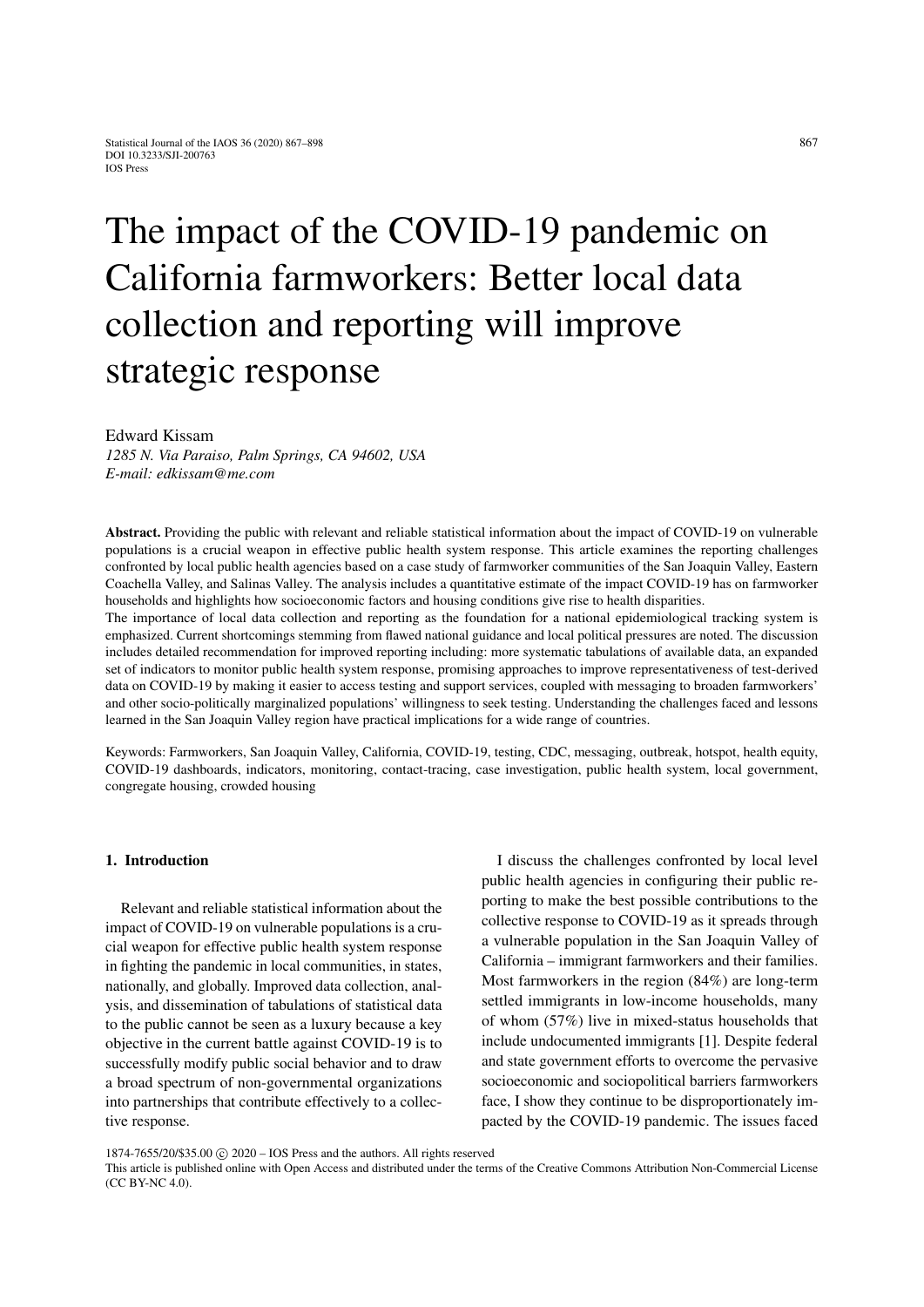# The impact of the COVID-19 pandemic on California farmworkers: Better local data collection and reporting will improve strategic response

Edward Kissam
*1285 N. Via Paraiso, Palm Springs, CA 94602, USA*
*E-mail: edkissam@me.com*

**Abstract.** Providing the public with relevant and reliable statistical information about the impact of COVID-19 on vulnerable populations is a crucial weapon in effective public health system response. This article examines the reporting challenges confronted by local public health agencies based on a case study of farmworker communities of the San Joaquin Valley, Eastern Coachella Valley, and Salinas Valley. The analysis includes a quantitative estimate of the impact COVID-19 has on farmworker households and highlights how socioeconomic factors and housing conditions give rise to health disparities.

The importance of local data collection and reporting as the foundation for a national epidemiological tracking system is emphasized. Current shortcomings stemming from flawed national guidance and local political pressures are noted. The discussion includes detailed recommendation for improved reporting including: more systematic tabulations of available data, an expanded set of indicators to monitor public health system response, promising approaches to improve representativeness of test-derived data on COVID-19 by making it easier to access testing and support services, coupled with messaging to broaden farmworkers' and other socio-politically marginalized populations' willingness to seek testing. Understanding the challenges faced and lessons learned in the San Joaquin Valley region have practical implications for a wide range of countries.

Keywords: Farmworkers, San Joaquin Valley, California, COVID-19, testing, CDC, messaging, outbreak, hotspot, health equity, COVID-19 dashboards, indicators, monitoring, contact-tracing, case investigation, public health system, local government, congregate housing, crowded housing

## 1. Introduction

Relevant and reliable statistical information about the impact of COVID-19 on vulnerable populations is a crucial weapon for effective public health system response in fighting the pandemic in local communities, in states, nationally, and globally. Improved data collection, analysis, and dissemination of tabulations of statistical data to the public cannot be seen as a luxury because a key objective in the current battle against COVID-19 is to successfully modify public social behavior and to draw a broad spectrum of non-governmental organizations into partnerships that contribute effectively to a collective response.

I discuss the challenges confronted by local level public health agencies in configuring their public reporting to make the best possible contributions to the collective response to COVID-19 as it spreads through a vulnerable population in the San Joaquin Valley of California – immigrant farmworkers and their families. Most farmworkers in the region (84%) are long-term settled immigrants in low-income households, many of whom (57%) live in mixed-status households that include undocumented immigrants [1]. Despite federal and state government efforts to overcome the pervasive socioeconomic and sociopolitical barriers farmworkers face, I show they continue to be disproportionately impacted by the COVID-19 pandemic. The issues faced

1874-7655/20/$35.00 © 2020 – IOS Press and the authors. All rights reserved
This article is published online with Open Access and distributed under the terms of the Creative Commons Attribution Non-Commercial License (CC BY-NC 4.0).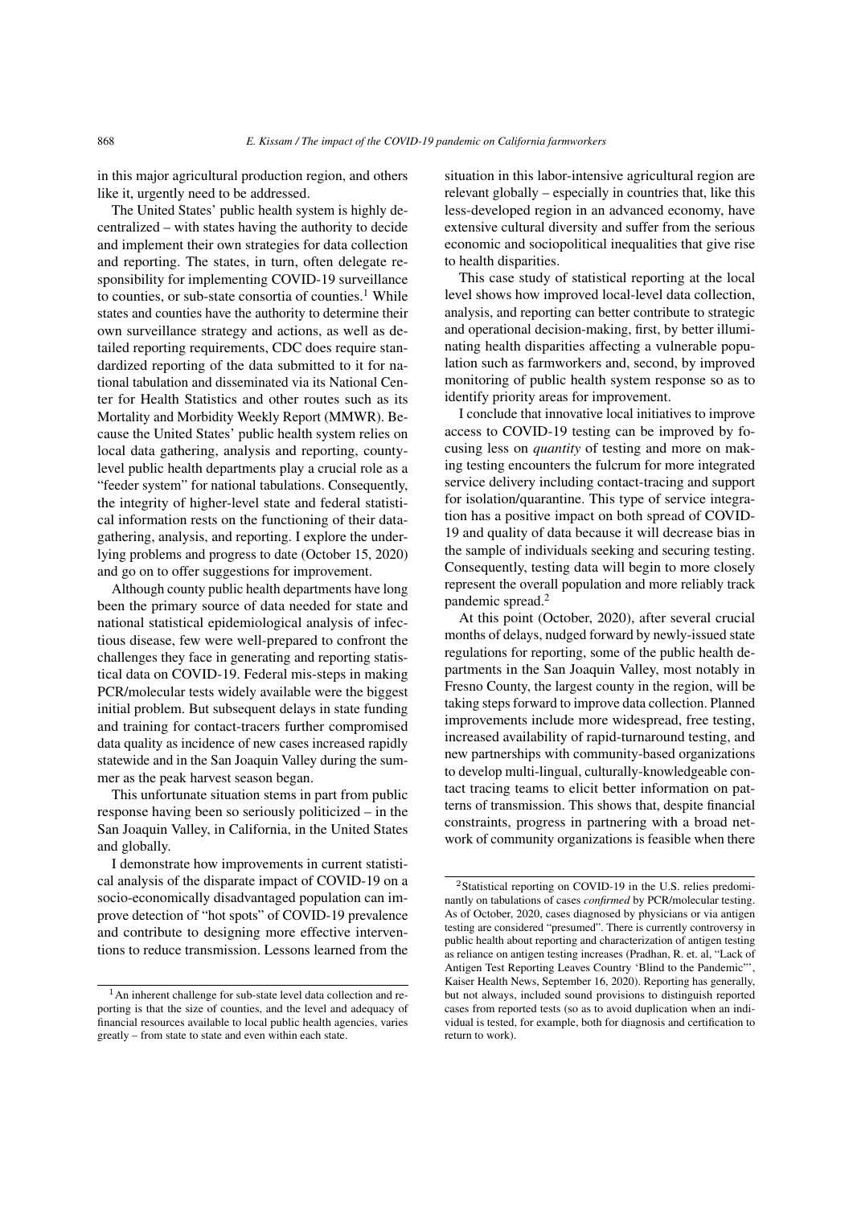in this major agricultural production region, and others like it, urgently need to be addressed.

The United States' public health system is highly decentralized – with states having the authority to decide and implement their own strategies for data collection and reporting. The states, in turn, often delegate responsibility for implementing COVID-19 surveillance to counties, or sub-state consortia of counties.[1] While states and counties have the authority to determine their own surveillance strategy and actions, as well as detailed reporting requirements, CDC does require standardized reporting of the data submitted to it for national tabulation and disseminated via its National Center for Health Statistics and other routes such as its Mortality and Morbidity Weekly Report (MMWR). Because the United States' public health system relies on local data gathering, analysis and reporting, county-level public health departments play a crucial role as a "feeder system" for national tabulations. Consequently, the integrity of higher-level state and federal statistical information rests on the functioning of their data-gathering, analysis, and reporting. I explore the underlying problems and progress to date (October 15, 2020) and go on to offer suggestions for improvement.

Although county public health departments have long been the primary source of data needed for state and national statistical epidemiological analysis of infectious disease, few were well-prepared to confront the challenges they face in generating and reporting statistical data on COVID-19. Federal mis-steps in making PCR/molecular tests widely available were the biggest initial problem. But subsequent delays in state funding and training for contact-tracers further compromised data quality as incidence of new cases increased rapidly statewide and in the San Joaquin Valley during the summer as the peak harvest season began.

This unfortunate situation stems in part from public response having been so seriously politicized – in the San Joaquin Valley, in California, in the United States and globally.

I demonstrate how improvements in current statistical analysis of the disparate impact of COVID-19 on a socio-economically disadvantaged population can improve detection of "hot spots" of COVID-19 prevalence and contribute to designing more effective interventions to reduce transmission. Lessons learned from the situation in this labor-intensive agricultural region are relevant globally – especially in countries that, like this less-developed region in an advanced economy, have extensive cultural diversity and suffer from the serious economic and sociopolitical inequalities that give rise to health disparities.

This case study of statistical reporting at the local level shows how improved local-level data collection, analysis, and reporting can better contribute to strategic and operational decision-making, first, by better illuminating health disparities affecting a vulnerable population such as farmworkers and, second, by improved monitoring of public health system response so as to identify priority areas for improvement.

I conclude that innovative local initiatives to improve access to COVID-19 testing can be improved by focusing less on *quantity* of testing and more on making testing encounters the fulcrum for more integrated service delivery including contact-tracing and support for isolation/quarantine. This type of service integration has a positive impact on both spread of COVID-19 and quality of data because it will decrease bias in the sample of individuals seeking and securing testing. Consequently, testing data will begin to more closely represent the overall population and more reliably track pandemic spread.[2]

At this point (October, 2020), after several crucial months of delays, nudged forward by newly-issued state regulations for reporting, some of the public health departments in the San Joaquin Valley, most notably in Fresno County, the largest county in the region, will be taking steps forward to improve data collection. Planned improvements include more widespread, free testing, increased availability of rapid-turnaround testing, and new partnerships with community-based organizations to develop multi-lingual, culturally-knowledgeable contact tracing teams to elicit better information on patterns of transmission. This shows that, despite financial constraints, progress in partnering with a broad network of community organizations is feasible when there

---

[1] An inherent challenge for sub-state level data collection and reporting is that the size of counties, and the level and adequacy of financial resources available to local public health agencies, varies greatly – from state to state and even within each state.

[2] Statistical reporting on COVID-19 in the U.S. relies predominantly on tabulations of cases *confirmed* by PCR/molecular testing. As of October, 2020, cases diagnosed by physicians or via antigen testing are considered "presumed". There is currently controversy in public health about reporting and characterization of antigen testing as reliance on antigen testing increases (Pradhan, R. et. al, "Lack of Antigen Test Reporting Leaves Country 'Blind to the Pandemic"', Kaiser Health News, September 16, 2020). Reporting has generally, but not always, included sound provisions to distinguish reported cases from reported tests (so as to avoid duplication when an individual is tested, for example, both for diagnosis and certification to return to work).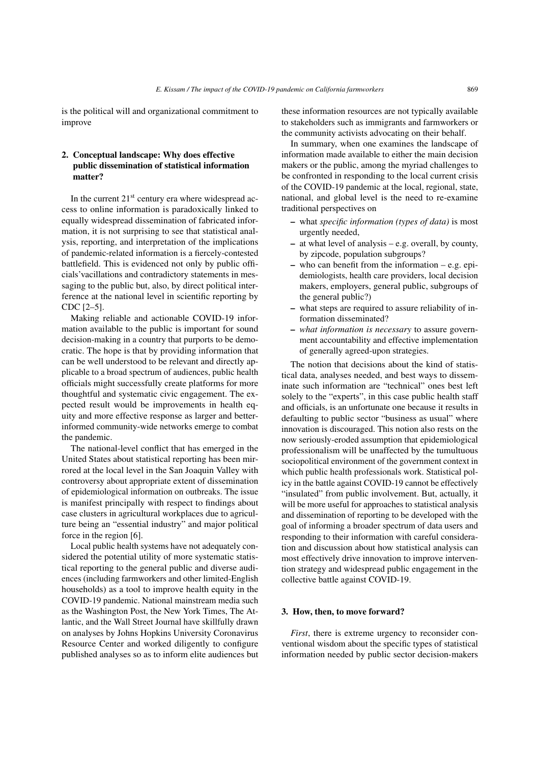is the political will and organizational commitment to improve

## 2. Conceptual landscape: Why does effective public dissemination of statistical information matter?

In the current 21st century era where widespread access to online information is paradoxically linked to equally widespread dissemination of fabricated information, it is not surprising to see that statistical analysis, reporting, and interpretation of the implications of pandemic-related information is a fiercely-contested battlefield. This is evidenced not only by public officials'vacillations and contradictory statements in messaging to the public but, also, by direct political interference at the national level in scientific reporting by CDC [2–5].

Making reliable and actionable COVID-19 information available to the public is important for sound decision-making in a country that purports to be democratic. The hope is that by providing information that can be well understood to be relevant and directly applicable to a broad spectrum of audiences, public health officials might successfully create platforms for more thoughtful and systematic civic engagement. The expected result would be improvements in health equity and more effective response as larger and better-informed community-wide networks emerge to combat the pandemic.

The national-level conflict that has emerged in the United States about statistical reporting has been mirrored at the local level in the San Joaquin Valley with controversy about appropriate extent of dissemination of epidemiological information on outbreaks. The issue is manifest principally with respect to findings about case clusters in agricultural workplaces due to agriculture being an "essential industry" and major political force in the region [6].

Local public health systems have not adequately considered the potential utility of more systematic statistical reporting to the general public and diverse audiences (including farmworkers and other limited-English households) as a tool to improve health equity in the COVID-19 pandemic. National mainstream media such as the Washington Post, the New York Times, The Atlantic, and the Wall Street Journal have skillfully drawn on analyses by Johns Hopkins University Coronavirus Resource Center and worked diligently to configure published analyses so as to inform elite audiences but these information resources are not typically available to stakeholders such as immigrants and farmworkers or the community activists advocating on their behalf.

In summary, when one examines the landscape of information made available to either the main decision makers or the public, among the myriad challenges to be confronted in responding to the local current crisis of the COVID-19 pandemic at the local, regional, state, national, and global level is the need to re-examine traditional perspectives on

- what *specific information (types of data)* is most urgently needed,
- at what level of analysis – e.g. overall, by county, by zipcode, population subgroups?
- who can benefit from the information – e.g. epidemiologists, health care providers, local decision makers, employers, general public, subgroups of the general public?)
- what steps are required to assure reliability of information disseminated?
- *what information is necessary* to assure government accountability and effective implementation of generally agreed-upon strategies.

The notion that decisions about the kind of statistical data, analyses needed, and best ways to disseminate such information are "technical" ones best left solely to the "experts", in this case public health staff and officials, is an unfortunate one because it results in defaulting to public sector "business as usual" where innovation is discouraged. This notion also rests on the now seriously-eroded assumption that epidemiological professionalism will be unaffected by the tumultuous sociopolitical environment of the government context in which public health professionals work. Statistical policy in the battle against COVID-19 cannot be effectively "insulated" from public involvement. But, actually, it will be more useful for approaches to statistical analysis and dissemination of reporting to be developed with the goal of informing a broader spectrum of data users and responding to their information with careful consideration and discussion about how statistical analysis can most effectively drive innovation to improve intervention strategy and widespread public engagement in the collective battle against COVID-19.

## 3. How, then, to move forward?

*First*, there is extreme urgency to reconsider conventional wisdom about the specific types of statistical information needed by public sector decision-makers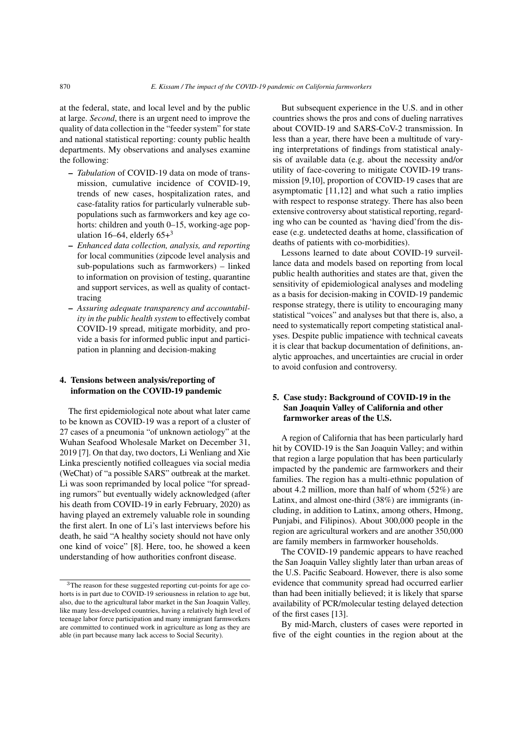at the federal, state, and local level and by the public at large. *Second*, there is an urgent need to improve the quality of data collection in the "feeder system" for state and national statistical reporting: county public health departments. My observations and analyses examine the following:

- *Tabulation* of COVID-19 data on mode of transmission, cumulative incidence of COVID-19, trends of new cases, hospitalization rates, and case-fatality ratios for particularly vulnerable subpopulations such as farmworkers and key age cohorts: children and youth 0–15, working-age population 16–64, elderly 65+[3]
- *Enhanced data collection, analysis, and reporting* for local communities (zipcode level analysis and sub-populations such as farmworkers) – linked to information on provision of testing, quarantine and support services, as well as quality of contact-tracing
- *Assuring adequate transparency and accountability in the public health system* to effectively combat COVID-19 spread, mitigate morbidity, and provide a basis for informed public input and participation in planning and decision-making

## 4. Tensions between analysis/reporting of information on the COVID-19 pandemic

The first epidemiological note about what later came to be known as COVID-19 was a report of a cluster of 27 cases of a pneumonia "of unknown aetiology" at the Wuhan Seafood Wholesale Market on December 31, 2019 [7]. On that day, two doctors, Li Wenliang and Xie Linka presciently notified colleagues via social media (WeChat) of "a possible SARS" outbreak at the market. Li was soon reprimanded by local police "for spreading rumors" but eventually widely acknowledged (after his death from COVID-19 in early February, 2020) as having played an extremely valuable role in sounding the first alert. In one of Li's last interviews before his death, he said "A healthy society should not have only one kind of voice" [8]. Here, too, he showed a keen understanding of how authorities confront disease.

But subsequent experience in the U.S. and in other countries shows the pros and cons of dueling narratives about COVID-19 and SARS-CoV-2 transmission. In less than a year, there have been a multitude of varying interpretations of findings from statistical analysis of available data (e.g. about the necessity and/or utility of face-covering to mitigate COVID-19 transmission [9,10], proportion of COVID-19 cases that are asymptomatic [11,12] and what such a ratio implies with respect to response strategy. There has also been extensive controversy about statistical reporting, regarding who can be counted as 'having died' from the disease (e.g. undetected deaths at home, classification of deaths of patients with co-morbidities).

Lessons learned to date about COVID-19 surveillance data and models based on reporting from local public health authorities and states are that, given the sensitivity of epidemiological analyses and modeling as a basis for decision-making in COVID-19 pandemic response strategy, there is utility to encouraging many statistical "voices" and analyses but that there is, also, a need to systematically report competing statistical analyses. Despite public impatience with technical caveats it is clear that backup documentation of definitions, analytic approaches, and uncertainties are crucial in order to avoid confusion and controversy.

## 5. Case study: Background of COVID-19 in the San Joaquin Valley of California and other farmworker areas of the U.S.

A region of California that has been particularly hard hit by COVID-19 is the San Joaquin Valley; and within that region a large population that has been particularly impacted by the pandemic are farmworkers and their families. The region has a multi-ethnic population of about 4.2 million, more than half of whom (52%) are Latinx, and almost one-third (38%) are immigrants (including, in addition to Latinx, among others, Hmong, Punjabi, and Filipinos). About 300,000 people in the region are agricultural workers and are another 350,000 are family members in farmworker households.

The COVID-19 pandemic appears to have reached the San Joaquin Valley slightly later than urban areas of the U.S. Pacific Seaboard. However, there is also some evidence that community spread had occurred earlier than had been initially believed; it is likely that sparse availability of PCR/molecular testing delayed detection of the first cases [13].

By mid-March, clusters of cases were reported in five of the eight counties in the region about at the

[3] The reason for these suggested reporting cut-points for age cohorts is in part due to COVID-19 seriousness in relation to age but, also, due to the agricultural labor market in the San Joaquin Valley, like many less-developed countries, having a relatively high level of teenage labor force participation and many immigrant farmworkers are committed to continued work in agriculture as long as they are able (in part because many lack access to Social Security).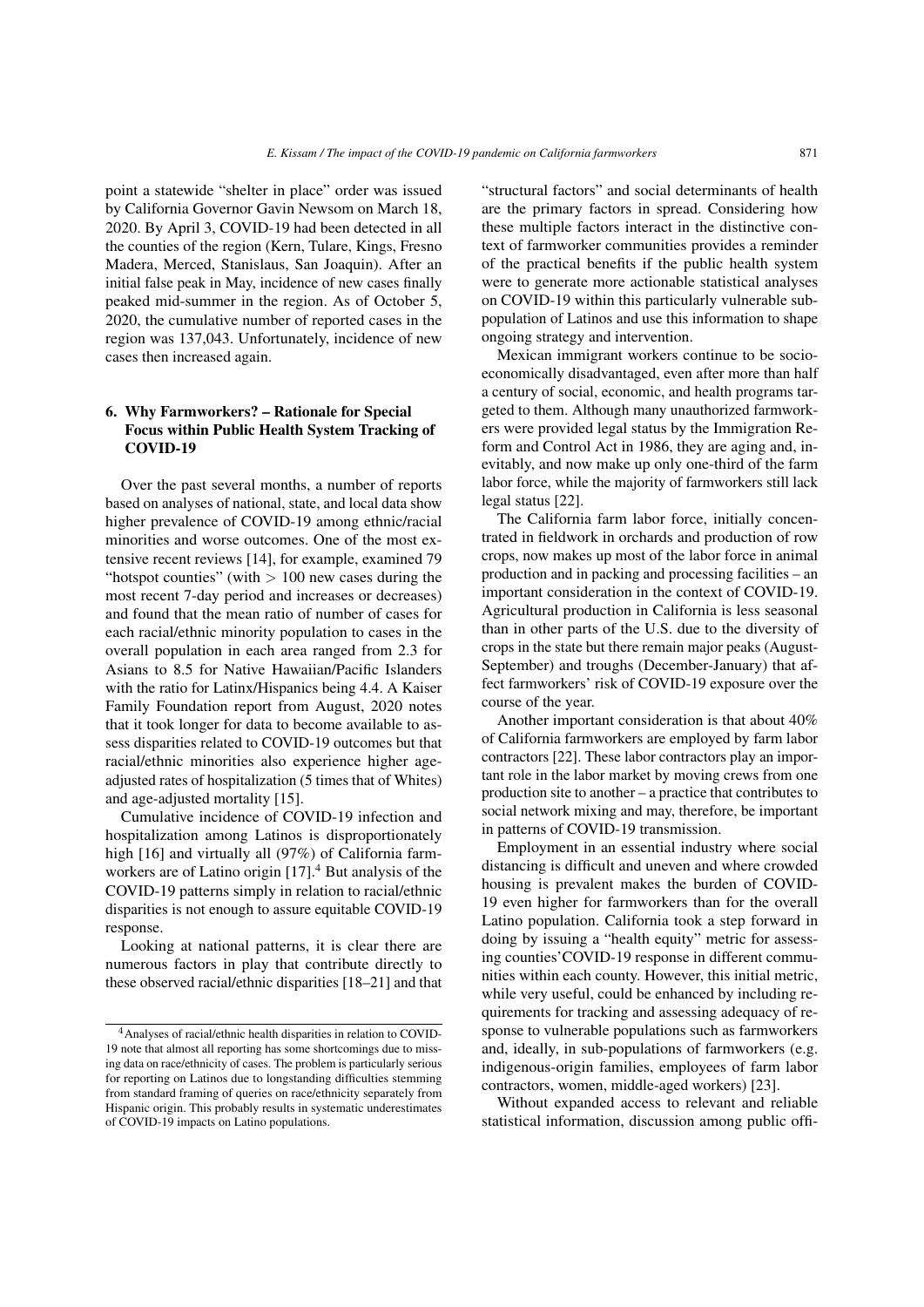point a statewide "shelter in place" order was issued by California Governor Gavin Newsom on March 18, 2020. By April 3, COVID-19 had been detected in all the counties of the region (Kern, Tulare, Kings, Fresno Madera, Merced, Stanislaus, San Joaquin). After an initial false peak in May, incidence of new cases finally peaked mid-summer in the region. As of October 5, 2020, the cumulative number of reported cases in the region was 137,043. Unfortunately, incidence of new cases then increased again.

## 6. Why Farmworkers? – Rationale for Special Focus within Public Health System Tracking of COVID-19

Over the past several months, a number of reports based on analyses of national, state, and local data show higher prevalence of COVID-19 among ethnic/racial minorities and worse outcomes. One of the most extensive recent reviews [14], for example, examined 79 "hotspot counties" (with $> 100$ new cases during the most recent 7-day period and increases or decreases) and found that the mean ratio of number of cases for each racial/ethnic minority population to cases in the overall population in each area ranged from 2.3 for Asians to 8.5 for Native Hawaiian/Pacific Islanders with the ratio for Latinx/Hispanics being 4.4. A Kaiser Family Foundation report from August, 2020 notes that it took longer for data to become available to assess disparities related to COVID-19 outcomes but that racial/ethnic minorities also experience higher age-adjusted rates of hospitalization (5 times that of Whites) and age-adjusted mortality [15].

Cumulative incidence of COVID-19 infection and hospitalization among Latinos is disproportionately high [16] and virtually all (97%) of California farmworkers are of Latino origin [17].[4] But analysis of the COVID-19 patterns simply in relation to racial/ethnic disparities is not enough to assure equitable COVID-19 response.

Looking at national patterns, it is clear there are numerous factors in play that contribute directly to these observed racial/ethnic disparities [18–21] and that "structural factors" and social determinants of health are the primary factors in spread. Considering how these multiple factors interact in the distinctive context of farmworker communities provides a reminder of the practical benefits if the public health system were to generate more actionable statistical analyses on COVID-19 within this particularly vulnerable subpopulation of Latinos and use this information to shape ongoing strategy and intervention.

Mexican immigrant workers continue to be socioeconomically disadvantaged, even after more than half a century of social, economic, and health programs targeted to them. Although many unauthorized farmworkers were provided legal status by the Immigration Reform and Control Act in 1986, they are aging and, inevitably, and now make up only one-third of the farm labor force, while the majority of farmworkers still lack legal status [22].

The California farm labor force, initially concentrated in fieldwork in orchards and production of row crops, now makes up most of the labor force in animal production and in packing and processing facilities – an important consideration in the context of COVID-19. Agricultural production in California is less seasonal than in other parts of the U.S. due to the diversity of crops in the state but there remain major peaks (August-September) and troughs (December-January) that affect farmworkers' risk of COVID-19 exposure over the course of the year.

Another important consideration is that about 40% of California farmworkers are employed by farm labor contractors [22]. These labor contractors play an important role in the labor market by moving crews from one production site to another – a practice that contributes to social network mixing and may, therefore, be important in patterns of COVID-19 transmission.

Employment in an essential industry where social distancing is difficult and uneven and where crowded housing is prevalent makes the burden of COVID-19 even higher for farmworkers than for the overall Latino population. California took a step forward in doing by issuing a "health equity" metric for assessing counties'COVID-19 response in different communities within each county. However, this initial metric, while very useful, could be enhanced by including requirements for tracking and assessing adequacy of response to vulnerable populations such as farmworkers and, ideally, in sub-populations of farmworkers (e.g. indigenous-origin families, employees of farm labor contractors, women, middle-aged workers) [23].

Without expanded access to relevant and reliable statistical information, discussion among public offi-

---

[4] Analyses of racial/ethnic health disparities in relation to COVID-19 note that almost all reporting has some shortcomings due to missing data on race/ethnicity of cases. The problem is particularly serious for reporting on Latinos due to longstanding difficulties stemming from standard framing of queries on race/ethnicity separately from Hispanic origin. This probably results in systematic underestimates of COVID-19 impacts on Latino populations.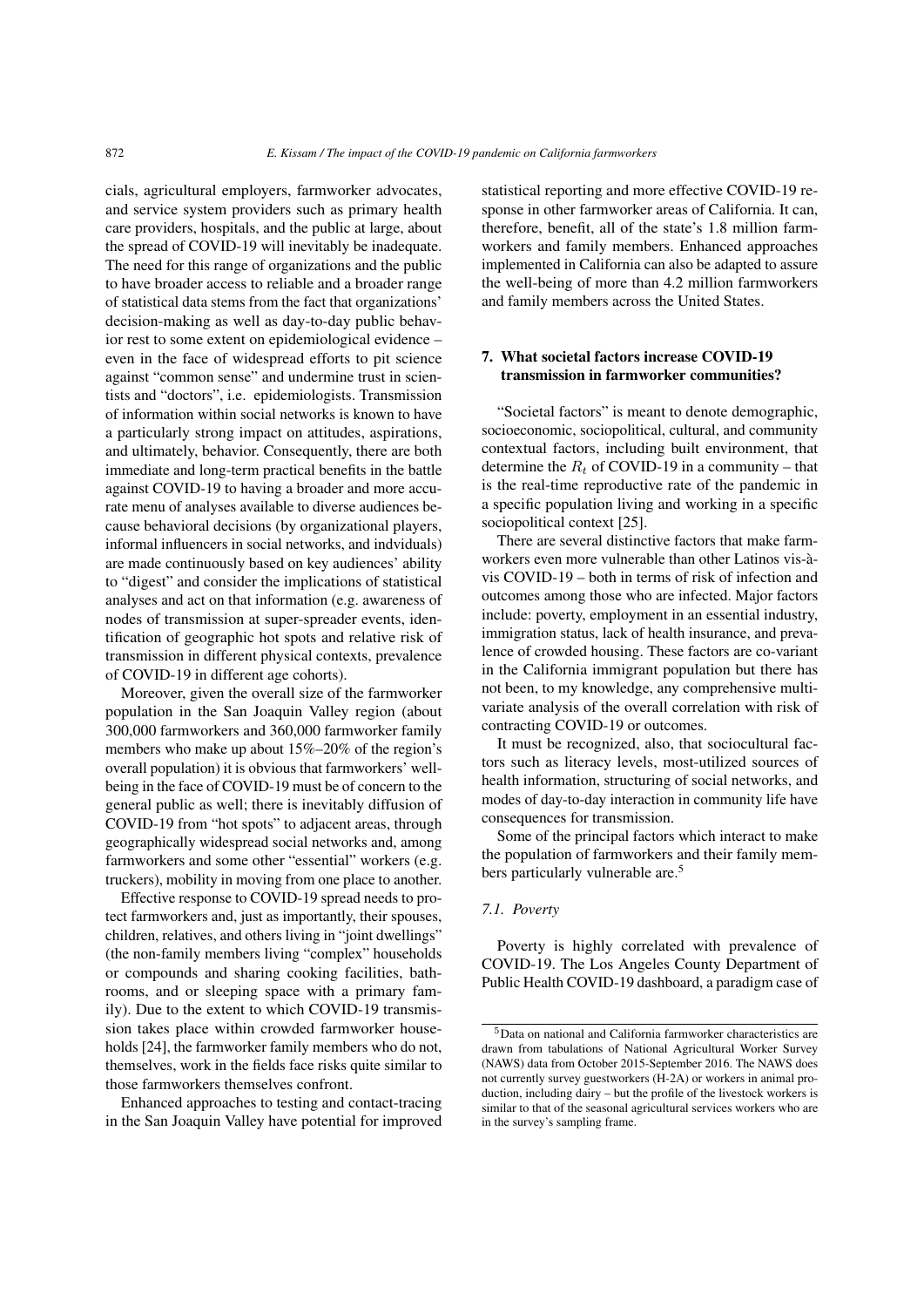cials, agricultural employers, farmworker advocates, and service system providers such as primary health care providers, hospitals, and the public at large, about the spread of COVID-19 will inevitably be inadequate. The need for this range of organizations and the public to have broader access to reliable and a broader range of statistical data stems from the fact that organizations' decision-making as well as day-to-day public behavior rest to some extent on epidemiological evidence – even in the face of widespread efforts to pit science against "common sense" and undermine trust in scientists and "doctors", i.e. epidemiologists. Transmission of information within social networks is known to have a particularly strong impact on attitudes, aspirations, and ultimately, behavior. Consequently, there are both immediate and long-term practical benefits in the battle against COVID-19 to having a broader and more accurate menu of analyses available to diverse audiences because behavioral decisions (by organizational players, informal influencers in social networks, and indviduals) are made continuously based on key audiences' ability to "digest" and consider the implications of statistical analyses and act on that information (e.g. awareness of nodes of transmission at super-spreader events, identification of geographic hot spots and relative risk of transmission in different physical contexts, prevalence of COVID-19 in different age cohorts).

Moreover, given the overall size of the farmworker population in the San Joaquin Valley region (about 300,000 farmworkers and 360,000 farmworker family members who make up about 15%–20% of the region's overall population) it is obvious that farmworkers' well-being in the face of COVID-19 must be of concern to the general public as well; there is inevitably diffusion of COVID-19 from "hot spots" to adjacent areas, through geographically widespread social networks and, among farmworkers and some other "essential" workers (e.g. truckers), mobility in moving from one place to another.

Effective response to COVID-19 spread needs to protect farmworkers and, just as importantly, their spouses, children, relatives, and others living in "joint dwellings" (the non-family members living "complex" households or compounds and sharing cooking facilities, bathrooms, and or sleeping space with a primary family). Due to the extent to which COVID-19 transmission takes place within crowded farmworker households [24], the farmworker family members who do not, themselves, work in the fields face risks quite similar to those farmworkers themselves confront.

Enhanced approaches to testing and contact-tracing in the San Joaquin Valley have potential for improved statistical reporting and more effective COVID-19 response in other farmworker areas of California. It can, therefore, benefit, all of the state's 1.8 million farmworkers and family members. Enhanced approaches implemented in California can also be adapted to assure the well-being of more than 4.2 million farmworkers and family members across the United States.

## 7. What societal factors increase COVID-19 transmission in farmworker communities?

"Societal factors" is meant to denote demographic, socioeconomic, sociopolitical, cultural, and community contextual factors, including built environment, that determine the $R_t$ of COVID-19 in a community – that is the real-time reproductive rate of the pandemic in a specific population living and working in a specific sociopolitical context [25].

There are several distinctive factors that make farmworkers even more vulnerable than other Latinos vis-à-vis COVID-19 – both in terms of risk of infection and outcomes among those who are infected. Major factors include: poverty, employment in an essential industry, immigration status, lack of health insurance, and prevalence of crowded housing. These factors are co-variant in the California immigrant population but there has not been, to my knowledge, any comprehensive multivariate analysis of the overall correlation with risk of contracting COVID-19 or outcomes.

It must be recognized, also, that sociocultural factors such as literacy levels, most-utilized sources of health information, structuring of social networks, and modes of day-to-day interaction in community life have consequences for transmission.

Some of the principal factors which interact to make the population of farmworkers and their family members particularly vulnerable are.[5]

### 7.1. Poverty

Poverty is highly correlated with prevalence of COVID-19. The Los Angeles County Department of Public Health COVID-19 dashboard, a paradigm case of

[5] Data on national and California farmworker characteristics are drawn from tabulations of National Agricultural Worker Survey (NAWS) data from October 2015-September 2016. The NAWS does not currently survey guestworkers (H-2A) or workers in animal production, including dairy – but the profile of the livestock workers is similar to that of the seasonal agricultural services workers who are in the survey's sampling frame.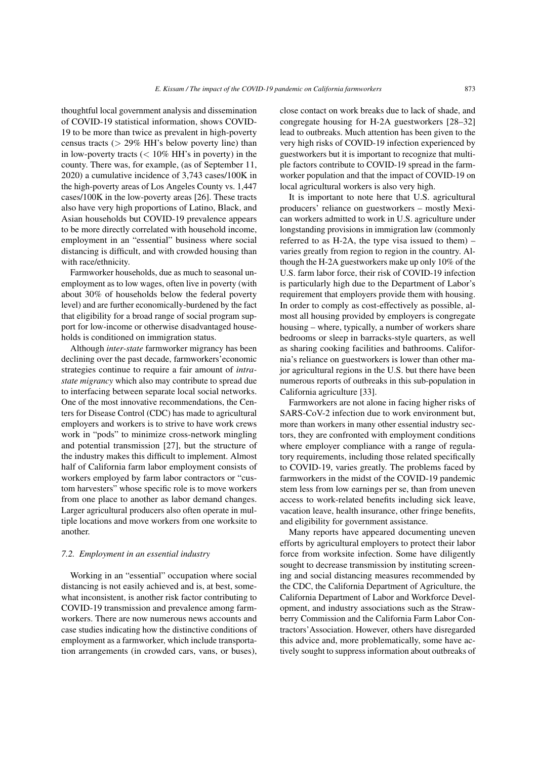thoughtful local government analysis and dissemination of COVID-19 statistical information, shows COVID-19 to be more than twice as prevalent in high-poverty census tracts (> 29% HH's below poverty line) than in low-poverty tracts (< 10% HH's in poverty) in the county. There was, for example, (as of September 11, 2020) a cumulative incidence of 3,743 cases/100K in the high-poverty areas of Los Angeles County vs. 1,447 cases/100K in the low-poverty areas [26]. These tracts also have very high proportions of Latino, Black, and Asian households but COVID-19 prevalence appears to be more directly correlated with household income, employment in an "essential" business where social distancing is difficult, and with crowded housing than with race/ethnicity.

Farmworker households, due as much to seasonal unemployment as to low wages, often live in poverty (with about 30% of households below the federal poverty level) and are further economically-burdened by the fact that eligibility for a broad range of social program support for low-income or otherwise disadvantaged households is conditioned on immigration status.

Although *inter-state* farmworker migrancy has been declining over the past decade, farmworkers' economic strategies continue to require a fair amount of *intra-state migrancy* which also may contribute to spread due to interfacing between separate local social networks. One of the most innovative recommendations, the Centers for Disease Control (CDC) has made to agricultural employers and workers is to strive to have work crews work in "pods" to minimize cross-network mingling and potential transmission [27], but the structure of the industry makes this difficult to implement. Almost half of California farm labor employment consists of workers employed by farm labor contractors or "custom harvesters" whose specific role is to move workers from one place to another as labor demand changes. Larger agricultural producers also often operate in multiple locations and move workers from one worksite to another.

### 7.2. Employment in an essential industry

Working in an "essential" occupation where social distancing is not easily achieved and is, at best, somewhat inconsistent, is another risk factor contributing to COVID-19 transmission and prevalence among farmworkers. There are now numerous news accounts and case studies indicating how the distinctive conditions of employment as a farmworker, which include transportation arrangements (in crowded cars, vans, or buses), close contact on work breaks due to lack of shade, and congregate housing for H-2A guestworkers [28–32] lead to outbreaks. Much attention has been given to the very high risks of COVID-19 infection experienced by guestworkers but it is important to recognize that multiple factors contribute to COVID-19 spread in the farmworker population and that the impact of COVID-19 on local agricultural workers is also very high.

It is important to note here that U.S. agricultural producers' reliance on guestworkers – mostly Mexican workers admitted to work in U.S. agriculture under longstanding provisions in immigration law (commonly referred to as H-2A, the type visa issued to them) – varies greatly from region to region in the country. Although the H-2A guestworkers make up only 10% of the U.S. farm labor force, their risk of COVID-19 infection is particularly high due to the Department of Labor's requirement that employers provide them with housing. In order to comply as cost-effectively as possible, almost all housing provided by employers is congregate housing – where, typically, a number of workers share bedrooms or sleep in barracks-style quarters, as well as sharing cooking facilities and bathrooms. California's reliance on guestworkers is lower than other major agricultural regions in the U.S. but there have been numerous reports of outbreaks in this sub-population in California agriculture [33].

Farmworkers are not alone in facing higher risks of SARS-CoV-2 infection due to work environment but, more than workers in many other essential industry sectors, they are confronted with employment conditions where employer compliance with a range of regulatory requirements, including those related specifically to COVID-19, varies greatly. The problems faced by farmworkers in the midst of the COVID-19 pandemic stem less from low earnings per se, than from uneven access to work-related benefits including sick leave, vacation leave, health insurance, other fringe benefits, and eligibility for government assistance.

Many reports have appeared documenting uneven efforts by agricultural employers to protect their labor force from worksite infection. Some have diligently sought to decrease transmission by instituting screening and social distancing measures recommended by the CDC, the California Department of Agriculture, the California Department of Labor and Workforce Development, and industry associations such as the Strawberry Commission and the California Farm Labor Contractors' Association. However, others have disregarded this advice and, more problematically, some have actively sought to suppress information about outbreaks of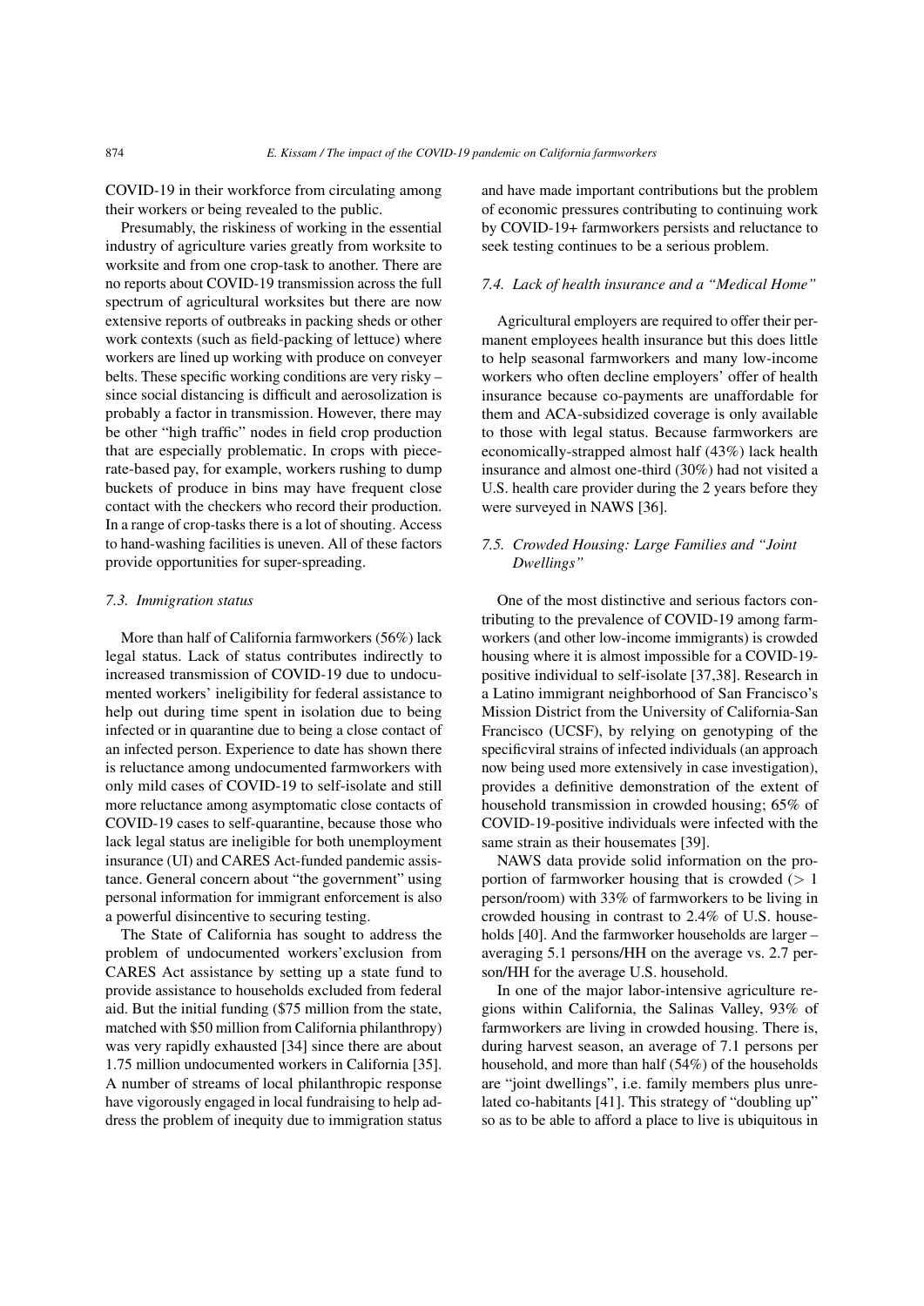COVID-19 in their workforce from circulating among their workers or being revealed to the public.

Presumably, the riskiness of working in the essential industry of agriculture varies greatly from worksite to worksite and from one crop-task to another. There are no reports about COVID-19 transmission across the full spectrum of agricultural worksites but there are now extensive reports of outbreaks in packing sheds or other work contexts (such as field-packing of lettuce) where workers are lined up working with produce on conveyer belts. These specific working conditions are very risky – since social distancing is difficult and aerosolization is probably a factor in transmission. However, there may be other "high traffic" nodes in field crop production that are especially problematic. In crops with piece-rate-based pay, for example, workers rushing to dump buckets of produce in bins may have frequent close contact with the checkers who record their production. In a range of crop-tasks there is a lot of shouting. Access to hand-washing facilities is uneven. All of these factors provide opportunities for super-spreading.

### 7.3. Immigration status

More than half of California farmworkers (56%) lack legal status. Lack of status contributes indirectly to increased transmission of COVID-19 due to undocumented workers' ineligibility for federal assistance to help out during time spent in isolation due to being infected or in quarantine due to being a close contact of an infected person. Experience to date has shown there is reluctance among undocumented farmworkers with only mild cases of COVID-19 to self-isolate and still more reluctance among asymptomatic close contacts of COVID-19 cases to self-quarantine, because those who lack legal status are ineligible for both unemployment insurance (UI) and CARES Act-funded pandemic assistance. General concern about "the government" using personal information for immigrant enforcement is also a powerful disincentive to securing testing.

The State of California has sought to address the problem of undocumented workers'exclusion from CARES Act assistance by setting up a state fund to provide assistance to households excluded from federal aid. But the initial funding ($75 million from the state, matched with $50 million from California philanthropy) was very rapidly exhausted [34] since there are about 1.75 million undocumented workers in California [35]. A number of streams of local philanthropic response have vigorously engaged in local fundraising to help address the problem of inequity due to immigration status and have made important contributions but the problem of economic pressures contributing to continuing work by COVID-19+ farmworkers persists and reluctance to seek testing continues to be a serious problem.

### 7.4. Lack of health insurance and a "Medical Home"

Agricultural employers are required to offer their permanent employees health insurance but this does little to help seasonal farmworkers and many low-income workers who often decline employers' offer of health insurance because co-payments are unaffordable for them and ACA-subsidized coverage is only available to those with legal status. Because farmworkers are economically-strapped almost half (43%) lack health insurance and almost one-third (30%) had not visited a U.S. health care provider during the 2 years before they were surveyed in NAWS [36].

### 7.5. Crowded Housing: Large Families and "Joint Dwellings"

One of the most distinctive and serious factors contributing to the prevalence of COVID-19 among farmworkers (and other low-income immigrants) is crowded housing where it is almost impossible for a COVID-19-positive individual to self-isolate [37,38]. Research in a Latino immigrant neighborhood of San Francisco's Mission District from the University of California-San Francisco (UCSF), by relying on genotyping of the specificviral strains of infected individuals (an approach now being used more extensively in case investigation), provides a definitive demonstration of the extent of household transmission in crowded housing; 65% of COVID-19-positive individuals were infected with the same strain as their housemates [39].

NAWS data provide solid information on the proportion of farmworker housing that is crowded (> 1 person/room) with 33% of farmworkers to be living in crowded housing in contrast to 2.4% of U.S. households [40]. And the farmworker households are larger – averaging 5.1 persons/HH on the average vs. 2.7 person/HH for the average U.S. household.

In one of the major labor-intensive agriculture regions within California, the Salinas Valley, 93% of farmworkers are living in crowded housing. There is, during harvest season, an average of 7.1 persons per household, and more than half (54%) of the households are "joint dwellings", i.e. family members plus unrelated co-habitants [41]. This strategy of "doubling up" so as to be able to afford a place to live is ubiquitous in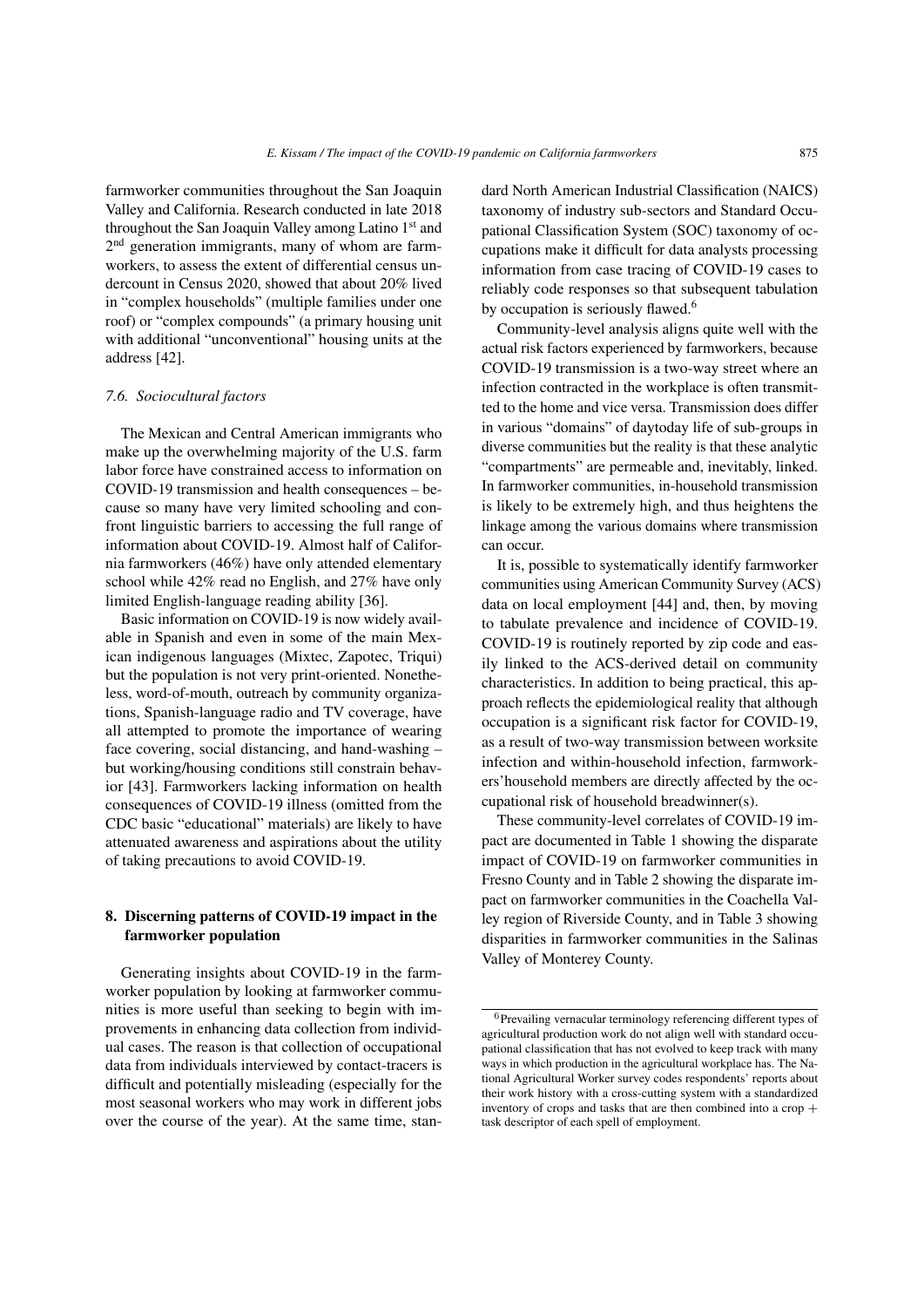farmworker communities throughout the San Joaquin Valley and California. Research conducted in late 2018 throughout the San Joaquin Valley among Latino 1st and 2nd generation immigrants, many of whom are farmworkers, to assess the extent of differential census undercount in Census 2020, showed that about 20% lived in "complex households" (multiple families under one roof) or "complex compounds" (a primary housing unit with additional "unconventional" housing units at the address [42].

### 7.6. Sociocultural factors

The Mexican and Central American immigrants who make up the overwhelming majority of the U.S. farm labor force have constrained access to information on COVID-19 transmission and health consequences – because so many have very limited schooling and confront linguistic barriers to accessing the full range of information about COVID-19. Almost half of California farmworkers (46%) have only attended elementary school while 42% read no English, and 27% have only limited English-language reading ability [36].

Basic information on COVID-19 is now widely available in Spanish and even in some of the main Mexican indigenous languages (Mixtec, Zapotec, Triqui) but the population is not very print-oriented. Nonetheless, word-of-mouth, outreach by community organizations, Spanish-language radio and TV coverage, have all attempted to promote the importance of wearing face covering, social distancing, and hand-washing – but working/housing conditions still constrain behavior [43]. Farmworkers lacking information on health consequences of COVID-19 illness (omitted from the CDC basic "educational" materials) are likely to have attenuated awareness and aspirations about the utility of taking precautions to avoid COVID-19.

## 8. Discerning patterns of COVID-19 impact in the farmworker population

Generating insights about COVID-19 in the farmworker population by looking at farmworker communities is more useful than seeking to begin with improvements in enhancing data collection from individual cases. The reason is that collection of occupational data from individuals interviewed by contact-tracers is difficult and potentially misleading (especially for the most seasonal workers who may work in different jobs over the course of the year). At the same time, standard North American Industrial Classification (NAICS) taxonomy of industry sub-sectors and Standard Occupational Classification System (SOC) taxonomy of occupations make it difficult for data analysts processing information from case tracing of COVID-19 cases to reliably code responses so that subsequent tabulation by occupation is seriously flawed.[6]

Community-level analysis aligns quite well with the actual risk factors experienced by farmworkers, because COVID-19 transmission is a two-way street where an infection contracted in the workplace is often transmitted to the home and vice versa. Transmission does differ in various "domains" of daytoday life of sub-groups in diverse communities but the reality is that these analytic "compartments" are permeable and, inevitably, linked. In farmworker communities, in-household transmission is likely to be extremely high, and thus heightens the linkage among the various domains where transmission can occur.

It is, possible to systematically identify farmworker communities using American Community Survey (ACS) data on local employment [44] and, then, by moving to tabulate prevalence and incidence of COVID-19. COVID-19 is routinely reported by zip code and easily linked to the ACS-derived detail on community characteristics. In addition to being practical, this approach reflects the epidemiological reality that although occupation is a significant risk factor for COVID-19, as a result of two-way transmission between worksite infection and within-household infection, farmworkers' household members are directly affected by the occupational risk of household breadwinner(s).

These community-level correlates of COVID-19 impact are documented in Table 1 showing the disparate impact of COVID-19 on farmworker communities in Fresno County and in Table 2 showing the disparate impact on farmworker communities in the Coachella Valley region of Riverside County, and in Table 3 showing disparities in farmworker communities in the Salinas Valley of Monterey County.

[6] Prevailing vernacular terminology referencing different types of agricultural production work do not align well with standard occupational classification that has not evolved to keep track with many ways in which production in the agricultural workplace has. The National Agricultural Worker survey codes respondents' reports about their work history with a cross-cutting system with a standardized inventory of crops and tasks that are then combined into a crop + task descriptor of each spell of employment.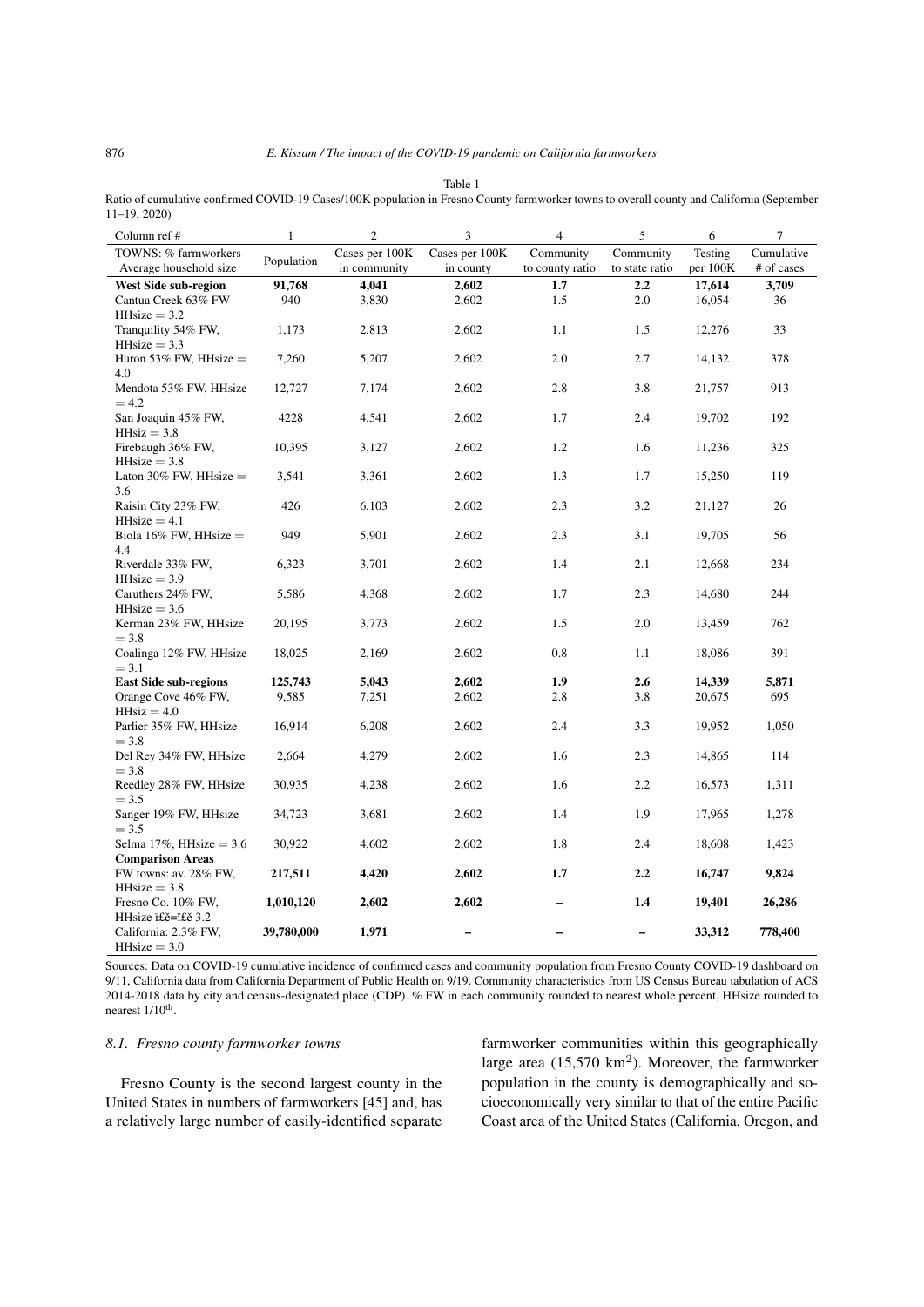Table 1

Ratio of cumulative confirmed COVID-19 Cases/100K population in Fresno County farmworker towns to overall county and California (September 11–19, 2020)

| Column ref # | 1 | 2 | 3 | 4 | 5 | 6 | 7 |
|---|---|---|---|---|---|---|---|
| TOWNS: % farmworkers Average household size | Population | Cases per 100K in community | Cases per 100K in county | Community to county ratio | Community to state ratio | Testing per 100K | Cumulative # of cases |
| **West Side sub-region** | **91,768** | **4,041** | **2,602** | **1.7** | **2.2** | **17,614** | **3,709** |
| Cantua Creek 63% FW HHsize = 3.2 | 940 | 3,830 | 2,602 | 1.5 | 2.0 | 16,054 | 36 |
| Tranquility 54% FW, HHsize = 3.3 | 1,173 | 2,813 | 2,602 | 1.1 | 1.5 | 12,276 | 33 |
| Huron 53% FW, HHsize = 4.0 | 7,260 | 5,207 | 2,602 | 2.0 | 2.7 | 14,132 | 378 |
| Mendota 53% FW, HHsize = 4.2 | 12,727 | 7,174 | 2,602 | 2.8 | 3.8 | 21,757 | 913 |
| San Joaquin 45% FW, HHsiz = 3.8 | 4228 | 4,541 | 2,602 | 1.7 | 2.4 | 19,702 | 192 |
| Firebaugh 36% FW, HHsize = 3.8 | 10,395 | 3,127 | 2,602 | 1.2 | 1.6 | 11,236 | 325 |
| Laton 30% FW, HHsize = 3.6 | 3,541 | 3,361 | 2,602 | 1.3 | 1.7 | 15,250 | 119 |
| Raisin City 23% FW, HHsize = 4.1 | 426 | 6,103 | 2,602 | 2.3 | 3.2 | 21,127 | 26 |
| Biola 16% FW, HHsize = 4.4 | 949 | 5,901 | 2,602 | 2.3 | 3.1 | 19,705 | 56 |
| Riverdale 33% FW, HHsize = 3.9 | 6,323 | 3,701 | 2,602 | 1.4 | 2.1 | 12,668 | 234 |
| Caruthers 24% FW, HHsize = 3.6 | 5,586 | 4,368 | 2,602 | 1.7 | 2.3 | 14,680 | 244 |
| Kerman 23% FW, HHsize = 3.8 | 20,195 | 3,773 | 2,602 | 1.5 | 2.0 | 13,459 | 762 |
| Coalinga 12% FW, HHsize = 3.1 | 18,025 | 2,169 | 2,602 | 0.8 | 1.1 | 18,086 | 391 |
| **East Side sub-regions** | **125,743** | **5,043** | **2,602** | **1.9** | **2.6** | **14,339** | **5,871** |
| Orange Cove 46% FW, HHsiz = 4.0 | 9,585 | 7,251 | 2,602 | 2.8 | 3.8 | 20,675 | 695 |
| Parlier 35% FW, HHsize = 3.8 | 16,914 | 6,208 | 2,602 | 2.4 | 3.3 | 19,952 | 1,050 |
| Del Rey 34% FW, HHsize = 3.8 | 2,664 | 4,279 | 2,602 | 1.6 | 2.3 | 14,865 | 114 |
| Reedley 28% FW, HHsize = 3.5 | 30,935 | 4,238 | 2,602 | 1.6 | 2.2 | 16,573 | 1,311 |
| Sanger 19% FW, HHsize = 3.5 | 34,723 | 3,681 | 2,602 | 1.4 | 1.9 | 17,965 | 1,278 |
| Selma 17%, HHsize = 3.6 | 30,922 | 4,602 | 2,602 | 1.8 | 2.4 | 18,608 | 1,423 |
| **Comparison Areas** | | | | | | | |
| FW towns: av. 28% FW, HHsize = 3.8 | **217,511** | **4,420** | **2,602** | **1.7** | **2.2** | **16,747** | **9,824** |
| Fresno Co. 10% FW, HHsize ï£¢=ï£¢ 3.2 | **1,010,120** | **2,602** | **2,602** | – | **1.4** | **19,401** | **26,286** |
| California: 2.3% FW, HHsize = 3.0 | **39,780,000** | **1,971** | – | – | – | **33,312** | **778,400** |

Sources: Data on COVID-19 cumulative incidence of confirmed cases and community population from Fresno County COVID-19 dashboard on 9/11, California data from California Department of Public Health on 9/19. Community characteristics from US Census Bureau tabulation of ACS 2014-2018 data by city and census-designated place (CDP). % FW in each community rounded to nearest whole percent, HHsize rounded to nearest 1/10th.

### 8.1. Fresno county farmworker towns

Fresno County is the second largest county in the United States in numbers of farmworkers [45] and, has a relatively large number of easily-identified separate farmworker communities within this geographically large area (15,570 km$^2$). Moreover, the farmworker population in the county is demographically and socioeconomically very similar to that of the entire Pacific Coast area of the United States (California, Oregon, and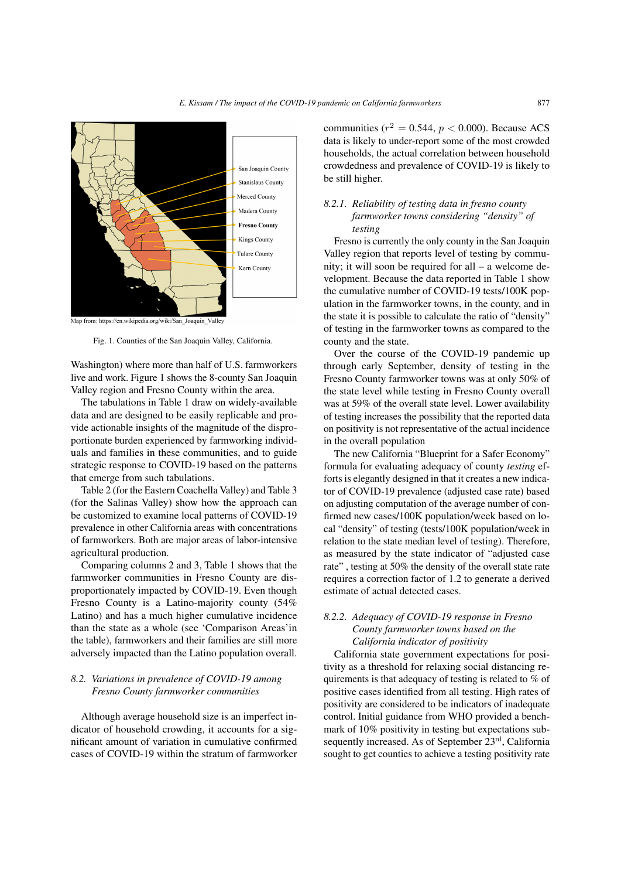Map from: https://en.wikipedia.org/wiki/San_Joaquin_Valley

Fig. 1. Counties of the San Joaquin Valley, California.

Washington) where more than half of U.S. farmworkers live and work. Figure 1 shows the 8-county San Joaquin Valley region and Fresno County within the area.

The tabulations in Table 1 draw on widely-available data and are designed to be easily replicable and provide actionable insights of the magnitude of the disproportionate burden experienced by farmworking individuals and families in these communities, and to guide strategic response to COVID-19 based on the patterns that emerge from such tabulations.

Table 2 (for the Eastern Coachella Valley) and Table 3 (for the Salinas Valley) show how the approach can be customized to examine local patterns of COVID-19 prevalence in other California areas with concentrations of farmworkers. Both are major areas of labor-intensive agricultural production.

Comparing columns 2 and 3, Table 1 shows that the farmworker communities in Fresno County are disproportionately impacted by COVID-19. Even though Fresno County is a Latino-majority county (54% Latino) and has a much higher cumulative incidence than the state as a whole (see 'Comparison Areas' in the table), farmworkers and their families are still more adversely impacted than the Latino population overall.

### 8.2. Variations in prevalence of COVID-19 among Fresno County farmworker communities

Although average household size is an imperfect indicator of household crowding, it accounts for a significant amount of variation in cumulative confirmed cases of COVID-19 within the stratum of farmworker communities ($r^2 = 0.544$, $p < 0.000$). Because ACS data is likely to under-report some of the most crowded households, the actual correlation between household crowdedness and prevalence of COVID-19 is likely to be still higher.

#### 8.2.1. Reliability of testing data in fresno county farmworker towns considering "density" of testing

Fresno is currently the only county in the San Joaquin Valley region that reports level of testing by community; it will soon be required for all – a welcome development. Because the data reported in Table 1 show the cumulative number of COVID-19 tests/100K population in the farmworker towns, in the county, and in the state it is possible to calculate the ratio of "density" of testing in the farmworker towns as compared to the county and the state.

Over the course of the COVID-19 pandemic up through early September, density of testing in the Fresno County farmworker towns was at only 50% of the state level while testing in Fresno County overall was at 59% of the overall state level. Lower availability of testing increases the possibility that the reported data on positivity is not representative of the actual incidence in the overall population

The new California "Blueprint for a Safer Economy" formula for evaluating adequacy of county *testing* efforts is elegantly designed in that it creates a new indicator of COVID-19 prevalence (adjusted case rate) based on adjusting computation of the average number of confirmed new cases/100K population/week based on local "density" of testing (tests/100K population/week in relation to the state median level of testing). Therefore, as measured by the state indicator of "adjusted case rate" , testing at 50% the density of the overall state rate requires a correction factor of 1.2 to generate a derived estimate of actual detected cases.

#### 8.2.2. Adequacy of COVID-19 response in Fresno County farmworker towns based on the California indicator of positivity

California state government expectations for positivity as a threshold for relaxing social distancing requirements is that adequacy of testing is related to % of positive cases identified from all testing. High rates of positivity are considered to be indicators of inadequate control. Initial guidance from WHO provided a benchmark of 10% positivity in testing but expectations subsequently increased. As of September 23rd, California sought to get counties to achieve a testing positivity rate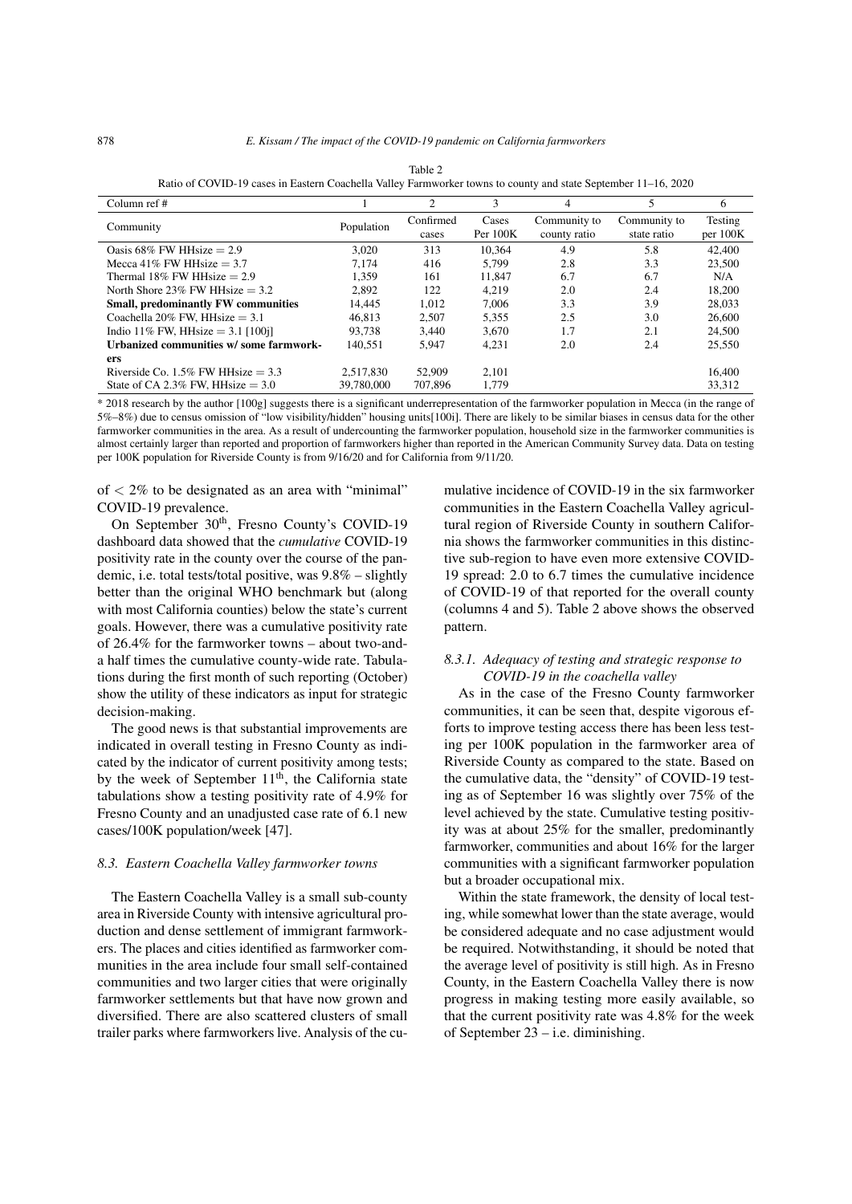Table 2
Ratio of COVID-19 cases in Eastern Coachella Valley Farmworker towns to county and state September 11–16, 2020

| Column ref # | 1 | 2 | 3 | 4 | 5 | 6 |
|---|---|---|---|---|---|---|
| Community | Population | Confirmed cases | Cases Per 100K | Community to county ratio | Community to state ratio | Testing per 100K |
| Oasis 68% FW HHsize = 2.9 | 3,020 | 313 | 10,364 | 4.9 | 5.8 | 42,400 |
| Mecca 41% FW HHsize = 3.7 | 7,174 | 416 | 5,799 | 2.8 | 3.3 | 23,500 |
| Thermal 18% FW HHsize = 2.9 | 1,359 | 161 | 11,847 | 6.7 | 6.7 | N/A |
| North Shore 23% FW HHsize = 3.2 | 2,892 | 122 | 4,219 | 2.0 | 2.4 | 18,200 |
| **Small, predominantly FW communities** | 14,445 | 1,012 | 7,006 | 3.3 | 3.9 | 28,033 |
| Coachella 20% FW, HHsize = 3.1 | 46,813 | 2,507 | 5,355 | 2.5 | 3.0 | 26,600 |
| Indio 11% FW, HHsize = 3.1 [100j] | 93,738 | 3,440 | 3,670 | 1.7 | 2.1 | 24,500 |
| **Urbanized communities w/ some farmworkers** | 140,551 | 5,947 | 4,231 | 2.0 | 2.4 | 25,550 |
| Riverside Co. 1.5% FW HHsize = 3.3 | 2,517,830 | 52,909 | 2,101 | | | 16,400 |
| State of CA 2.3% FW, HHsize = 3.0 | 39,780,000 | 707,896 | 1,779 | | | 33,312 |

* 2018 research by the author [100g] suggests there is a significant underrepresentation of the farmworker population in Mecca (in the range of 5%–8%) due to census omission of "low visibility/hidden" housing units[100i]. There are likely to be similar biases in census data for the other farmworker communities in the area. As a result of undercounting the farmworker population, household size in the farmworker communities is almost certainly larger than reported and proportion of farmworkers higher than reported in the American Community Survey data. Data on testing per 100K population for Riverside County is from 9/16/20 and for California from 9/11/20.

of < 2% to be designated as an area with "minimal" COVID-19 prevalence.

On September 30th, Fresno County's COVID-19 dashboard data showed that the *cumulative* COVID-19 positivity rate in the county over the course of the pandemic, i.e. total tests/total positive, was 9.8% – slightly better than the original WHO benchmark but (along with most California counties) below the state's current goals. However, there was a cumulative positivity rate of 26.4% for the farmworker towns – about two-and-a half times the cumulative county-wide rate. Tabulations during the first month of such reporting (October) show the utility of these indicators as input for strategic decision-making.

The good news is that substantial improvements are indicated in overall testing in Fresno County as indicated by the indicator of current positivity among tests; by the week of September 11th, the California state tabulations show a testing positivity rate of 4.9% for Fresno County and an unadjusted case rate of 6.1 new cases/100K population/week [47].

### 8.3. Eastern Coachella Valley farmworker towns

The Eastern Coachella Valley is a small sub-county area in Riverside County with intensive agricultural production and dense settlement of immigrant farmworkers. The places and cities identified as farmworker communities in the area include four small self-contained communities and two larger cities that were originally farmworker settlements but that have now grown and diversified. There are also scattered clusters of small trailer parks where farmworkers live. Analysis of the cumulative incidence of COVID-19 in the six farmworker communities in the Eastern Coachella Valley agricultural region of Riverside County in southern California shows the farmworker communities in this distinctive sub-region to have even more extensive COVID-19 spread: 2.0 to 6.7 times the cumulative incidence of COVID-19 of that reported for the overall county (columns 4 and 5). Table 2 above shows the observed pattern.

#### 8.3.1. Adequacy of testing and strategic response to COVID-19 in the coachella valley

As in the case of the Fresno County farmworker communities, it can be seen that, despite vigorous efforts to improve testing access there has been less testing per 100K population in the farmworker area of Riverside County as compared to the state. Based on the cumulative data, the "density" of COVID-19 testing as of September 16 was slightly over 75% of the level achieved by the state. Cumulative testing positivity was at about 25% for the smaller, predominantly farmworker, communities and about 16% for the larger communities with a significant farmworker population but a broader occupational mix.

Within the state framework, the density of local testing, while somewhat lower than the state average, would be considered adequate and no case adjustment would be required. Notwithstanding, it should be noted that the average level of positivity is still high. As in Fresno County, in the Eastern Coachella Valley there is now progress in making testing more easily available, so that the current positivity rate was 4.8% for the week of September 23 – i.e. diminishing.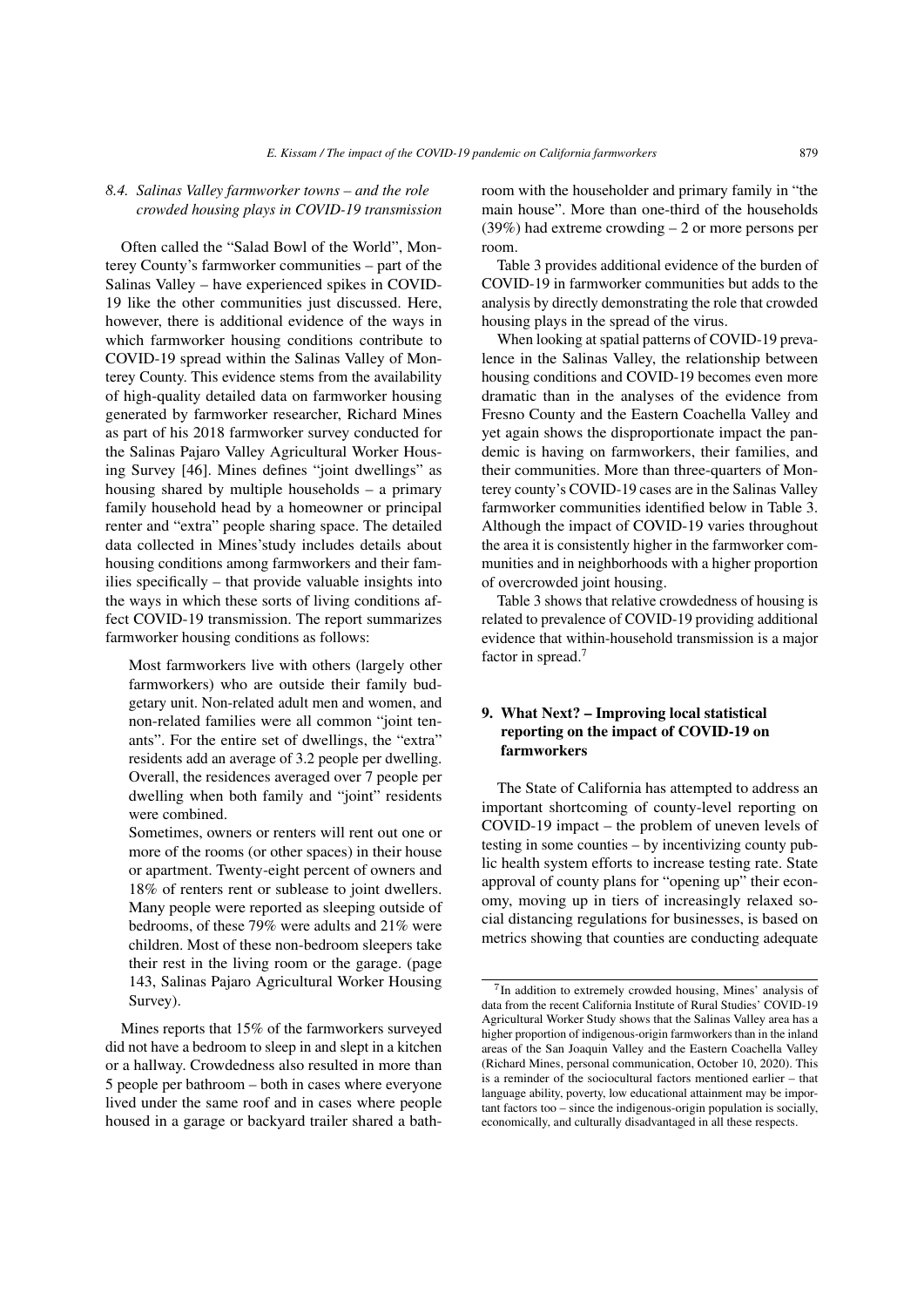### 8.4. Salinas Valley farmworker towns – and the role crowded housing plays in COVID-19 transmission

Often called the "Salad Bowl of the World", Monterey County's farmworker communities – part of the Salinas Valley – have experienced spikes in COVID-19 like the other communities just discussed. Here, however, there is additional evidence of the ways in which farmworker housing conditions contribute to COVID-19 spread within the Salinas Valley of Monterey County. This evidence stems from the availability of high-quality detailed data on farmworker housing generated by farmworker researcher, Richard Mines as part of his 2018 farmworker survey conducted for the Salinas Pajaro Valley Agricultural Worker Housing Survey [46]. Mines defines "joint dwellings" as housing shared by multiple households – a primary family household head by a homeowner or principal renter and "extra" people sharing space. The detailed data collected in Mines'study includes details about housing conditions among farmworkers and their families specifically – that provide valuable insights into the ways in which these sorts of living conditions affect COVID-19 transmission. The report summarizes farmworker housing conditions as follows:

> Most farmworkers live with others (largely other farmworkers) who are outside their family budgetary unit. Non-related adult men and women, and non-related families were all common "joint tenants". For the entire set of dwellings, the "extra" residents add an average of 3.2 people per dwelling. Overall, the residences averaged over 7 people per dwelling when both family and "joint" residents were combined.
>
> Sometimes, owners or renters will rent out one or more of the rooms (or other spaces) in their house or apartment. Twenty-eight percent of owners and 18% of renters rent or sublease to joint dwellers. Many people were reported as sleeping outside of bedrooms, of these 79% were adults and 21% were children. Most of these non-bedroom sleepers take their rest in the living room or the garage. (page 143, Salinas Pajaro Agricultural Worker Housing Survey).

Mines reports that 15% of the farmworkers surveyed did not have a bedroom to sleep in and slept in a kitchen or a hallway. Crowdedness also resulted in more than 5 people per bathroom – both in cases where everyone lived under the same roof and in cases where people housed in a garage or backyard trailer shared a bathroom with the householder and primary family in "the main house". More than one-third of the households (39%) had extreme crowding – 2 or more persons per room.

Table 3 provides additional evidence of the burden of COVID-19 in farmworker communities but adds to the analysis by directly demonstrating the role that crowded housing plays in the spread of the virus.

When looking at spatial patterns of COVID-19 prevalence in the Salinas Valley, the relationship between housing conditions and COVID-19 becomes even more dramatic than in the analyses of the evidence from Fresno County and the Eastern Coachella Valley and yet again shows the disproportionate impact the pandemic is having on farmworkers, their families, and their communities. More than three-quarters of Monterey county's COVID-19 cases are in the Salinas Valley farmworker communities identified below in Table 3. Although the impact of COVID-19 varies throughout the area it is consistently higher in the farmworker communities and in neighborhoods with a higher proportion of overcrowded joint housing.

Table 3 shows that relative crowdedness of housing is related to prevalence of COVID-19 providing additional evidence that within-household transmission is a major factor in spread.[7]

## 9. What Next? – Improving local statistical reporting on the impact of COVID-19 on farmworkers

The State of California has attempted to address an important shortcoming of county-level reporting on COVID-19 impact – the problem of uneven levels of testing in some counties – by incentivizing county public health system efforts to increase testing rate. State approval of county plans for "opening up" their economy, moving up in tiers of increasingly relaxed social distancing regulations for businesses, is based on metrics showing that counties are conducting adequate

[7] In addition to extremely crowded housing, Mines' analysis of data from the recent California Institute of Rural Studies' COVID-19 Agricultural Worker Study shows that the Salinas Valley area has a higher proportion of indigenous-origin farmworkers than in the inland areas of the San Joaquin Valley and the Eastern Coachella Valley (Richard Mines, personal communication, October 10, 2020). This is a reminder of the sociocultural factors mentioned earlier – that language ability, poverty, low educational attainment may be important factors too – since the indigenous-origin population is socially, economically, and culturally disadvantaged in all these respects.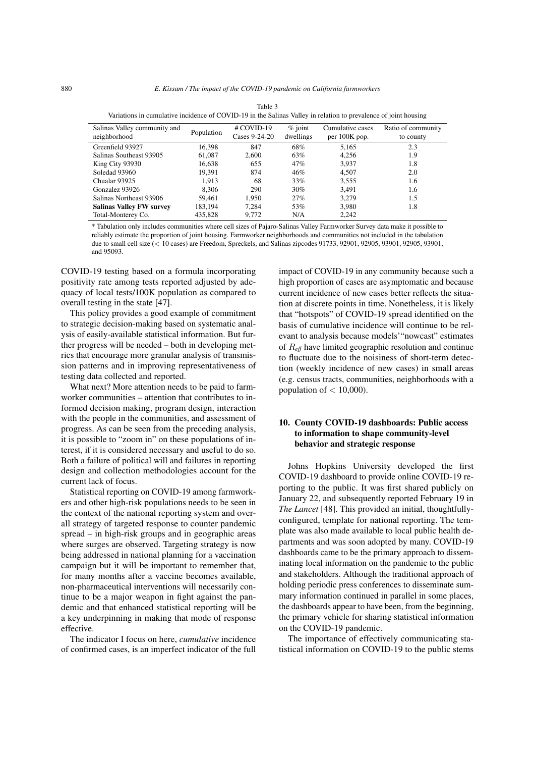Table 3
Variations in cumulative incidence of COVID-19 in the Salinas Valley in relation to prevalence of joint housing

| Salinas Valley community and neighborhood | Population | # COVID-19 Cases 9-24-20 | % joint dwellings | Cumulative cases per 100K pop. | Ratio of community to county |
|---|---|---|---|---|---|
| Greenfield 93927 | 16,398 | 847 | 68% | 5,165 | 2.3 |
| Salinas Southeast 93905 | 61,087 | 2,600 | 63% | 4,256 | 1.9 |
| King City 93930 | 16,638 | 655 | 47% | 3,937 | 1.8 |
| Soledad 93960 | 19,391 | 874 | 46% | 4,507 | 2.0 |
| Chualar 93925 | 1,913 | 68 | 33% | 3,555 | 1.6 |
| Gonzalez 93926 | 8,306 | 290 | 30% | 3,491 | 1.6 |
| Salinas Northeast 93906 | 59,461 | 1,950 | 27% | 3,279 | 1.5 |
| **Salinas Valley FW survey** | 183,194 | 7,284 | 53% | 3,980 | 1.8 |
| Total-Monterey Co. | 435,828 | 9,772 | N/A | 2,242 | |

* Tabulation only includes communities where cell sizes of Pajaro-Salinas Valley Farmworker Survey data make it possible to reliably estimate the proportion of joint housing. Farmworker neighborhoods and communities not included in the tabulation due to small cell size (< 10 cases) are Freedom, Spreckels, and Salinas zipcodes 91733, 92901, 92905, 93901, 92905, 93901, and 95093.

COVID-19 testing based on a formula incorporating positivity rate among tests reported adjusted by adequacy of local tests/100K population as compared to overall testing in the state [47].

This policy provides a good example of commitment to strategic decision-making based on systematic analysis of easily-available statistical information. But further progress will be needed – both in developing metrics that encourage more granular analysis of transmission patterns and in improving representativeness of testing data collected and reported.

What next? More attention needs to be paid to farmworker communities – attention that contributes to informed decision making, program design, interaction with the people in the communities, and assessment of progress. As can be seen from the preceding analysis, it is possible to "zoom in" on these populations of interest, if it is considered necessary and useful to do so. Both a failure of political will and failures in reporting design and collection methodologies account for the current lack of focus.

Statistical reporting on COVID-19 among farmworkers and other high-risk populations needs to be seen in the context of the national reporting system and overall strategy of targeted response to counter pandemic spread – in high-risk groups and in geographic areas where surges are observed. Targeting strategy is now being addressed in national planning for a vaccination campaign but it will be important to remember that, for many months after a vaccine becomes available, non-pharmaceutical interventions will necessarily continue to be a major weapon in fight against the pandemic and that enhanced statistical reporting will be a key underpinning in making that mode of response effective.

The indicator I focus on here, *cumulative* incidence of confirmed cases, is an imperfect indicator of the full impact of COVID-19 in any community because such a high proportion of cases are asymptomatic and because current incidence of new cases better reflects the situation at discrete points in time. Nonetheless, it is likely that "hotspots" of COVID-19 spread identified on the basis of cumulative incidence will continue to be relevant to analysis because models'"nowcast" estimates of $R_{eff}$ have limited geographic resolution and continue to fluctuate due to the noisiness of short-term detection (weekly incidence of new cases) in small areas (e.g. census tracts, communities, neighborhoods with a population of < 10,000).

## 10. County COVID-19 dashboards: Public access to information to shape community-level behavior and strategic response

Johns Hopkins University developed the first COVID-19 dashboard to provide online COVID-19 reporting to the public. It was first shared publicly on January 22, and subsequently reported February 19 in *The Lancet* [48]. This provided an initial, thoughtfully-configured, template for national reporting. The template was also made available to local public health departments and was soon adopted by many. COVID-19 dashboards came to be the primary approach to disseminating local information on the pandemic to the public and stakeholders. Although the traditional approach of holding periodic press conferences to disseminate summary information continued in parallel in some places, the dashboards appear to have been, from the beginning, the primary vehicle for sharing statistical information on the COVID-19 pandemic.

The importance of effectively communicating statistical information on COVID-19 to the public stems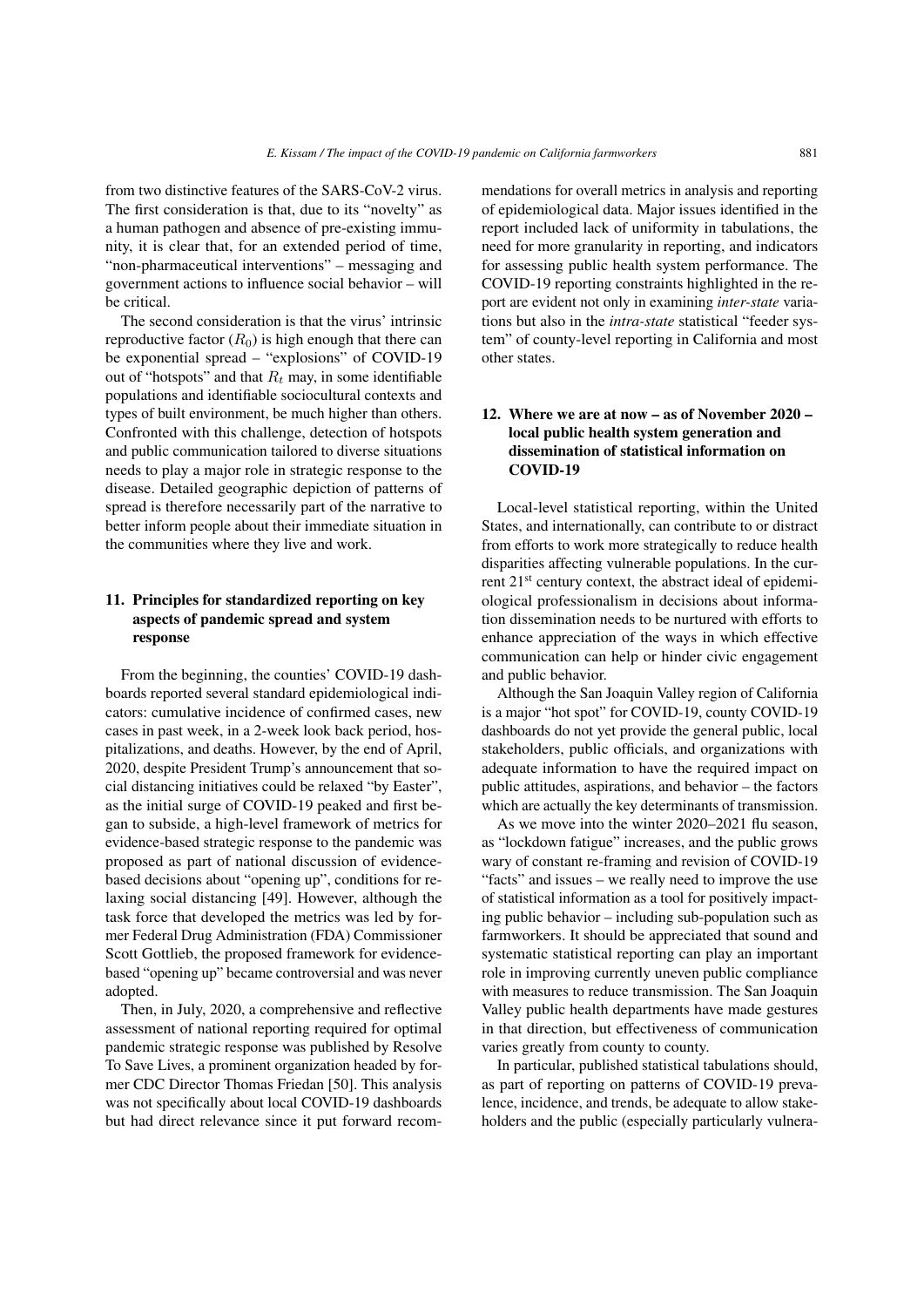from two distinctive features of the SARS-CoV-2 virus. The first consideration is that, due to its "novelty" as a human pathogen and absence of pre-existing immunity, it is clear that, for an extended period of time, "non-pharmaceutical interventions" – messaging and government actions to influence social behavior – will be critical.

The second consideration is that the virus' intrinsic reproductive factor ($R_0$) is high enough that there can be exponential spread – "explosions" of COVID-19 out of "hotspots" and that $R_t$ may, in some identifiable populations and identifiable sociocultural contexts and types of built environment, be much higher than others. Confronted with this challenge, detection of hotspots and public communication tailored to diverse situations needs to play a major role in strategic response to the disease. Detailed geographic depiction of patterns of spread is therefore necessarily part of the narrative to better inform people about their immediate situation in the communities where they live and work.

## 11. Principles for standardized reporting on key aspects of pandemic spread and system response

From the beginning, the counties' COVID-19 dashboards reported several standard epidemiological indicators: cumulative incidence of confirmed cases, new cases in past week, in a 2-week look back period, hospitalizations, and deaths. However, by the end of April, 2020, despite President Trump's announcement that social distancing initiatives could be relaxed "by Easter", as the initial surge of COVID-19 peaked and first began to subside, a high-level framework of metrics for evidence-based strategic response to the pandemic was proposed as part of national discussion of evidence-based decisions about "opening up", conditions for relaxing social distancing [49]. However, although the task force that developed the metrics was led by former Federal Drug Administration (FDA) Commissioner Scott Gottlieb, the proposed framework for evidence-based "opening up" became controversial and was never adopted.

Then, in July, 2020, a comprehensive and reflective assessment of national reporting required for optimal pandemic strategic response was published by Resolve To Save Lives, a prominent organization headed by former CDC Director Thomas Friedan [50]. This analysis was not specifically about local COVID-19 dashboards but had direct relevance since it put forward recommendations for overall metrics in analysis and reporting of epidemiological data. Major issues identified in the report included lack of uniformity in tabulations, the need for more granularity in reporting, and indicators for assessing public health system performance. The COVID-19 reporting constraints highlighted in the report are evident not only in examining *inter-state* variations but also in the *intra-state* statistical "feeder system" of county-level reporting in California and most other states.

## 12. Where we are at now – as of November 2020 – local public health system generation and dissemination of statistical information on COVID-19

Local-level statistical reporting, within the United States, and internationally, can contribute to or distract from efforts to work more strategically to reduce health disparities affecting vulnerable populations. In the current 21st century context, the abstract ideal of epidemiological professionalism in decisions about information dissemination needs to be nurtured with efforts to enhance appreciation of the ways in which effective communication can help or hinder civic engagement and public behavior.

Although the San Joaquin Valley region of California is a major "hot spot" for COVID-19, county COVID-19 dashboards do not yet provide the general public, local stakeholders, public officials, and organizations with adequate information to have the required impact on public attitudes, aspirations, and behavior – the factors which are actually the key determinants of transmission.

As we move into the winter 2020–2021 flu season, as "lockdown fatigue" increases, and the public grows wary of constant re-framing and revision of COVID-19 "facts" and issues – we really need to improve the use of statistical information as a tool for positively impacting public behavior – including sub-population such as farmworkers. It should be appreciated that sound and systematic statistical reporting can play an important role in improving currently uneven public compliance with measures to reduce transmission. The San Joaquin Valley public health departments have made gestures in that direction, but effectiveness of communication varies greatly from county to county.

In particular, published statistical tabulations should, as part of reporting on patterns of COVID-19 prevalence, incidence, and trends, be adequate to allow stakeholders and the public (especially particularly vulnera-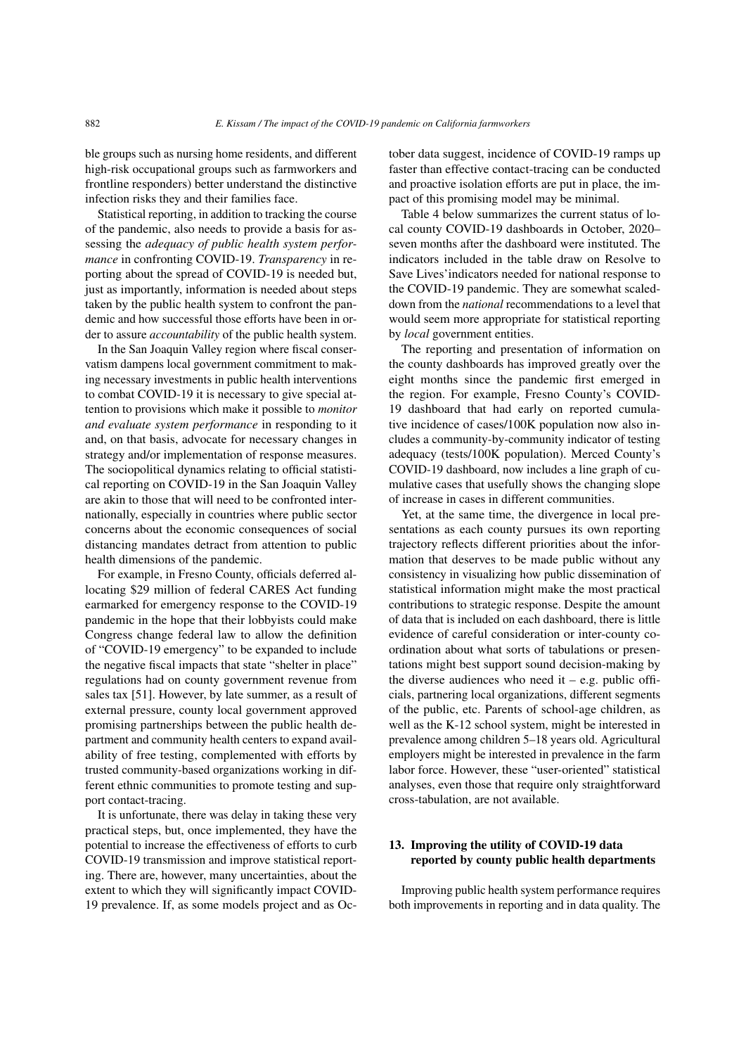ble groups such as nursing home residents, and different high-risk occupational groups such as farmworkers and frontline responders) better understand the distinctive infection risks they and their families face.

Statistical reporting, in addition to tracking the course of the pandemic, also needs to provide a basis for assessing the *adequacy of public health system performance* in confronting COVID-19. *Transparency* in reporting about the spread of COVID-19 is needed but, just as importantly, information is needed about steps taken by the public health system to confront the pandemic and how successful those efforts have been in order to assure *accountability* of the public health system.

In the San Joaquin Valley region where fiscal conservatism dampens local government commitment to making necessary investments in public health interventions to combat COVID-19 it is necessary to give special attention to provisions which make it possible to *monitor and evaluate system performance* in responding to it and, on that basis, advocate for necessary changes in strategy and/or implementation of response measures. The sociopolitical dynamics relating to official statistical reporting on COVID-19 in the San Joaquin Valley are akin to those that will need to be confronted internationally, especially in countries where public sector concerns about the economic consequences of social distancing mandates detract from attention to public health dimensions of the pandemic.

For example, in Fresno County, officials deferred allocating $29 million of federal CARES Act funding earmarked for emergency response to the COVID-19 pandemic in the hope that their lobbyists could make Congress change federal law to allow the definition of "COVID-19 emergency" to be expanded to include the negative fiscal impacts that state "shelter in place" regulations had on county government revenue from sales tax [51]. However, by late summer, as a result of external pressure, county local government approved promising partnerships between the public health department and community health centers to expand availability of free testing, complemented with efforts by trusted community-based organizations working in different ethnic communities to promote testing and support contact-tracing.

It is unfortunate, there was delay in taking these very practical steps, but, once implemented, they have the potential to increase the effectiveness of efforts to curb COVID-19 transmission and improve statistical reporting. There are, however, many uncertainties, about the extent to which they will significantly impact COVID-19 prevalence. If, as some models project and as October data suggest, incidence of COVID-19 ramps up faster than effective contact-tracing can be conducted and proactive isolation efforts are put in place, the impact of this promising model may be minimal.

Table 4 below summarizes the current status of local county COVID-19 dashboards in October, 2020– seven months after the dashboard were instituted. The indicators included in the table draw on Resolve to Save Lives'indicators needed for national response to the COVID-19 pandemic. They are somewhat scaled-down from the *national* recommendations to a level that would seem more appropriate for statistical reporting by *local* government entities.

The reporting and presentation of information on the county dashboards has improved greatly over the eight months since the pandemic first emerged in the region. For example, Fresno County's COVID-19 dashboard that had early on reported cumulative incidence of cases/100K population now also includes a community-by-community indicator of testing adequacy (tests/100K population). Merced County's COVID-19 dashboard, now includes a line graph of cumulative cases that usefully shows the changing slope of increase in cases in different communities.

Yet, at the same time, the divergence in local presentations as each county pursues its own reporting trajectory reflects different priorities about the information that deserves to be made public without any consistency in visualizing how public dissemination of statistical information might make the most practical contributions to strategic response. Despite the amount of data that is included on each dashboard, there is little evidence of careful consideration or inter-county coordination about what sorts of tabulations or presentations might best support sound decision-making by the diverse audiences who need it – e.g. public officials, partnering local organizations, different segments of the public, etc. Parents of school-age children, as well as the K-12 school system, might be interested in prevalence among children 5–18 years old. Agricultural employers might be interested in prevalence in the farm labor force. However, these "user-oriented" statistical analyses, even those that require only straightforward cross-tabulation, are not available.

## 13. Improving the utility of COVID-19 data reported by county public health departments

Improving public health system performance requires both improvements in reporting and in data quality. The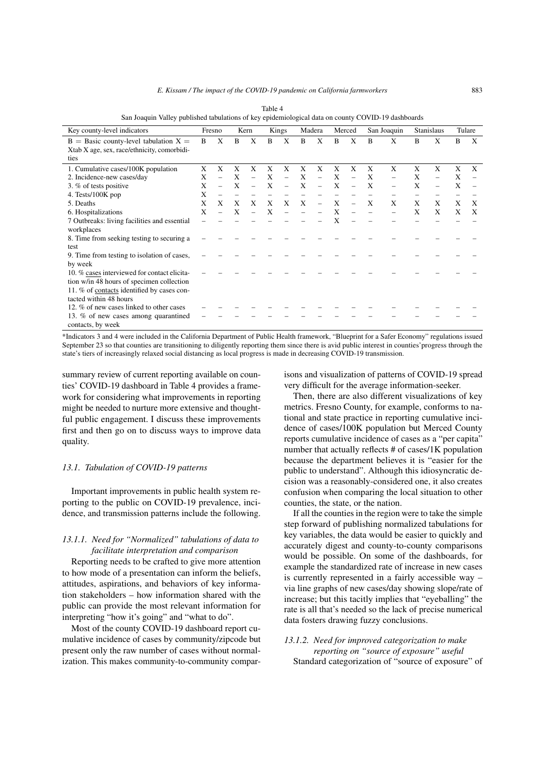Table 4
San Joaquin Valley published tabulations of key epidemiological data on county COVID-19 dashboards

| Key county-level indicators | Fresno | | Kern | | Kings | | Madera | | Merced | | San Joaquin | | Stanislaus | | Tulare | |
|---|---|---|---|---|---|---|---|---|---|---|---|---|---|---|---|---|
| B = Basic county-level tabulation X = Xtab X age, sex, race/ethnicity, comorbidities | B | X | B | X | B | X | B | X | B | X | B | X | B | X | B | X |
| 1. Cumulative cases/100K population | X | X | X | X | X | X | X | X | X | X | X | X | X | X | X | X |
| 2. Incidence-new cases/day | X | – | X | – | X | – | X | – | X | – | X | – | X | – | X | – |
| 3. % of tests positive | X | – | X | – | X | – | X | – | X | – | X | – | X | – | X | – |
| 4. Tests/100K pop | X | – | – | – | – | – | – | – | – | – | – | – | – | – | – | – |
| 5. Deaths | X | X | X | X | X | X | X | – | X | – | X | X | X | X | X | X |
| 6. Hospitalizations | X | – | X | – | X | – | – | – | X | – | – | – | X | X | X | X |
| 7 Outbreaks: living facilities and essential workplaces | – | – | – | – | – | – | – | – | X | – | – | – | – | – | – | – |
| 8. Time from seeking testing to securing a test | – | – | – | – | – | – | – | – | – | – | – | – | – | – | – | – |
| 9. Time from testing to isolation of cases, by week | – | – | – | – | – | – | – | – | – | – | – | – | – | – | – | – |
| 10. % cases interviewed for contact elicitation w/in 48 hours of specimen collection 11. % of contacts identified by cases contacted within 48 hours | – | – | – | – | – | – | – | – | – | – | – | – | – | – | – | – |
| 12. % of new cases linked to other cases | – | – | – | – | – | – | – | – | – | – | – | – | – | – | – | – |
| 13. % of new cases among quarantined contacts, by week | – | – | – | – | – | – | – | – | – | – | – | – | – | – | – | – |

*Indicators 3 and 4 were included in the California Department of Public Health framework, "Blueprint for a Safer Economy" regulations issued September 23 so that counties are transitioning to diligently reporting them since there is avid public interest in counties'progress through the state's tiers of increasingly relaxed social distancing as local progress is made in decreasing COVID-19 transmission.

summary review of current reporting available on counties' COVID-19 dashboard in Table 4 provides a framework for considering what improvements in reporting might be needed to nurture more extensive and thoughtful public engagement. I discuss these improvements first and then go on to discuss ways to improve data quality.

### 13.1. Tabulation of COVID-19 patterns

Important improvements in public health system reporting to the public on COVID-19 prevalence, incidence, and transmission patterns include the following.

#### 13.1.1. Need for "Normalized" tabulations of data to facilitate interpretation and comparison

Reporting needs to be crafted to give more attention to how mode of a presentation can inform the beliefs, attitudes, aspirations, and behaviors of key information stakeholders – how information shared with the public can provide the most relevant information for interpreting "how it's going" and "what to do".

Most of the county COVID-19 dashboard report cumulative incidence of cases by community/zipcode but present only the raw number of cases without normalization. This makes community-to-community comparisons and visualization of patterns of COVID-19 spread very difficult for the average information-seeker.

Then, there are also different visualizations of key metrics. Fresno County, for example, conforms to national and state practice in reporting cumulative incidence of cases/100K population but Merced County reports cumulative incidence of cases as a "per capita" number that actually reflects # of cases/1K population because the department believes it is "easier for the public to understand". Although this idiosyncratic decision was a reasonably-considered one, it also creates confusion when comparing the local situation to other counties, the state, or the nation.

If all the counties in the region were to take the simple step forward of publishing normalized tabulations for key variables, the data would be easier to quickly and accurately digest and county-to-county comparisons would be possible. On some of the dashboards, for example the standardized rate of increase in new cases is currently represented in a fairly accessible way – via line graphs of new cases/day showing slope/rate of increase; but this tacitly implies that "eyeballing" the rate is all that's needed so the lack of precise numerical data fosters drawing fuzzy conclusions.

#### 13.1.2. Need for improved categorization to make reporting on "source of exposure" useful

Standard categorization of "source of exposure" of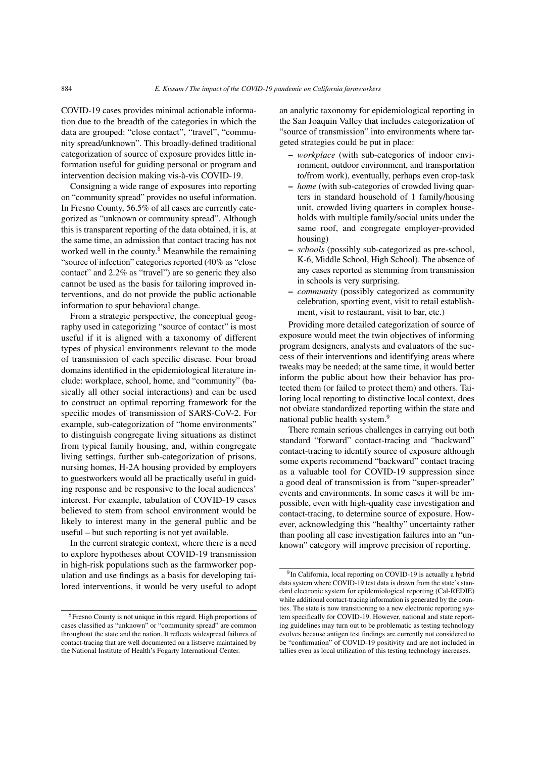COVID-19 cases provides minimal actionable information due to the breadth of the categories in which the data are grouped: "close contact", "travel", "community spread/unknown". This broadly-defined traditional categorization of source of exposure provides little information useful for guiding personal or program and intervention decision making vis-à-vis COVID-19.

Consigning a wide range of exposures into reporting on "community spread" provides no useful information. In Fresno County, 56.5% of all cases are currently categorized as "unknown or community spread". Although this is transparent reporting of the data obtained, it is, at the same time, an admission that contact tracing has not worked well in the county.[8] Meanwhile the remaining "source of infection" categories reported (40% as "close contact" and 2.2% as "travel") are so generic they also cannot be used as the basis for tailoring improved interventions, and do not provide the public actionable information to spur behavioral change.

From a strategic perspective, the conceptual geography used in categorizing "source of contact" is most useful if it is aligned with a taxonomy of different types of physical environments relevant to the mode of transmission of each specific disease. Four broad domains identified in the epidemiological literature include: workplace, school, home, and "community" (basically all other social interactions) and can be used to construct an optimal reporting framework for the specific modes of transmission of SARS-CoV-2. For example, sub-categorization of "home environments" to distinguish congregate living situations as distinct from typical family housing, and, within congregate living settings, further sub-categorization of prisons, nursing homes, H-2A housing provided by employers to guestworkers would all be practically useful in guiding response and be responsive to the local audiences' interest. For example, tabulation of COVID-19 cases believed to stem from school environment would be likely to interest many in the general public and be useful – but such reporting is not yet available.

In the current strategic context, where there is a need to explore hypotheses about COVID-19 transmission in high-risk populations such as the farmworker population and use findings as a basis for developing tailored interventions, it would be very useful to adopt an analytic taxonomy for epidemiological reporting in the San Joaquin Valley that includes categorization of "source of transmission" into environments where targeted strategies could be put in place:

- *workplace* (with sub-categories of indoor environment, outdoor environment, and transportation to/from work), eventually, perhaps even crop-task
- *home* (with sub-categories of crowded living quarters in standard household of 1 family/housing unit, crowded living quarters in complex households with multiple family/social units under the same roof, and congregate employer-provided housing)
- *schools* (possibly sub-categorized as pre-school, K-6, Middle School, High School). The absence of any cases reported as stemming from transmission in schools is very surprising.
- *community* (possibly categorized as community celebration, sporting event, visit to retail establishment, visit to restaurant, visit to bar, etc.)

Providing more detailed categorization of source of exposure would meet the twin objectives of informing program designers, analysts and evaluators of the success of their interventions and identifying areas where tweaks may be needed; at the same time, it would better inform the public about how their behavior has protected them (or failed to protect them) and others. Tailoring local reporting to distinctive local context, does not obviate standardized reporting within the state and national public health system.[9]

There remain serious challenges in carrying out both standard "forward" contact-tracing and "backward" contact-tracing to identify source of exposure although some experts recommend "backward" contact tracing as a valuable tool for COVID-19 suppression since a good deal of transmission is from "super-spreader" events and environments. In some cases it will be impossible, even with high-quality case investigation and contact-tracing, to determine source of exposure. However, acknowledging this "healthy" uncertainty rather than pooling all case investigation failures into an "unknown" category will improve precision of reporting.

[8] Fresno County is not unique in this regard. High proportions of cases classified as "unknown" or "community spread" are common throughout the state and the nation. It reflects widespread failures of contact-tracing that are well documented on a listserve maintained by the National Institute of Health's Fogarty International Center.

[9] In California, local reporting on COVID-19 is actually a hybrid data system where COVID-19 test data is drawn from the state's standard electronic system for epidemiological reporting (Cal-REDIE) while additional contact-tracing information is generated by the counties. The state is now transitioning to a new electronic reporting system specifically for COVID-19. However, national and state reporting guidelines may turn out to be problematic as testing technology evolves because antigen test findings are currently not considered to be "confirmation" of COVID-19 positivity and are not included in tallies even as local utilization of this testing technology increases.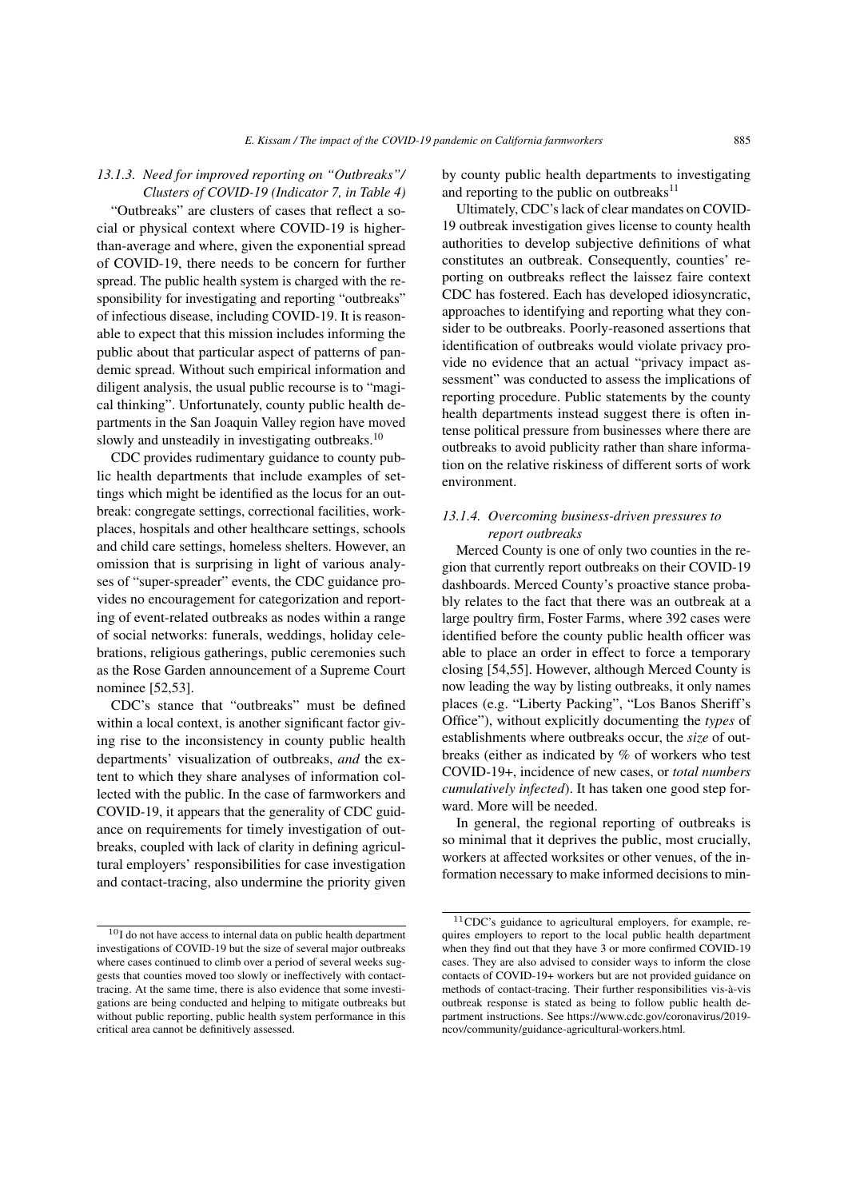#### 13.1.3. Need for improved reporting on "Outbreaks"/ Clusters of COVID-19 (Indicator 7, in Table 4)

"Outbreaks" are clusters of cases that reflect a social or physical context where COVID-19 is higher-than-average and where, given the exponential spread of COVID-19, there needs to be concern for further spread. The public health system is charged with the responsibility for investigating and reporting "outbreaks" of infectious disease, including COVID-19. It is reasonable to expect that this mission includes informing the public about that particular aspect of patterns of pandemic spread. Without such empirical information and diligent analysis, the usual public recourse is to "magical thinking". Unfortunately, county public health departments in the San Joaquin Valley region have moved slowly and unsteadily in investigating outbreaks.[10]

CDC provides rudimentary guidance to county public health departments that include examples of settings which might be identified as the locus for an outbreak: congregate settings, correctional facilities, workplaces, hospitals and other healthcare settings, schools and child care settings, homeless shelters. However, an omission that is surprising in light of various analyses of "super-spreader" events, the CDC guidance provides no encouragement for categorization and reporting of event-related outbreaks as nodes within a range of social networks: funerals, weddings, holiday celebrations, religious gatherings, public ceremonies such as the Rose Garden announcement of a Supreme Court nominee [52,53].

CDC's stance that "outbreaks" must be defined within a local context, is another significant factor giving rise to the inconsistency in county public health departments' visualization of outbreaks, *and* the extent to which they share analyses of information collected with the public. In the case of farmworkers and COVID-19, it appears that the generality of CDC guidance on requirements for timely investigation of outbreaks, coupled with lack of clarity in defining agricultural employers' responsibilities for case investigation and contact-tracing, also undermine the priority given by county public health departments to investigating and reporting to the public on outbreaks[11]

Ultimately, CDC's lack of clear mandates on COVID-19 outbreak investigation gives license to county health authorities to develop subjective definitions of what constitutes an outbreak. Consequently, counties' reporting on outbreaks reflect the laissez faire context CDC has fostered. Each has developed idiosyncratic, approaches to identifying and reporting what they consider to be outbreaks. Poorly-reasoned assertions that identification of outbreaks would violate privacy provide no evidence that an actual "privacy impact assessment" was conducted to assess the implications of reporting procedure. Public statements by the county health departments instead suggest there is often intense political pressure from businesses where there are outbreaks to avoid publicity rather than share information on the relative riskiness of different sorts of work environment.

#### 13.1.4. Overcoming business-driven pressures to report outbreaks

Merced County is one of only two counties in the region that currently report outbreaks on their COVID-19 dashboards. Merced County's proactive stance probably relates to the fact that there was an outbreak at a large poultry firm, Foster Farms, where 392 cases were identified before the county public health officer was able to place an order in effect to force a temporary closing [54,55]. However, although Merced County is now leading the way by listing outbreaks, it only names places (e.g. "Liberty Packing", "Los Banos Sheriff's Office"), without explicitly documenting the *types* of establishments where outbreaks occur, the *size* of outbreaks (either as indicated by % of workers who test COVID-19+, incidence of new cases, or *total numbers cumulatively infected*). It has taken one good step forward. More will be needed.

In general, the regional reporting of outbreaks is so minimal that it deprives the public, most crucially, workers at affected worksites or other venues, of the information necessary to make informed decisions to min-

---

[10] I do not have access to internal data on public health department investigations of COVID-19 but the size of several major outbreaks where cases continued to climb over a period of several weeks suggests that counties moved too slowly or ineffectively with contact-tracing. At the same time, there is also evidence that some investigations are being conducted and helping to mitigate outbreaks but without public reporting, public health system performance in this critical area cannot be definitively assessed.

[11] CDC's guidance to agricultural employers, for example, requires employers to report to the local public health department when they find out that they have 3 or more confirmed COVID-19 cases. They are also advised to consider ways to inform the close contacts of COVID-19+ workers but are not provided guidance on methods of contact-tracing. Their further responsibilities vis-à-vis outbreak response is stated as being to follow public health department instructions. See https://www.cdc.gov/coronavirus/2019-ncov/community/guidance-agricultural-workers.html.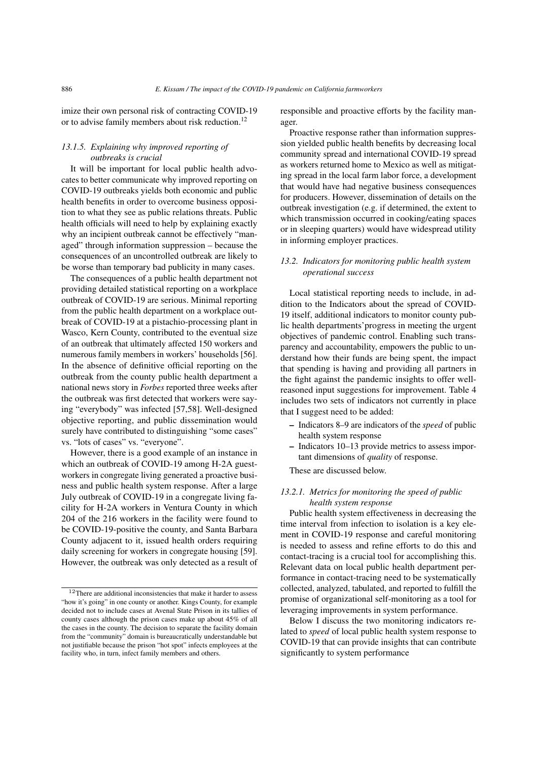imize their own personal risk of contracting COVID-19 or to advise family members about risk reduction.[12]

#### 13.1.5. Explaining why improved reporting of outbreaks is crucial

It will be important for local public health advocates to better communicate why improved reporting on COVID-19 outbreaks yields both economic and public health benefits in order to overcome business opposition to what they see as public relations threats. Public health officials will need to help by explaining exactly why an incipient outbreak cannot be effectively "managed" through information suppression – because the consequences of an uncontrolled outbreak are likely to be worse than temporary bad publicity in many cases.

The consequences of a public health department not providing detailed statistical reporting on a workplace outbreak of COVID-19 are serious. Minimal reporting from the public health department on a workplace outbreak of COVID-19 at a pistachio-processing plant in Wasco, Kern County, contributed to the eventual size of an outbreak that ultimately affected 150 workers and numerous family members in workers' households [56]. In the absence of definitive official reporting on the outbreak from the county public health department a national news story in *Forbes* reported three weeks after the outbreak was first detected that workers were saying "everybody" was infected [57,58]. Well-designed objective reporting, and public dissemination would surely have contributed to distinguishing "some cases" vs. "lots of cases" vs. "everyone".

However, there is a good example of an instance in which an outbreak of COVID-19 among H-2A guestworkers in congregate living generated a proactive business and public health system response. After a large July outbreak of COVID-19 in a congregate living facility for H-2A workers in Ventura County in which 204 of the 216 workers in the facility were found to be COVID-19-positive the county, and Santa Barbara County adjacent to it, issued health orders requiring daily screening for workers in congregate housing [59]. However, the outbreak was only detected as a result of responsible and proactive efforts by the facility manager.

Proactive response rather than information suppression yielded public health benefits by decreasing local community spread and international COVID-19 spread as workers returned home to Mexico as well as mitigating spread in the local farm labor force, a development that would have had negative business consequences for producers. However, dissemination of details on the outbreak investigation (e.g. if determined, the extent to which transmission occurred in cooking/eating spaces or in sleeping quarters) would have widespread utility in informing employer practices.

### 13.2. Indicators for monitoring public health system operational success

Local statistical reporting needs to include, in addition to the Indicators about the spread of COVID-19 itself, additional indicators to monitor county public health departments'progress in meeting the urgent objectives of pandemic control. Enabling such transparency and accountability, empowers the public to understand how their funds are being spent, the impact that spending is having and providing all partners in the fight against the pandemic insights to offer well-reasoned input suggestions for improvement. Table 4 includes two sets of indicators not currently in place that I suggest need to be added:

- Indicators 8–9 are indicators of the *speed* of public health system response
- Indicators 10–13 provide metrics to assess important dimensions of *quality* of response.

These are discussed below.

#### 13.2.1. Metrics for monitoring the speed of public health system response

Public health system effectiveness in decreasing the time interval from infection to isolation is a key element in COVID-19 response and careful monitoring is needed to assess and refine efforts to do this and contact-tracing is a crucial tool for accomplishing this. Relevant data on local public health department performance in contact-tracing need to be systematically collected, analyzed, tabulated, and reported to fulfill the promise of organizational self-monitoring as a tool for leveraging improvements in system performance.

Below I discuss the two monitoring indicators related to *speed* of local public health system response to COVID-19 that can provide insights that can contribute significantly to system performance

[12] There are additional inconsistencies that make it harder to assess "how it's going" in one county or another. Kings County, for example decided not to include cases at Avenal State Prison in its tallies of county cases although the prison cases make up about 45% of all the cases in the county. The decision to separate the facility domain from the "community" domain is bureaucratically understandable but not justifiable because the prison "hot spot" infects employees at the facility who, in turn, infect family members and others.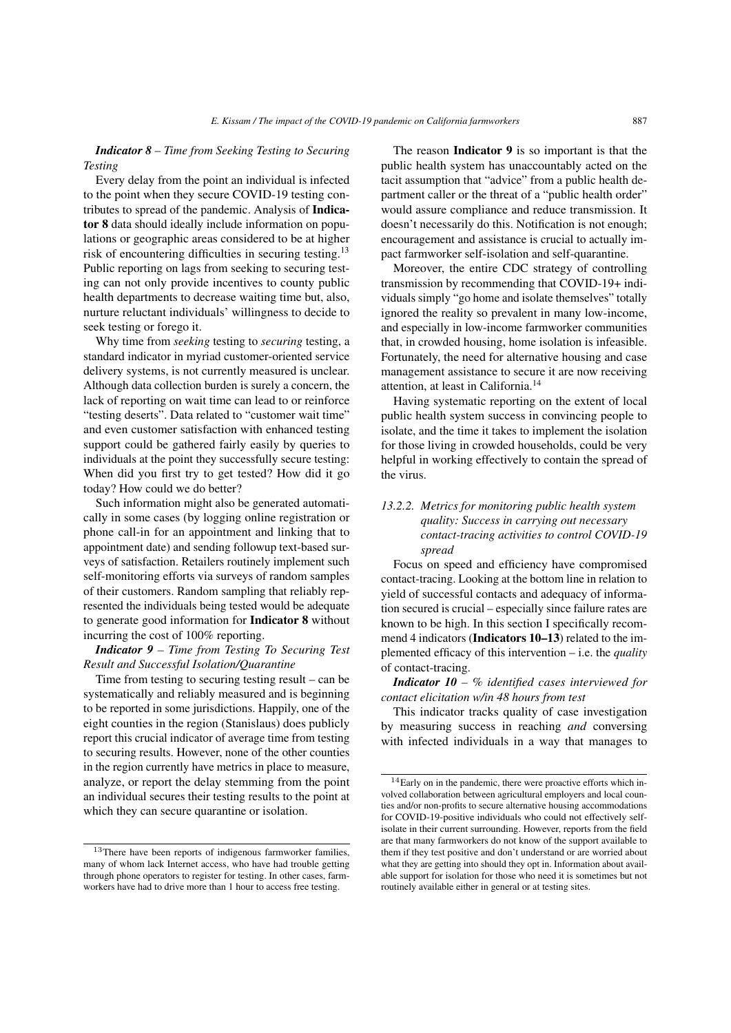***Indicator 8*** *– Time from Seeking Testing to Securing Testing*

Every delay from the point an individual is infected to the point when they secure COVID-19 testing contributes to spread of the pandemic. Analysis of **Indicator 8** data should ideally include information on populations or geographic areas considered to be at higher risk of encountering difficulties in securing testing.[13] Public reporting on lags from seeking to securing testing can not only provide incentives to county public health departments to decrease waiting time but, also, nurture reluctant individuals' willingness to decide to seek testing or forego it.

Why time from *seeking* testing to *securing* testing, a standard indicator in myriad customer-oriented service delivery systems, is not currently measured is unclear. Although data collection burden is surely a concern, the lack of reporting on wait time can lead to or reinforce "testing deserts". Data related to "customer wait time" and even customer satisfaction with enhanced testing support could be gathered fairly easily by queries to individuals at the point they successfully secure testing: When did you first try to get tested? How did it go today? How could we do better?

Such information might also be generated automatically in some cases (by logging online registration or phone call-in for an appointment and linking that to appointment date) and sending followup text-based surveys of satisfaction. Retailers routinely implement such self-monitoring efforts via surveys of random samples of their customers. Random sampling that reliably represented the individuals being tested would be adequate to generate good information for **Indicator 8** without incurring the cost of 100% reporting.

***Indicator 9*** *– Time from Testing To Securing Test Result and Successful Isolation/Quarantine*

Time from testing to securing testing result – can be systematically and reliably measured and is beginning to be reported in some jurisdictions. Happily, one of the eight counties in the region (Stanislaus) does publicly report this crucial indicator of average time from testing to securing results. However, none of the other counties in the region currently have metrics in place to measure, analyze, or report the delay stemming from the point an individual secures their testing results to the point at which they can secure quarantine or isolation.

The reason **Indicator 9** is so important is that the public health system has unaccountably acted on the tacit assumption that "advice" from a public health department caller or the threat of a "public health order" would assure compliance and reduce transmission. It doesn't necessarily do this. Notification is not enough; encouragement and assistance is crucial to actually impact farmworker self-isolation and self-quarantine.

Moreover, the entire CDC strategy of controlling transmission by recommending that COVID-19+ individuals simply "go home and isolate themselves" totally ignored the reality so prevalent in many low-income, and especially in low-income farmworker communities that, in crowded housing, home isolation is infeasible. Fortunately, the need for alternative housing and case management assistance to secure it are now receiving attention, at least in California.[14]

Having systematic reporting on the extent of local public health system success in convincing people to isolate, and the time it takes to implement the isolation for those living in crowded households, could be very helpful in working effectively to contain the spread of the virus.

#### *13.2.2. Metrics for monitoring public health system quality: Success in carrying out necessary contact-tracing activities to control COVID-19 spread*

Focus on speed and efficiency have compromised contact-tracing. Looking at the bottom line in relation to yield of successful contacts and adequacy of information secured is crucial – especially since failure rates are known to be high. In this section I specifically recommend 4 indicators (**Indicators 10–13**) related to the implemented efficacy of this intervention – i.e. the *quality* of contact-tracing.

***Indicator 10*** *– % identified cases interviewed for contact elicitation w/in 48 hours from test*

This indicator tracks quality of case investigation by measuring success in reaching *and* conversing with infected individuals in a way that manages to

---

[13] There have been reports of indigenous farmworker families, many of whom lack Internet access, who have had trouble getting through phone operators to register for testing. In other cases, farmworkers have had to drive more than 1 hour to access free testing.

[14] Early on in the pandemic, there were proactive efforts which involved collaboration between agricultural employers and local counties and/or non-profits to secure alternative housing accommodations for COVID-19-positive individuals who could not effectively self-isolate in their current surrounding. However, reports from the field are that many farmworkers do not know of the support available to them if they test positive and don't understand or are worried about what they are getting into should they opt in. Information about available support for isolation for those who need it is sometimes but not routinely available either in general or at testing sites.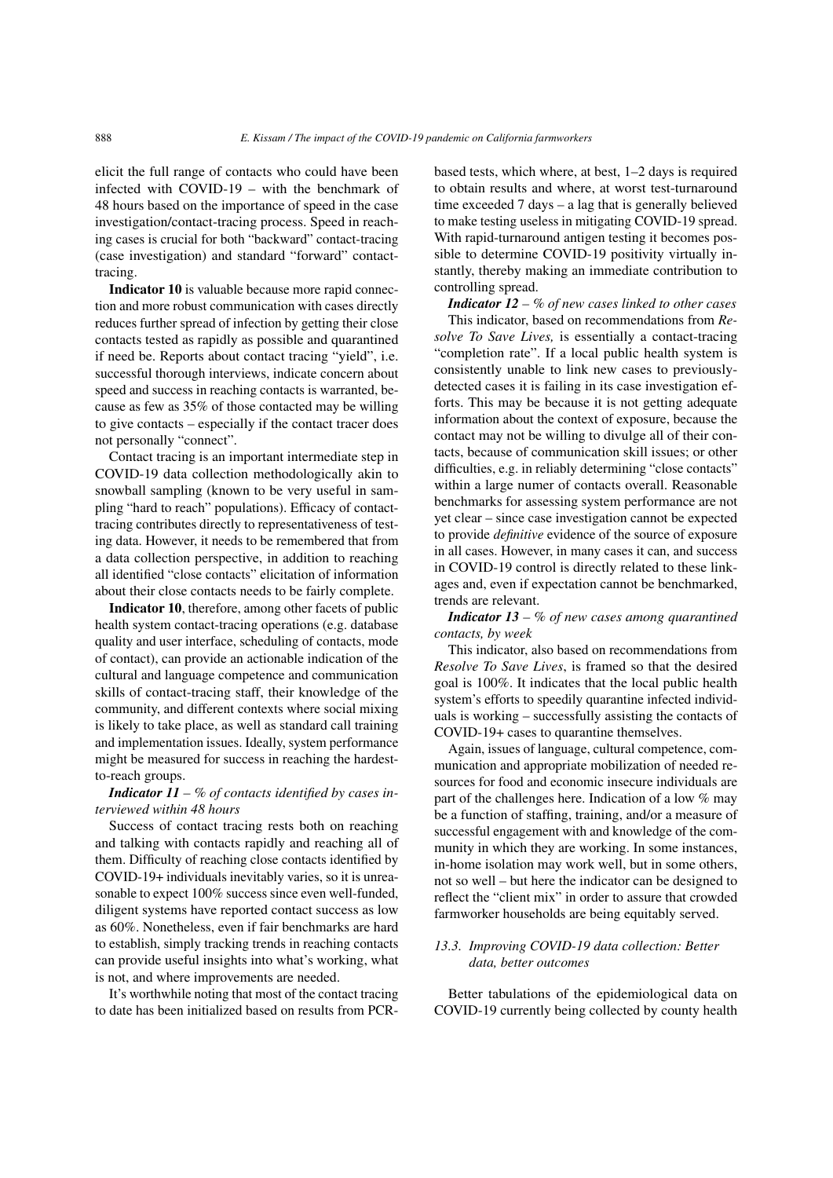elicit the full range of contacts who could have been infected with COVID-19 – with the benchmark of 48 hours based on the importance of speed in the case investigation/contact-tracing process. Speed in reaching cases is crucial for both "backward" contact-tracing (case investigation) and standard "forward" contact-tracing.

**Indicator 10** is valuable because more rapid connection and more robust communication with cases directly reduces further spread of infection by getting their close contacts tested as rapidly as possible and quarantined if need be. Reports about contact tracing "yield", i.e. successful thorough interviews, indicate concern about speed and success in reaching contacts is warranted, because as few as 35% of those contacted may be willing to give contacts – especially if the contact tracer does not personally "connect".

Contact tracing is an important intermediate step in COVID-19 data collection methodologically akin to snowball sampling (known to be very useful in sampling "hard to reach" populations). Efficacy of contact-tracing contributes directly to representativeness of testing data. However, it needs to be remembered that from a data collection perspective, in addition to reaching all identified "close contacts" elicitation of information about their close contacts needs to be fairly complete.

**Indicator 10**, therefore, among other facets of public health system contact-tracing operations (e.g. database quality and user interface, scheduling of contacts, mode of contact), can provide an actionable indication of the cultural and language competence and communication skills of contact-tracing staff, their knowledge of the community, and different contexts where social mixing is likely to take place, as well as standard call training and implementation issues. Ideally, system performance might be measured for success in reaching the hardest-to-reach groups.

***Indicator 11*** *– % of contacts identified by cases interviewed within 48 hours*

Success of contact tracing rests both on reaching and talking with contacts rapidly and reaching all of them. Difficulty of reaching close contacts identified by COVID-19+ individuals inevitably varies, so it is unreasonable to expect 100% success since even well-funded, diligent systems have reported contact success as low as 60%. Nonetheless, even if fair benchmarks are hard to establish, simply tracking trends in reaching contacts can provide useful insights into what's working, what is not, and where improvements are needed.

It's worthwhile noting that most of the contact tracing to date has been initialized based on results from PCR-based tests, which where, at best, 1–2 days is required to obtain results and where, at worst test-turnaround time exceeded 7 days – a lag that is generally believed to make testing useless in mitigating COVID-19 spread. With rapid-turnaround antigen testing it becomes possible to determine COVID-19 positivity virtually instantly, thereby making an immediate contribution to controlling spread.

***Indicator 12*** *– % of new cases linked to other cases*

This indicator, based on recommendations from *Resolve To Save Lives,* is essentially a contact-tracing "completion rate". If a local public health system is consistently unable to link new cases to previously-detected cases it is failing in its case investigation efforts. This may be because it is not getting adequate information about the context of exposure, because the contact may not be willing to divulge all of their contacts, because of communication skill issues; or other difficulties, e.g. in reliably determining "close contacts" within a large numer of contacts overall. Reasonable benchmarks for assessing system performance are not yet clear – since case investigation cannot be expected to provide *definitive* evidence of the source of exposure in all cases. However, in many cases it can, and success in COVID-19 control is directly related to these linkages and, even if expectation cannot be benchmarked, trends are relevant.

***Indicator 13*** *– % of new cases among quarantined contacts, by week*

This indicator, also based on recommendations from *Resolve To Save Lives*, is framed so that the desired goal is 100%. It indicates that the local public health system's efforts to speedily quarantine infected individuals is working – successfully assisting the contacts of COVID-19+ cases to quarantine themselves.

Again, issues of language, cultural competence, communication and appropriate mobilization of needed resources for food and economic insecure individuals are part of the challenges here. Indication of a low % may be a function of staffing, training, and/or a measure of successful engagement with and knowledge of the community in which they are working. In some instances, in-home isolation may work well, but in some others, not so well – but here the indicator can be designed to reflect the "client mix" in order to assure that crowded farmworker households are being equitably served.

### *13.3. Improving COVID-19 data collection: Better data, better outcomes*

Better tabulations of the epidemiological data on COVID-19 currently being collected by county health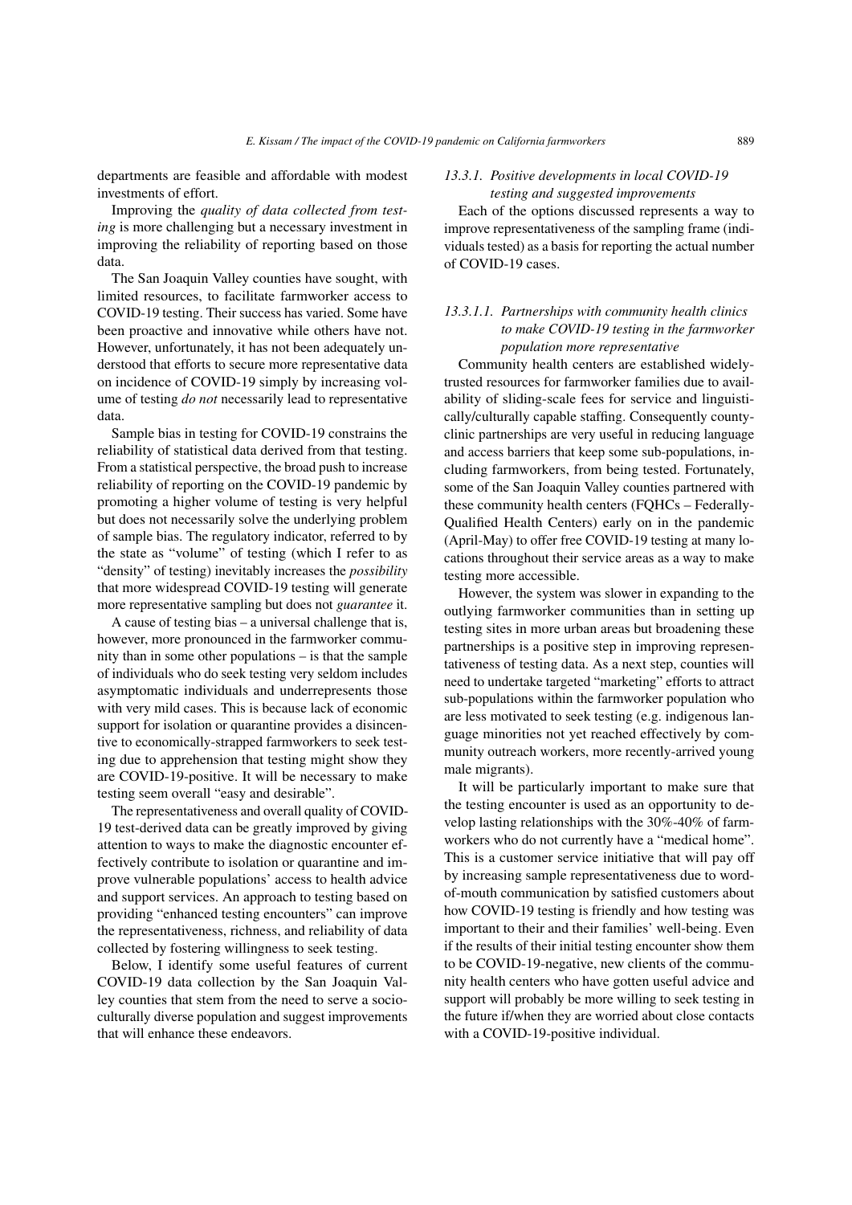departments are feasible and affordable with modest investments of effort.

Improving the *quality of data collected from testing* is more challenging but a necessary investment in improving the reliability of reporting based on those data.

The San Joaquin Valley counties have sought, with limited resources, to facilitate farmworker access to COVID-19 testing. Their success has varied. Some have been proactive and innovative while others have not. However, unfortunately, it has not been adequately understood that efforts to secure more representative data on incidence of COVID-19 simply by increasing volume of testing *do not* necessarily lead to representative data.

Sample bias in testing for COVID-19 constrains the reliability of statistical data derived from that testing. From a statistical perspective, the broad push to increase reliability of reporting on the COVID-19 pandemic by promoting a higher volume of testing is very helpful but does not necessarily solve the underlying problem of sample bias. The regulatory indicator, referred to by the state as "volume" of testing (which I refer to as "density" of testing) inevitably increases the *possibility* that more widespread COVID-19 testing will generate more representative sampling but does not *guarantee* it.

A cause of testing bias – a universal challenge that is, however, more pronounced in the farmworker community than in some other populations – is that the sample of individuals who do seek testing very seldom includes asymptomatic individuals and underrepresents those with very mild cases. This is because lack of economic support for isolation or quarantine provides a disincentive to economically-strapped farmworkers to seek testing due to apprehension that testing might show they are COVID-19-positive. It will be necessary to make testing seem overall "easy and desirable".

The representativeness and overall quality of COVID-19 test-derived data can be greatly improved by giving attention to ways to make the diagnostic encounter effectively contribute to isolation or quarantine and improve vulnerable populations' access to health advice and support services. An approach to testing based on providing "enhanced testing encounters" can improve the representativeness, richness, and reliability of data collected by fostering willingness to seek testing.

Below, I identify some useful features of current COVID-19 data collection by the San Joaquin Valley counties that stem from the need to serve a socio-culturally diverse population and suggest improvements that will enhance these endeavors.

#### *13.3.1. Positive developments in local COVID-19 testing and suggested improvements*

Each of the options discussed represents a way to improve representativeness of the sampling frame (individuals tested) as a basis for reporting the actual number of COVID-19 cases.

##### *13.3.1.1. Partnerships with community health clinics to make COVID-19 testing in the farmworker population more representative*

Community health centers are established widely-trusted resources for farmworker families due to availability of sliding-scale fees for service and linguistically/culturally capable staffing. Consequently county-clinic partnerships are very useful in reducing language and access barriers that keep some sub-populations, including farmworkers, from being tested. Fortunately, some of the San Joaquin Valley counties partnered with these community health centers (FQHCs – Federally-Qualified Health Centers) early on in the pandemic (April-May) to offer free COVID-19 testing at many locations throughout their service areas as a way to make testing more accessible.

However, the system was slower in expanding to the outlying farmworker communities than in setting up testing sites in more urban areas but broadening these partnerships is a positive step in improving representativeness of testing data. As a next step, counties will need to undertake targeted "marketing" efforts to attract sub-populations within the farmworker population who are less motivated to seek testing (e.g. indigenous language minorities not yet reached effectively by community outreach workers, more recently-arrived young male migrants).

It will be particularly important to make sure that the testing encounter is used as an opportunity to develop lasting relationships with the 30%-40% of farmworkers who do not currently have a "medical home". This is a customer service initiative that will pay off by increasing sample representativeness due to word-of-mouth communication by satisfied customers about how COVID-19 testing is friendly and how testing was important to their and their families' well-being. Even if the results of their initial testing encounter show them to be COVID-19-negative, new clients of the community health centers who have gotten useful advice and support will probably be more willing to seek testing in the future if/when they are worried about close contacts with a COVID-19-positive individual.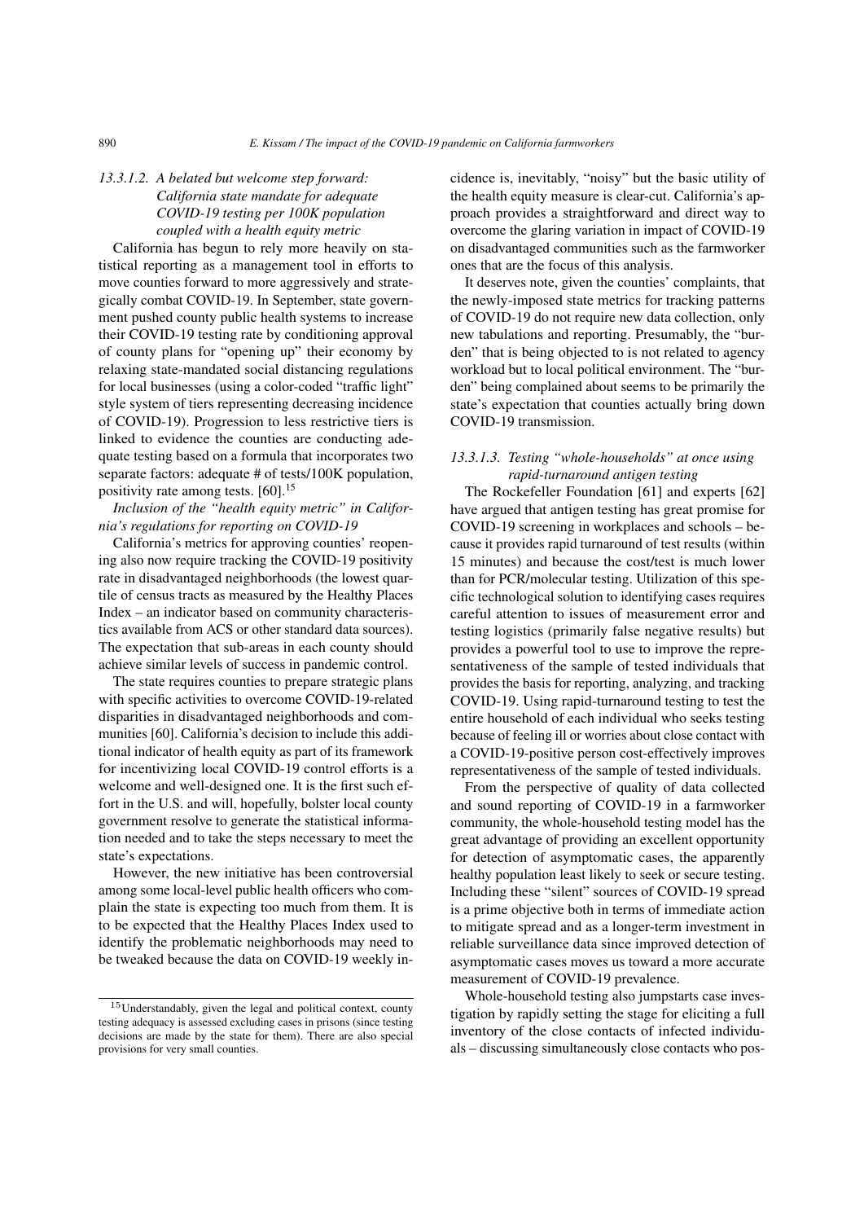#### 13.3.1.2. *A belated but welcome step forward: California state mandate for adequate COVID-19 testing per 100K population coupled with a health equity metric*

California has begun to rely more heavily on statistical reporting as a management tool in efforts to move counties forward to more aggressively and strategically combat COVID-19. In September, state government pushed county public health systems to increase their COVID-19 testing rate by conditioning approval of county plans for "opening up" their economy by relaxing state-mandated social distancing regulations for local businesses (using a color-coded "traffic light" style system of tiers representing decreasing incidence of COVID-19). Progression to less restrictive tiers is linked to evidence the counties are conducting adequate testing based on a formula that incorporates two separate factors: adequate # of tests/100K population, positivity rate among tests. [60].[15]

*Inclusion of the "health equity metric" in California's regulations for reporting on COVID-19*

California's metrics for approving counties' reopening also now require tracking the COVID-19 positivity rate in disadvantaged neighborhoods (the lowest quartile of census tracts as measured by the Healthy Places Index – an indicator based on community characteristics available from ACS or other standard data sources). The expectation that sub-areas in each county should achieve similar levels of success in pandemic control.

The state requires counties to prepare strategic plans with specific activities to overcome COVID-19-related disparities in disadvantaged neighborhoods and communities [60]. California's decision to include this additional indicator of health equity as part of its framework for incentivizing local COVID-19 control efforts is a welcome and well-designed one. It is the first such effort in the U.S. and will, hopefully, bolster local county government resolve to generate the statistical information needed and to take the steps necessary to meet the state's expectations.

However, the new initiative has been controversial among some local-level public health officers who complain the state is expecting too much from them. It is to be expected that the Healthy Places Index used to identify the problematic neighborhoods may need to be tweaked because the data on COVID-19 weekly incidence is, inevitably, "noisy" but the basic utility of the health equity measure is clear-cut. California's approach provides a straightforward and direct way to overcome the glaring variation in impact of COVID-19 on disadvantaged communities such as the farmworker ones that are the focus of this analysis.

It deserves note, given the counties' complaints, that the newly-imposed state metrics for tracking patterns of COVID-19 do not require new data collection, only new tabulations and reporting. Presumably, the "burden" that is being objected to is not related to agency workload but to local political environment. The "burden" being complained about seems to be primarily the state's expectation that counties actually bring down COVID-19 transmission.

#### 13.3.1.3. *Testing "whole-households" at once using rapid-turnaround antigen testing*

The Rockefeller Foundation [61] and experts [62] have argued that antigen testing has great promise for COVID-19 screening in workplaces and schools – because it provides rapid turnaround of test results (within 15 minutes) and because the cost/test is much lower than for PCR/molecular testing. Utilization of this specific technological solution to identifying cases requires careful attention to issues of measurement error and testing logistics (primarily false negative results) but provides a powerful tool to use to improve the representativeness of the sample of tested individuals that provides the basis for reporting, analyzing, and tracking COVID-19. Using rapid-turnaround testing to test the entire household of each individual who seeks testing because of feeling ill or worries about close contact with a COVID-19-positive person cost-effectively improves representativeness of the sample of tested individuals.

From the perspective of quality of data collected and sound reporting of COVID-19 in a farmworker community, the whole-household testing model has the great advantage of providing an excellent opportunity for detection of asymptomatic cases, the apparently healthy population least likely to seek or secure testing. Including these "silent" sources of COVID-19 spread is a prime objective both in terms of immediate action to mitigate spread and as a longer-term investment in reliable surveillance data since improved detection of asymptomatic cases moves us toward a more accurate measurement of COVID-19 prevalence.

Whole-household testing also jumpstarts case investigation by rapidly setting the stage for eliciting a full inventory of the close contacts of infected individuals – discussing simultaneously close contacts who pos-

[15] Understandably, given the legal and political context, county testing adequacy is assessed excluding cases in prisons (since testing decisions are made by the state for them). There are also special provisions for very small counties.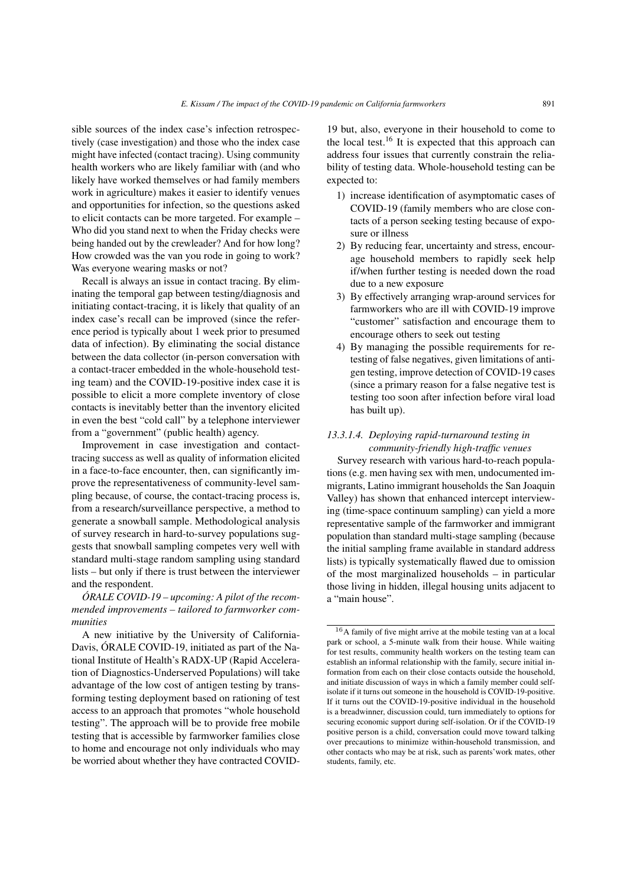sible sources of the index case's infection retrospectively (case investigation) and those who the index case might have infected (contact tracing). Using community health workers who are likely familiar with (and who likely have worked themselves or had family members work in agriculture) makes it easier to identify venues and opportunities for infection, so the questions asked to elicit contacts can be more targeted. For example – Who did you stand next to when the Friday checks were being handed out by the crewleader? And for how long? How crowded was the van you rode in going to work? Was everyone wearing masks or not?

Recall is always an issue in contact tracing. By eliminating the temporal gap between testing/diagnosis and initiating contact-tracing, it is likely that quality of an index case's recall can be improved (since the reference period is typically about 1 week prior to presumed data of infection). By eliminating the social distance between the data collector (in-person conversation with a contact-tracer embedded in the whole-household testing team) and the COVID-19-positive index case it is possible to elicit a more complete inventory of close contacts is inevitably better than the inventory elicited in even the best "cold call" by a telephone interviewer from a "government" (public health) agency.

Improvement in case investigation and contact-tracing success as well as quality of information elicited in a face-to-face encounter, then, can significantly improve the representativeness of community-level sampling because, of course, the contact-tracing process is, from a research/surveillance perspective, a method to generate a snowball sample. Methodological analysis of survey research in hard-to-survey populations suggests that snowball sampling competes very well with standard multi-stage random sampling using standard lists – but only if there is trust between the interviewer and the respondent.

*ÓRALE COVID-19 – upcoming: A pilot of the recommended improvements – tailored to farmworker communities*

A new initiative by the University of California-Davis, ÓRALE COVID-19, initiated as part of the National Institute of Health's RADX-UP (Rapid Acceleration of Diagnostics-Underserved Populations) will take advantage of the low cost of antigen testing by transforming testing deployment based on rationing of test access to an approach that promotes "whole household testing". The approach will be to provide free mobile testing that is accessible by farmworker families close to home and encourage not only individuals who may be worried about whether they have contracted COVID-19 but, also, everyone in their household to come to the local test.[16] It is expected that this approach can address four issues that currently constrain the reliability of testing data. Whole-household testing can be expected to:

1) increase identification of asymptomatic cases of COVID-19 (family members who are close contacts of a person seeking testing because of exposure or illness
2) By reducing fear, uncertainty and stress, encourage household members to rapidly seek help if/when further testing is needed down the road due to a new exposure
3) By effectively arranging wrap-around services for farmworkers who are ill with COVID-19 improve "customer" satisfaction and encourage them to encourage others to seek out testing
4) By managing the possible requirements for re-testing of false negatives, given limitations of antigen testing, improve detection of COVID-19 cases (since a primary reason for a false negative test is testing too soon after infection before viral load has built up).

#### *13.3.1.4. Deploying rapid-turnaround testing in community-friendly high-traffic venues*

Survey research with various hard-to-reach populations (e.g. men having sex with men, undocumented immigrants, Latino immigrant households the San Joaquin Valley) has shown that enhanced intercept interviewing (time-space continuum sampling) can yield a more representative sample of the farmworker and immigrant population than standard multi-stage sampling (because the initial sampling frame available in standard address lists) is typically systematically flawed due to omission of the most marginalized households – in particular those living in hidden, illegal housing units adjacent to a "main house".

[16] A family of five might arrive at the mobile testing van at a local park or school, a 5-minute walk from their house. While waiting for test results, community health workers on the testing team can establish an informal relationship with the family, secure initial information from each on their close contacts outside the household, and initiate discussion of ways in which a family member could self-isolate if it turns out someone in the household is COVID-19-positive. If it turns out the COVID-19-positive individual in the household is a breadwinner, discussion could, turn immediately to options for securing economic support during self-isolation. Or if the COVID-19 positive person is a child, conversation could move toward talking over precautions to minimize within-household transmission, and other contacts who may be at risk, such as parents'work mates, other students, family, etc.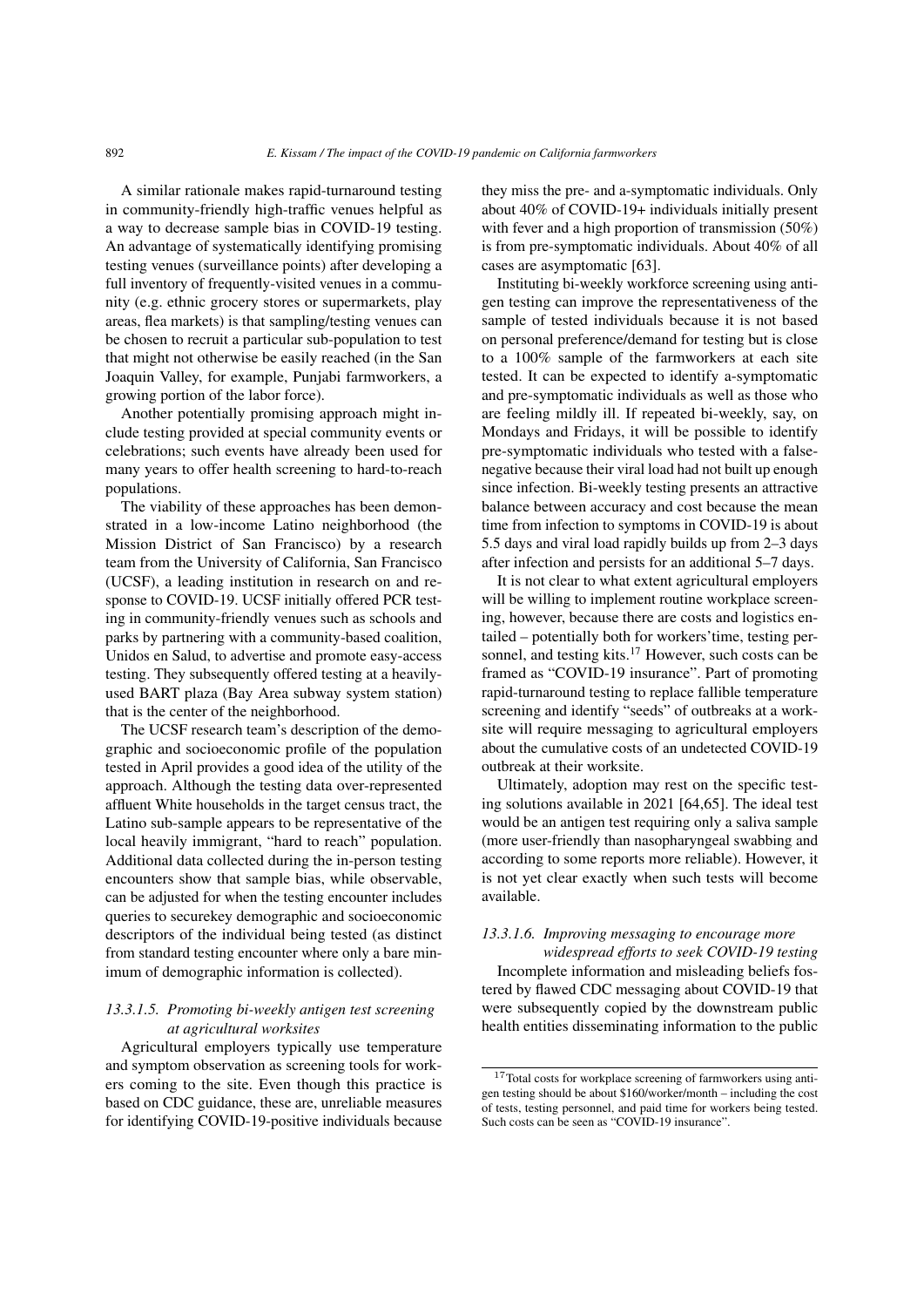A similar rationale makes rapid-turnaround testing in community-friendly high-traffic venues helpful as a way to decrease sample bias in COVID-19 testing. An advantage of systematically identifying promising testing venues (surveillance points) after developing a full inventory of frequently-visited venues in a community (e.g. ethnic grocery stores or supermarkets, play areas, flea markets) is that sampling/testing venues can be chosen to recruit a particular sub-population to test that might not otherwise be easily reached (in the San Joaquin Valley, for example, Punjabi farmworkers, a growing portion of the labor force).

Another potentially promising approach might include testing provided at special community events or celebrations; such events have already been used for many years to offer health screening to hard-to-reach populations.

The viability of these approaches has been demonstrated in a low-income Latino neighborhood (the Mission District of San Francisco) by a research team from the University of California, San Francisco (UCSF), a leading institution in research on and response to COVID-19. UCSF initially offered PCR testing in community-friendly venues such as schools and parks by partnering with a community-based coalition, Unidos en Salud, to advertise and promote easy-access testing. They subsequently offered testing at a heavily-used BART plaza (Bay Area subway system station) that is the center of the neighborhood.

The UCSF research team's description of the demographic and socioeconomic profile of the population tested in April provides a good idea of the utility of the approach. Although the testing data over-represented affluent White households in the target census tract, the Latino sub-sample appears to be representative of the local heavily immigrant, "hard to reach" population. Additional data collected during the in-person testing encounters show that sample bias, while observable, can be adjusted for when the testing encounter includes queries to securekey demographic and socioeconomic descriptors of the individual being tested (as distinct from standard testing encounter where only a bare minimum of demographic information is collected).

#### *13.3.1.5. Promoting bi-weekly antigen test screening at agricultural worksites*

Agricultural employers typically use temperature and symptom observation as screening tools for workers coming to the site. Even though this practice is based on CDC guidance, these are, unreliable measures for identifying COVID-19-positive individuals because they miss the pre- and a-symptomatic individuals. Only about 40% of COVID-19+ individuals initially present with fever and a high proportion of transmission (50%) is from pre-symptomatic individuals. About 40% of all cases are asymptomatic [63].

Instituting bi-weekly workforce screening using antigen testing can improve the representativeness of the sample of tested individuals because it is not based on personal preference/demand for testing but is close to a 100% sample of the farmworkers at each site tested. It can be expected to identify a-symptomatic and pre-symptomatic individuals as well as those who are feeling mildly ill. If repeated bi-weekly, say, on Mondays and Fridays, it will be possible to identify pre-symptomatic individuals who tested with a false-negative because their viral load had not built up enough since infection. Bi-weekly testing presents an attractive balance between accuracy and cost because the mean time from infection to symptoms in COVID-19 is about 5.5 days and viral load rapidly builds up from 2–3 days after infection and persists for an additional 5–7 days.

It is not clear to what extent agricultural employers will be willing to implement routine workplace screening, however, because there are costs and logistics entailed – potentially both for workers'time, testing personnel, and testing kits.[17] However, such costs can be framed as "COVID-19 insurance". Part of promoting rapid-turnaround testing to replace fallible temperature screening and identify "seeds" of outbreaks at a worksite will require messaging to agricultural employers about the cumulative costs of an undetected COVID-19 outbreak at their worksite.

Ultimately, adoption may rest on the specific testing solutions available in 2021 [64,65]. The ideal test would be an antigen test requiring only a saliva sample (more user-friendly than nasopharyngeal swabbing and according to some reports more reliable). However, it is not yet clear exactly when such tests will become available.

#### *13.3.1.6. Improving messaging to encourage more widespread efforts to seek COVID-19 testing*

Incomplete information and misleading beliefs fostered by flawed CDC messaging about COVID-19 that were subsequently copied by the downstream public health entities disseminating information to the public

[17] Total costs for workplace screening of farmworkers using antigen testing should be about $160/worker/month – including the cost of tests, testing personnel, and paid time for workers being tested. Such costs can be seen as "COVID-19 insurance".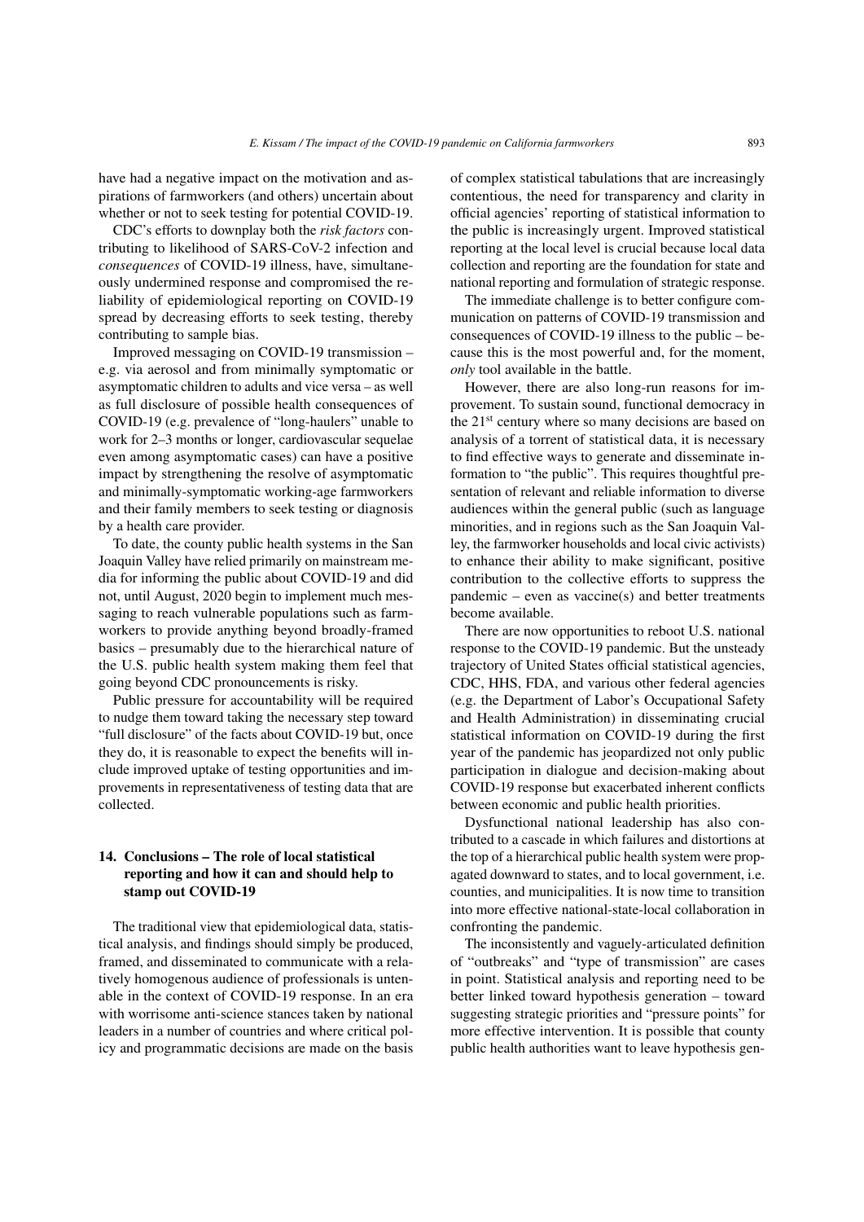have had a negative impact on the motivation and aspirations of farmworkers (and others) uncertain about whether or not to seek testing for potential COVID-19.

CDC's efforts to downplay both the *risk factors* contributing to likelihood of SARS-CoV-2 infection and *consequences* of COVID-19 illness, have, simultaneously undermined response and compromised the reliability of epidemiological reporting on COVID-19 spread by decreasing efforts to seek testing, thereby contributing to sample bias.

Improved messaging on COVID-19 transmission – e.g. via aerosol and from minimally symptomatic or asymptomatic children to adults and vice versa – as well as full disclosure of possible health consequences of COVID-19 (e.g. prevalence of "long-haulers" unable to work for 2–3 months or longer, cardiovascular sequelae even among asymptomatic cases) can have a positive impact by strengthening the resolve of asymptomatic and minimally-symptomatic working-age farmworkers and their family members to seek testing or diagnosis by a health care provider.

To date, the county public health systems in the San Joaquin Valley have relied primarily on mainstream media for informing the public about COVID-19 and did not, until August, 2020 begin to implement much messaging to reach vulnerable populations such as farmworkers to provide anything beyond broadly-framed basics – presumably due to the hierarchical nature of the U.S. public health system making them feel that going beyond CDC pronouncements is risky.

Public pressure for accountability will be required to nudge them toward taking the necessary step toward "full disclosure" of the facts about COVID-19 but, once they do, it is reasonable to expect the benefits will include improved uptake of testing opportunities and improvements in representativeness of testing data that are collected.

## 14. Conclusions – The role of local statistical reporting and how it can and should help to stamp out COVID-19

The traditional view that epidemiological data, statistical analysis, and findings should simply be produced, framed, and disseminated to communicate with a relatively homogenous audience of professionals is untenable in the context of COVID-19 response. In an era with worrisome anti-science stances taken by national leaders in a number of countries and where critical policy and programmatic decisions are made on the basis of complex statistical tabulations that are increasingly contentious, the need for transparency and clarity in official agencies' reporting of statistical information to the public is increasingly urgent. Improved statistical reporting at the local level is crucial because local data collection and reporting are the foundation for state and national reporting and formulation of strategic response.

The immediate challenge is to better configure communication on patterns of COVID-19 transmission and consequences of COVID-19 illness to the public – because this is the most powerful and, for the moment, *only* tool available in the battle.

However, there are also long-run reasons for improvement. To sustain sound, functional democracy in the 21st century where so many decisions are based on analysis of a torrent of statistical data, it is necessary to find effective ways to generate and disseminate information to "the public". This requires thoughtful presentation of relevant and reliable information to diverse audiences within the general public (such as language minorities, and in regions such as the San Joaquin Valley, the farmworker households and local civic activists) to enhance their ability to make significant, positive contribution to the collective efforts to suppress the pandemic – even as vaccine(s) and better treatments become available.

There are now opportunities to reboot U.S. national response to the COVID-19 pandemic. But the unsteady trajectory of United States official statistical agencies, CDC, HHS, FDA, and various other federal agencies (e.g. the Department of Labor's Occupational Safety and Health Administration) in disseminating crucial statistical information on COVID-19 during the first year of the pandemic has jeopardized not only public participation in dialogue and decision-making about COVID-19 response but exacerbated inherent conflicts between economic and public health priorities.

Dysfunctional national leadership has also contributed to a cascade in which failures and distortions at the top of a hierarchical public health system were propagated downward to states, and to local government, i.e. counties, and municipalities. It is now time to transition into more effective national-state-local collaboration in confronting the pandemic.

The inconsistently and vaguely-articulated definition of "outbreaks" and "type of transmission" are cases in point. Statistical analysis and reporting need to be better linked toward hypothesis generation – toward suggesting strategic priorities and "pressure points" for more effective intervention. It is possible that county public health authorities want to leave hypothesis gen-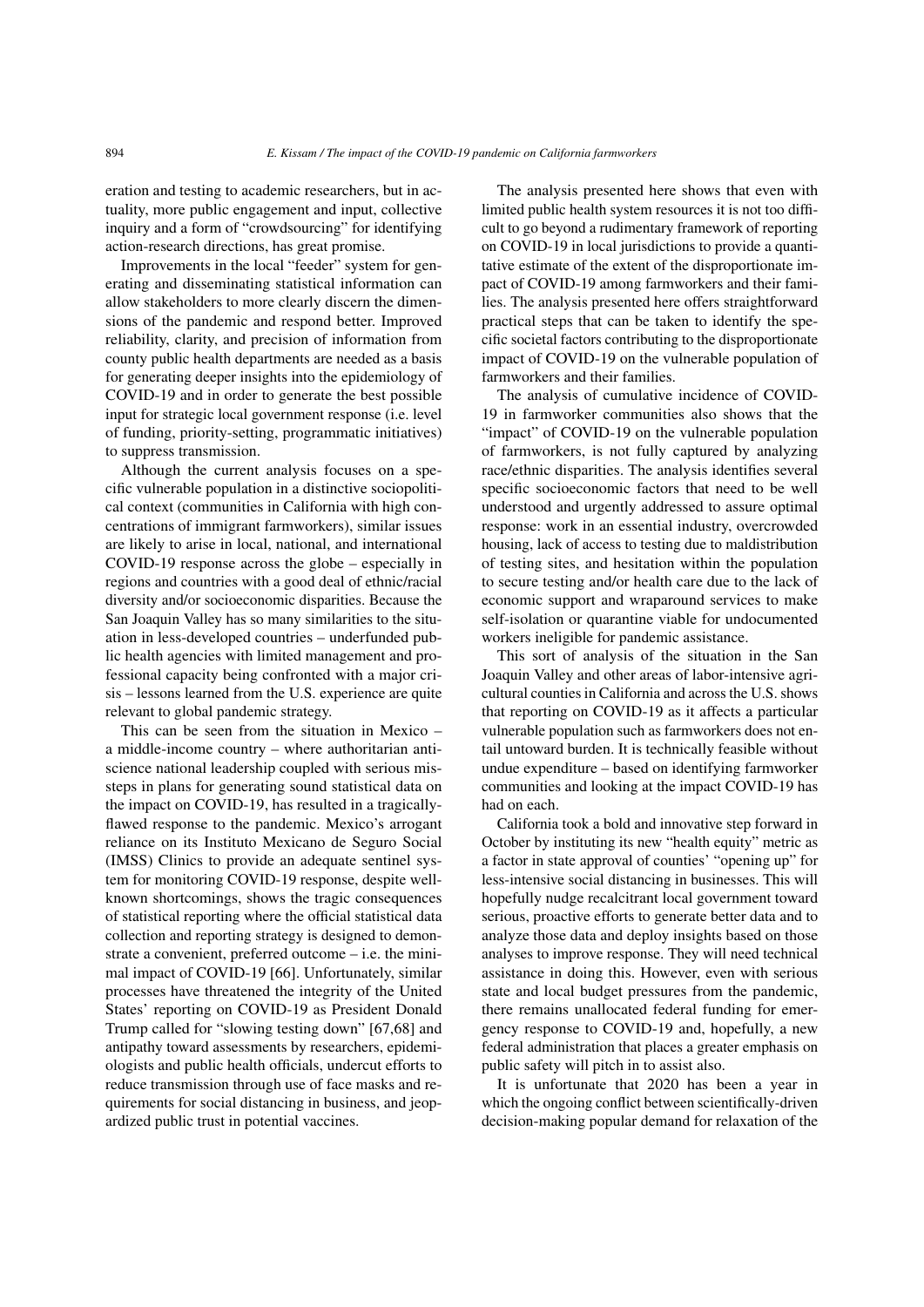eration and testing to academic researchers, but in actuality, more public engagement and input, collective inquiry and a form of "crowdsourcing" for identifying action-research directions, has great promise.

Improvements in the local "feeder" system for generating and disseminating statistical information can allow stakeholders to more clearly discern the dimensions of the pandemic and respond better. Improved reliability, clarity, and precision of information from county public health departments are needed as a basis for generating deeper insights into the epidemiology of COVID-19 and in order to generate the best possible input for strategic local government response (i.e. level of funding, priority-setting, programmatic initiatives) to suppress transmission.

Although the current analysis focuses on a specific vulnerable population in a distinctive sociopolitical context (communities in California with high concentrations of immigrant farmworkers), similar issues are likely to arise in local, national, and international COVID-19 response across the globe – especially in regions and countries with a good deal of ethnic/racial diversity and/or socioeconomic disparities. Because the San Joaquin Valley has so many similarities to the situation in less-developed countries – underfunded public health agencies with limited management and professional capacity being confronted with a major crisis – lessons learned from the U.S. experience are quite relevant to global pandemic strategy.

This can be seen from the situation in Mexico – a middle-income country – where authoritarian anti-science national leadership coupled with serious missteps in plans for generating sound statistical data on the impact on COVID-19, has resulted in a tragically-flawed response to the pandemic. Mexico's arrogant reliance on its Instituto Mexicano de Seguro Social (IMSS) Clinics to provide an adequate sentinel system for monitoring COVID-19 response, despite well-known shortcomings, shows the tragic consequences of statistical reporting where the official statistical data collection and reporting strategy is designed to demonstrate a convenient, preferred outcome – i.e. the minimal impact of COVID-19 [66]. Unfortunately, similar processes have threatened the integrity of the United States' reporting on COVID-19 as President Donald Trump called for "slowing testing down" [67,68] and antipathy toward assessments by researchers, epidemiologists and public health officials, undercut efforts to reduce transmission through use of face masks and requirements for social distancing in business, and jeopardized public trust in potential vaccines.

The analysis presented here shows that even with limited public health system resources it is not too difficult to go beyond a rudimentary framework of reporting on COVID-19 in local jurisdictions to provide a quantitative estimate of the extent of the disproportionate impact of COVID-19 among farmworkers and their families. The analysis presented here offers straightforward practical steps that can be taken to identify the specific societal factors contributing to the disproportionate impact of COVID-19 on the vulnerable population of farmworkers and their families.

The analysis of cumulative incidence of COVID-19 in farmworker communities also shows that the "impact" of COVID-19 on the vulnerable population of farmworkers, is not fully captured by analyzing race/ethnic disparities. The analysis identifies several specific socioeconomic factors that need to be well understood and urgently addressed to assure optimal response: work in an essential industry, overcrowded housing, lack of access to testing due to maldistribution of testing sites, and hesitation within the population to secure testing and/or health care due to the lack of economic support and wraparound services to make self-isolation or quarantine viable for undocumented workers ineligible for pandemic assistance.

This sort of analysis of the situation in the San Joaquin Valley and other areas of labor-intensive agricultural counties in California and across the U.S. shows that reporting on COVID-19 as it affects a particular vulnerable population such as farmworkers does not entail untoward burden. It is technically feasible without undue expenditure – based on identifying farmworker communities and looking at the impact COVID-19 has had on each.

California took a bold and innovative step forward in October by instituting its new "health equity" metric as a factor in state approval of counties' "opening up" for less-intensive social distancing in businesses. This will hopefully nudge recalcitrant local government toward serious, proactive efforts to generate better data and to analyze those data and deploy insights based on those analyses to improve response. They will need technical assistance in doing this. However, even with serious state and local budget pressures from the pandemic, there remains unallocated federal funding for emergency response to COVID-19 and, hopefully, a new federal administration that places a greater emphasis on public safety will pitch in to assist also.

It is unfortunate that 2020 has been a year in which the ongoing conflict between scientifically-driven decision-making popular demand for relaxation of the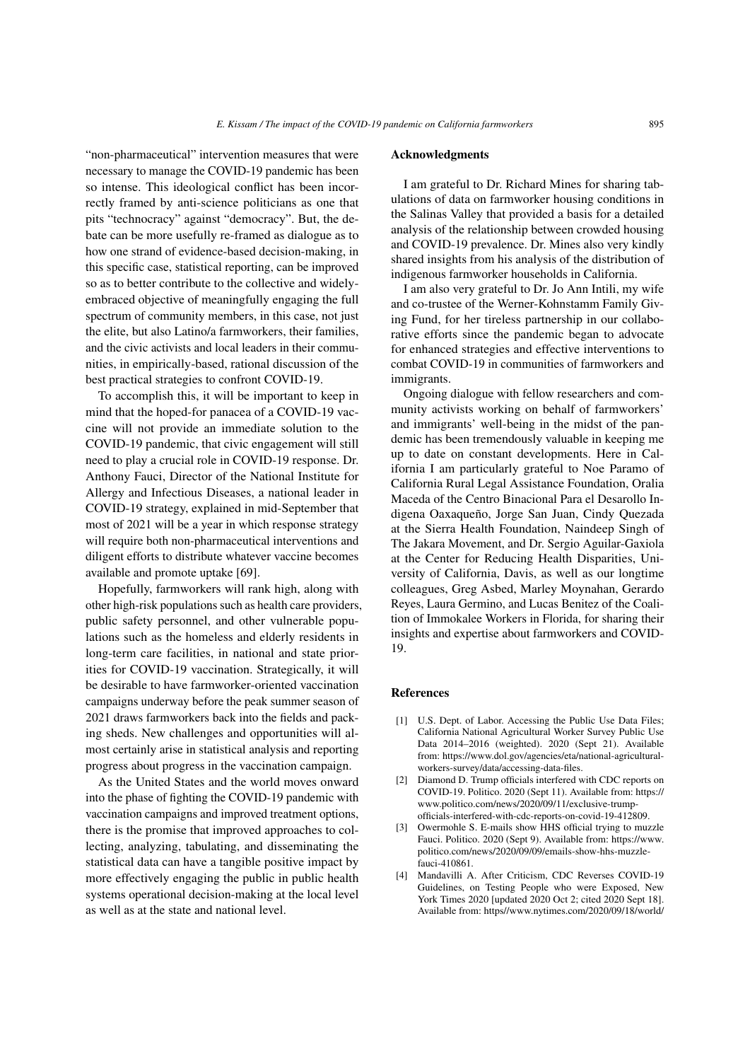"non-pharmaceutical" intervention measures that were necessary to manage the COVID-19 pandemic has been so intense. This ideological conflict has been incorrectly framed by anti-science politicians as one that pits "technocracy" against "democracy". But, the debate can be more usefully re-framed as dialogue as to how one strand of evidence-based decision-making, in this specific case, statistical reporting, can be improved so as to better contribute to the collective and widely-embraced objective of meaningfully engaging the full spectrum of community members, in this case, not just the elite, but also Latino/a farmworkers, their families, and the civic activists and local leaders in their communities, in empirically-based, rational discussion of the best practical strategies to confront COVID-19.

To accomplish this, it will be important to keep in mind that the hoped-for panacea of a COVID-19 vaccine will not provide an immediate solution to the COVID-19 pandemic, that civic engagement will still need to play a crucial role in COVID-19 response. Dr. Anthony Fauci, Director of the National Institute for Allergy and Infectious Diseases, a national leader in COVID-19 strategy, explained in mid-September that most of 2021 will be a year in which response strategy will require both non-pharmaceutical interventions and diligent efforts to distribute whatever vaccine becomes available and promote uptake [69].

Hopefully, farmworkers will rank high, along with other high-risk populations such as health care providers, public safety personnel, and other vulnerable populations such as the homeless and elderly residents in long-term care facilities, in national and state priorities for COVID-19 vaccination. Strategically, it will be desirable to have farmworker-oriented vaccination campaigns underway before the peak summer season of 2021 draws farmworkers back into the fields and packing sheds. New challenges and opportunities will almost certainly arise in statistical analysis and reporting progress about progress in the vaccination campaign.

As the United States and the world moves onward into the phase of fighting the COVID-19 pandemic with vaccination campaigns and improved treatment options, there is the promise that improved approaches to collecting, analyzing, tabulating, and disseminating the statistical data can have a tangible positive impact by more effectively engaging the public in public health systems operational decision-making at the local level as well as at the state and national level.

## Acknowledgments

I am grateful to Dr. Richard Mines for sharing tabulations of data on farmworker housing conditions in the Salinas Valley that provided a basis for a detailed analysis of the relationship between crowded housing and COVID-19 prevalence. Dr. Mines also very kindly shared insights from his analysis of the distribution of indigenous farmworker households in California.

I am also very grateful to Dr. Jo Ann Intili, my wife and co-trustee of the Werner-Kohnstamm Family Giving Fund, for her tireless partnership in our collaborative efforts since the pandemic began to advocate for enhanced strategies and effective interventions to combat COVID-19 in communities of farmworkers and immigrants.

Ongoing dialogue with fellow researchers and community activists working on behalf of farmworkers' and immigrants' well-being in the midst of the pandemic has been tremendously valuable in keeping me up to date on constant developments. Here in California I am particularly grateful to Noe Paramo of California Rural Legal Assistance Foundation, Oralia Maceda of the Centro Binacional Para el Desarollo Indigena Oaxaqueño, Jorge San Juan, Cindy Quezada at the Sierra Health Foundation, Naindeep Singh of The Jakara Movement, and Dr. Sergio Aguilar-Gaxiola at the Center for Reducing Health Disparities, University of California, Davis, as well as our longtime colleagues, Greg Asbed, Marley Moynahan, Gerardo Reyes, Laura Germino, and Lucas Benitez of the Coalition of Immokalee Workers in Florida, for sharing their insights and expertise about farmworkers and COVID-19.

## References

[1] U.S. Dept. of Labor. Accessing the Public Use Data Files; California National Agricultural Worker Survey Public Use Data 2014–2016 (weighted). 2020 (Sept 21). Available from: https://www.dol.gov/agencies/eta/national-agricultural-workers-survey/data/accessing-data-files.

[2] Diamond D. Trump officials interfered with CDC reports on COVID-19. Politico. 2020 (Sept 11). Available from: https://www.politico.com/news/2020/09/11/exclusive-trump-officials-interfered-with-cdc-reports-on-covid-19-412809.

[3] Owermohle S. E-mails show HHS official trying to muzzle Fauci. Politico. 2020 (Sept 9). Available from: https://www.politico.com/news/2020/09/09/emails-show-hhs-muzzle-fauci-410861.

[4] Mandavilli A. After Criticism, CDC Reverses COVID-19 Guidelines, on Testing People who were Exposed, New York Times 2020 [updated 2020 Oct 2; cited 2020 Sept 18]. Available from: https//www.nytimes.com/2020/09/18/world/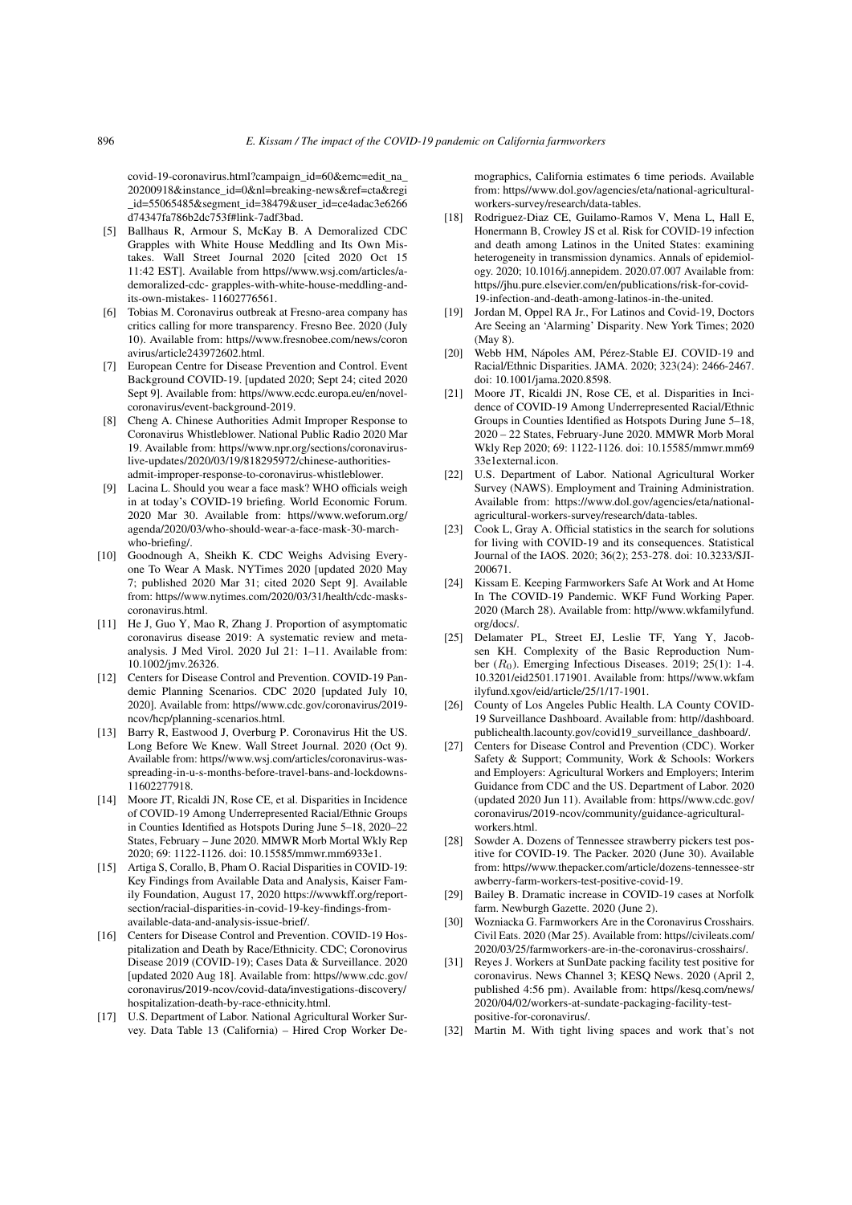covid-19-coronavirus.html?campaign_id=60&emc=edit_na_20200918&instance_id=0&nl=breaking-news&ref=cta&regi_id=55065485&segment_id=38479&user_id=ce4adac3e6266d74347fa786b2dc753f#link-7adf3bad.

[5] Ballhaus R, Armour S, McKay B. A Demoralized CDC Grapples with White House Meddling and Its Own Mistakes. Wall Street Journal 2020 [cited 2020 Oct 15 11:42 EST]. Available from https//www.wsj.com/articles/a-demoralized-cdc- grapples-with-white-house-meddling-and-its-own-mistakes- 11602776561.

[6] Tobias M. Coronavirus outbreak at Fresno-area company has critics calling for more transparency. Fresno Bee. 2020 (July 10). Available from: https//www.fresnobee.com/news/coronavirus/article243972602.html.

[7] European Centre for Disease Prevention and Control. Event Background COVID-19. [updated 2020; Sept 24; cited 2020 Sept 9]. Available from: https//www.ecdc.europa.eu/en/novel-coronavirus/event-background-2019.

[8] Cheng A. Chinese Authorities Admit Improper Response to Coronavirus Whistleblower. National Public Radio 2020 Mar 19. Available from: https//www.npr.org/sections/coronavirus-live-updates/2020/03/19/818295972/chinese-authorities-admit-improper-response-to-coronavirus-whistleblower.

[9] Lacina L. Should you wear a face mask? WHO officials weigh in at today's COVID-19 briefing. World Economic Forum. 2020 Mar 30. Available from: https//www.weforum.org/agenda/2020/03/who-should-wear-a-face-mask-30-march-who-briefing/.

[10] Goodnough A, Sheikh K. CDC Weighs Advising Everyone To Wear A Mask. NYTimes 2020 [updated 2020 May 7; published 2020 Mar 31; cited 2020 Sept 9]. Available from: https//www.nytimes.com/2020/03/31/health/cdc-masks-coronavirus.html.

[11] He J, Guo Y, Mao R, Zhang J. Proportion of asymptomatic coronavirus disease 2019: A systematic review and meta-analysis. J Med Virol. 2020 Jul 21: 1–11. Available from: 10.1002/jmv.26326.

[12] Centers for Disease Control and Prevention. COVID-19 Pandemic Planning Scenarios. CDC 2020 [updated July 10, 2020]. Available from: https//www.cdc.gov/coronavirus/2019-ncov/hcp/planning-scenarios.html.

[13] Barry R, Eastwood J, Overburg P. Coronavirus Hit the US. Long Before We Knew. Wall Street Journal. 2020 (Oct 9). Available from: https//www.wsj.com/articles/coronavirus-was-spreading-in-u-s-months-before-travel-bans-and-lockdowns-11602277918.

[14] Moore JT, Ricaldi JN, Rose CE, et al. Disparities in Incidence of COVID-19 Among Underrepresented Racial/Ethnic Groups in Counties Identified as Hotspots During June 5–18, 2020–22 States, February – June 2020. MMWR Morb Mortal Wkly Rep 2020; 69: 1122-1126. doi: 10.15585/mmwr.mm6933e1.

[15] Artiga S, Corallo, B, Pham O. Racial Disparities in COVID-19: Key Findings from Available Data and Analysis, Kaiser Family Foundation, August 17, 2020 https://www.kff.org/report-section/racial-disparities-in-covid-19-key-findings-from-available-data-and-analysis-issue-brief/.

[16] Centers for Disease Control and Prevention. COVID-19 Hospitalization and Death by Race/Ethnicity. CDC; Coronovirus Disease 2019 (COVID-19); Cases Data & Surveillance. 2020 [updated 2020 Aug 18]. Available from: https//www.cdc.gov/coronavirus/2019-ncov/covid-data/investigations-discovery/hospitalization-death-by-race-ethnicity.html.

[17] U.S. Department of Labor. National Agricultural Worker Survey. Data Table 13 (California) – Hired Crop Worker Demographics, California estimates 6 time periods. Available from: https//www.dol.gov/agencies/eta/national-agricultural-workers-survey/research/data-tables.

[18] Rodriguez-Diaz CE, Guilamo-Ramos V, Mena L, Hall E, Honermann B, Crowley JS et al. Risk for COVID-19 infection and death among Latinos in the United States: examining heterogeneity in transmission dynamics. Annals of epidemiology. 2020; 10.1016/j.annepidem. 2020.07.007 Available from: https//jhu.pure.elsevier.com/en/publications/risk-for-covid-19-infection-and-death-among-latinos-in-the-united.

[19] Jordan M, Oppel RA Jr., For Latinos and Covid-19, Doctors Are Seeing an 'Alarming' Disparity. New York Times; 2020 (May 8).

[20] Webb HM, Nápoles AM, Pérez-Stable EJ. COVID-19 and Racial/Ethnic Disparities. JAMA. 2020; 323(24): 2466-2467. doi: 10.1001/jama.2020.8598.

[21] Moore JT, Ricaldi JN, Rose CE, et al. Disparities in Incidence of COVID-19 Among Underrepresented Racial/Ethnic Groups in Counties Identified as Hotspots During June 5–18, 2020 – 22 States, February-June 2020. MMWR Morb Moral Wkly Rep 2020; 69: 1122-1126. doi: 10.15585/mmwr.mm6933e1external.icon.

[22] U.S. Department of Labor. National Agricultural Worker Survey (NAWS). Employment and Training Administration. Available from: https://www.dol.gov/agencies/eta/national-agricultural-workers-survey/research/data-tables.

[23] Cook L, Gray A. Official statistics in the search for solutions for living with COVID-19 and its consequences. Statistical Journal of the IAOS. 2020; 36(2); 253-278. doi: 10.3233/SJI-200671.

[24] Kissam E. Keeping Farmworkers Safe At Work and At Home In The COVID-19 Pandemic. WKF Fund Working Paper. 2020 (March 28). Available from: http//www.wkfamilyfund.org/docs/.

[25] Delamater PL, Street EJ, Leslie TF, Yang Y, Jacobsen KH. Complexity of the Basic Reproduction Number ($R_0$). Emerging Infectious Diseases. 2019; 25(1): 1-4. 10.3201/eid2501.171901. Available from: https//www.wkfamilyfund.xgov/eid/article/25/1/17-1901.

[26] County of Los Angeles Public Health. LA County COVID-19 Surveillance Dashboard. Available from: http//dashboard.publichealth.lacounty.gov/covid19_surveillance_dashboard/.

[27] Centers for Disease Control and Prevention (CDC). Worker Safety & Support; Community, Work & Schools: Workers and Employers: Agricultural Workers and Employers; Interim Guidance from CDC and the US. Department of Labor. 2020 (updated 2020 Jun 11). Available from: https//www.cdc.gov/coronavirus/2019-ncov/community/guidance-agricultural-workers.html.

[28] Sowder A. Dozens of Tennessee strawberry pickers test positive for COVID-19. The Packer. 2020 (June 30). Available from: https//www.thepacker.com/article/dozens-tennessee-strawberry-farm-workers-test-positive-covid-19.

[29] Bailey B. Dramatic increase in COVID-19 cases at Norfolk farm. Newburgh Gazette. 2020 (June 2).

[30] Wozniacka G. Farmworkers Are in the Coronavirus Crosshairs. Civil Eats. 2020 (Mar 25). Available from: https//civileats.com/2020/03/25/farmworkers-are-in-the-coronavirus-crosshairs/.

[31] Reyes J. Workers at SunDate packing facility test positive for coronavirus. News Channel 3; KESQ News. 2020 (April 2, published 4:56 pm). Available from: https//kesq.com/news/2020/04/02/workers-at-sundate-packaging-facility-test-positive-for-coronavirus/.

[32] Martin M. With tight living spaces and work that's not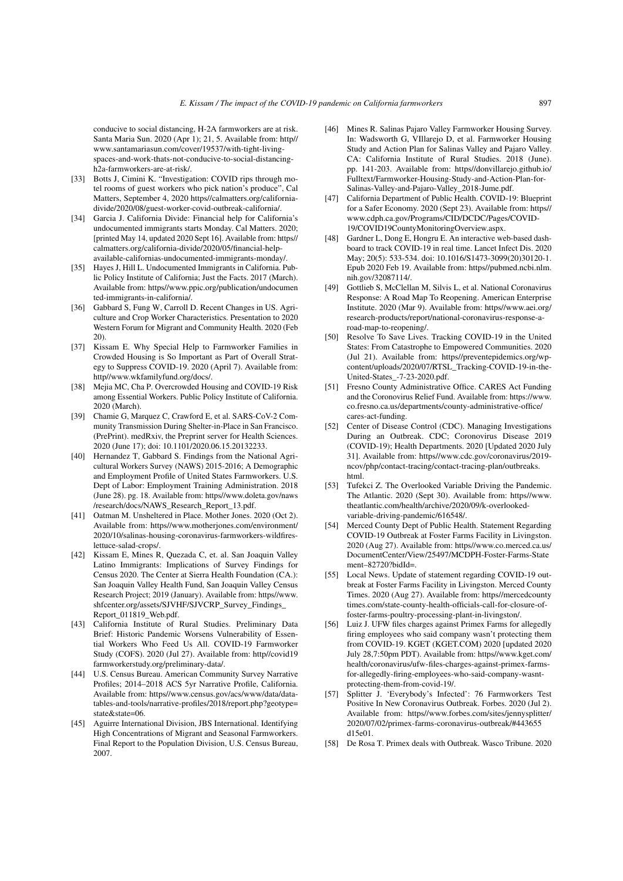conducive to social distancing, H-2A farmworkers are at risk. Santa Maria Sun. 2020 (Apr 1); 21, 5. Available from: http//www.santamariasun.com/cover/19537/with-tight-living-spaces-and-work-thats-not-conducive-to-social-distancing-h2a-farmworkers-are-at-risk/.

[33] Botts J, Cimini K. "Investigation: COVID rips through motel rooms of guest workers who pick nation's produce", Cal Matters, September 4, 2020 https//calmatters.org/california-divide/2020/08/guest-worker-covid-outbreak-california/.

[34] Garcia J. California Divide: Financial help for California's undocumented immigrants starts Monday. Cal Matters. 2020; [printed May 14, updated 2020 Sept 16]. Available from: https//calmatters.org/california-divide/2020/05/financial-help-available-californias-undocumented-immigrants-monday/.

[35] Hayes J, Hill L. Undocumented Immigrants in California. Public Policy Institute of California; Just the Facts. 2017 (March). Available from: https//www.ppic.org/publication/undocumented-immigrants-in-california/.

[36] Gabbard S, Fung W, Carroll D. Recent Changes in US. Agriculture and Crop Worker Characteristics. Presentation to 2020 Western Forum for Migrant and Community Health. 2020 (Feb 20).

[37] Kissam E. Why Special Help to Farmworker Families in Crowded Housing is So Important as Part of Overall Strategy to Suppress COVID-19. 2020 (April 7). Available from: http//www.wkfamilyfund.org/docs/.

[38] Mejia MC, Cha P. Overcrowded Housing and COVID-19 Risk among Essential Workers. Public Policy Institute of California. 2020 (March).

[39] Chamie G, Marquez C, Crawford E, et al. SARS-CoV-2 Community Transmission During Shelter-in-Place in San Francisco. (PrePrint). medRxiv, the Preprint server for Health Sciences. 2020 (June 17); doi: 10.1101/2020.06.15.20132233.

[40] Hernandez T, Gabbard S. Findings from the National Agricultural Workers Survey (NAWS) 2015-2016; A Demographic and Employment Profile of United States Farmworkers. U.S. Dept of Labor: Employment Training Administration. 2018 (June 28). pg. 18. Available from: https//www.doleta.gov/naws/research/docs/NAWS_Research_Report_13.pdf.

[41] Oatman M. Unsheltered in Place. Mother Jones. 2020 (Oct 2). Available from: https//www.motherjones.com/environment/2020/10/salinas-housing-coronavirus-farmworkers-wildfires-lettuce-salad-crops/.

[42] Kissam E, Mines R, Quezada C, et. al. San Joaquin Valley Latino Immigrants: Implications of Survey Findings for Census 2020. The Center at Sierra Health Foundation (CA.): San Joaquin Valley Health Fund, San Joaquin Valley Census Research Project; 2019 (January). Available from: https//www.shfcenter.org/assets/SJVHF/SJVCRP_Survey_Findings_Report_011819_Web.pdf.

[43] California Institute of Rural Studies. Preliminary Data Brief: Historic Pandemic Worsens Vulnerability of Essential Workers Who Feed Us All. COVID-19 Farmworker Study (COFS). 2020 (Jul 27). Available from: http//covid19farmworkerstudy.org/preliminary-data/.

[44] U.S. Census Bureau. American Community Survey Narrative Profiles; 2014–2018 ACS 5yr Narrative Profile, California. Available from: https//www.census.gov/acs/www/data/data-tables-and-tools/narrative-profiles/2018/report.php?geotype=state&state=06.

[45] Aguirre International Division, JBS International. Identifying High Concentrations of Migrant and Seasonal Farmworkers. Final Report to the Population Division, U.S. Census Bureau, 2007.

[46] Mines R. Salinas Pajaro Valley Farmworker Housing Survey. In: Wadsworth G, VIllarejo D, et al. Farmworker Housing Study and Action Plan for Salinas Valley and Pajaro Valley. CA: California Institute of Rural Studies. 2018 (June). pp. 141-203. Available from: https//donvillarejo.github.io/Fulltext/Farmworker-Housing-Study-and-Action-Plan-for-Salinas-Valley-and-Pajaro-Valley_2018-Jume.pdf.

[47] California Department of Public Health. COVID-19: Blueprint for a Safer Economy. 2020 (Sept 23). Available from: https//www.cdph.ca.gov/Programs/CID/DCDC/Pages/COVID-19/COVID19CountyMonitoringOverview.aspx.

[48] Gardner L, Dong E, Hongru E. An interactive web-based dashboard to track COVID-19 in real time. Lancet Infect Dis. 2020 May; 20(5): 533-534. doi: 10.1016/S1473-3099(20)30120-1. Epub 2020 Feb 19. Available from: https//pubmed.ncbi.nlm.nih.gov/32087114/.

[49] Gottlieb S, McClellan M, Silvis L, et al. National Coronavirus Response: A Road Map To Reopening. American Enterprise Institute. 2020 (Mar 9). Available from: https//www.aei.org/research-products/report/national-coronavirus-response-a-road-map-to-reopening/.

[50] Resolve To Save Lives. Tracking COVID-19 in the United States: From Catastrophe to Empowered Communities. 2020 (Jul 21). Available from: https//preventepidemics.org/wp-content/uploads/2020/07/RTSL_Tracking-COVID-19-in-the-United-States_-7-23-2020.pdf.

[51] Fresno County Administrative Office. CARES Act Funding and the Coronovirus Relief Fund. Available from: https://www.co.fresno.ca.us/departments/county-administrative-office/cares-act-funding.

[52] Center of Disease Control (CDC). Managing Investigations During an Outbreak. CDC; Coronovirus Disease 2019 (COVID-19); Health Departments. 2020 [Updated 2020 July 31]. Available from: https//www.cdc.gov/coronavirus/2019-ncov/php/contact-tracing/contact-tracing-plan/outbreaks.html.

[53] Tufekci Z. The Overlooked Variable Driving the Pandemic. The Atlantic. 2020 (Sept 30). Available from: https//www.theatlantic.com/health/archive/2020/09/k-overlooked-variable-driving-pandemic/616548/.

[54] Merced County Dept of Public Health. Statement Regarding COVID-19 Outbreak at Foster Farms Facility in Livingston. 2020 (Aug 27). Available from: https//www.co.merced.ca.us/DocumentCenter/View/25497/MCDPH-Foster-Farms-Statement–82720?bidId=.

[55] Local News. Update of statement regarding COVID-19 outbreak at Foster Farms Facility in Livingston. Merced County Times. 2020 (Aug 27). Available from: https//mercedcountytimes.com/state-county-health-officials-call-for-closure-of-foster-farms-poultry-processing-plant-in-livingston/.

[56] Luiz J. UFW files charges against Primex Farms for allegedly firing employees who said company wasn't protecting them from COVID-19. KGET (KGET.COM) 2020 [updated 2020 July 28,7:50pm PDT). Available from: https//www.kget.com/health/coronavirus/ufw-files-charges-against-primex-farms-for-allegedly-firing-employees-who-said-company-wasnt-protecting-them-from-covid-19/.

[57] Splitter J. 'Everybody's Infected': 76 Farmworkers Test Positive In New Coronavirus Outbreak. Forbes. 2020 (Jul 2). Available from: https//www.forbes.com/sites/jennysplitter/2020/07/02/primex-farms-coronavirus-outbreak/#443655d15e01.

[58] De Rosa T. Primex deals with Outbreak. Wasco Tribune. 2020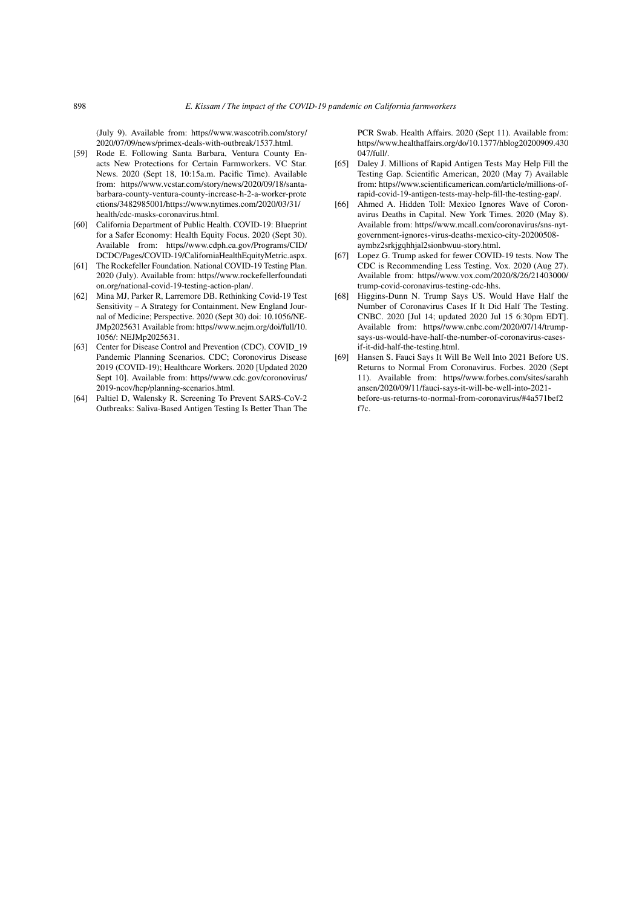(July 9). Available from: https//www.wascotrib.com/story/2020/07/09/news/primex-deals-with-outbreak/1537.html.

[59] Rode E. Following Santa Barbara, Ventura County Enacts New Protections for Certain Farmworkers. VC Star. News. 2020 (Sept 18, 10:15a.m. Pacific Time). Available from: https//www.vcstar.com/story/news/2020/09/18/santa-barbara-county-ventura-county-increase-h-2-a-worker-protections/3482985001/https://www.nytimes.com/2020/03/31/health/cdc-masks-coronavirus.html.

[60] California Department of Public Health. COVID-19: Blueprint for a Safer Economy: Health Equity Focus. 2020 (Sept 30). Available from: https//www.cdph.ca.gov/Programs/CID/DCDC/Pages/COVID-19/CaliforniaHealthEquityMetric.aspx.

[61] The Rockefeller Foundation. National COVID-19 Testing Plan. 2020 (July). Available from: https//www.rockefellerfoundation.org/national-covid-19-testing-action-plan/.

[62] Mina MJ, Parker R, Larremore DB. Rethinking Covid-19 Test Sensitivity – A Strategy for Containment. New England Journal of Medicine; Perspective. 2020 (Sept 30) doi: 10.1056/NEJMp2025631 Available from: https//www.nejm.org/doi/full/10.1056/: NEJMp2025631.

[63] Center for Disease Control and Prevention (CDC). COVID_19 Pandemic Planning Scenarios. CDC; Coronovirus Disease 2019 (COVID-19); Healthcare Workers. 2020 [Updated 2020 Sept 10]. Available from: https//www.cdc.gov/coronovirus/2019-ncov/hcp/planning-scenarios.html.

[64] Paltiel D, Walensky R. Screening To Prevent SARS-CoV-2 Outbreaks: Saliva-Based Antigen Testing Is Better Than The PCR Swab. Health Affairs. 2020 (Sept 11). Available from: https//www.healthaffairs.org/do/10.1377/hblog20200909.430047/full/.

[65] Daley J. Millions of Rapid Antigen Tests May Help Fill the Testing Gap. Scientific American, 2020 (May 7) Available from: https//www.scientificamerican.com/article/millions-of-rapid-covid-19-antigen-tests-may-help-fill-the-testing-gap/.

[66] Ahmed A. Hidden Toll: Mexico Ignores Wave of Coronavirus Deaths in Capital. New York Times. 2020 (May 8). Available from: https//www.mcall.com/coronavirus/sns-nyt-government-ignores-virus-deaths-mexico-city-20200508-aymbz2srkjgqhhjal2sionbwuu-story.html.

[67] Lopez G. Trump asked for fewer COVID-19 tests. Now The CDC is Recommending Less Testing. Vox. 2020 (Aug 27). Available from: https//www.vox.com/2020/8/26/21403000/trump-covid-coronavirus-testing-cdc-hhs.

[68] Higgins-Dunn N. Trump Says US. Would Have Half the Number of Coronavirus Cases If It Did Half The Testing. CNBC. 2020 [Jul 14; updated 2020 Jul 15 6:30pm EDT]. Available from: https//www.cnbc.com/2020/07/14/trump-says-us-would-have-half-the-number-of-coronavirus-cases-if-it-did-half-the-testing.html.

[69] Hansen S. Fauci Says It Will Be Well Into 2021 Before US. Returns to Normal From Coronavirus. Forbes. 2020 (Sept 11). Available from: https//www.forbes.com/sites/sarahhansen/2020/09/11/fauci-says-it-will-be-well-into-2021-before-us-returns-to-normal-from-coronavirus/#4a571bef2f7c.